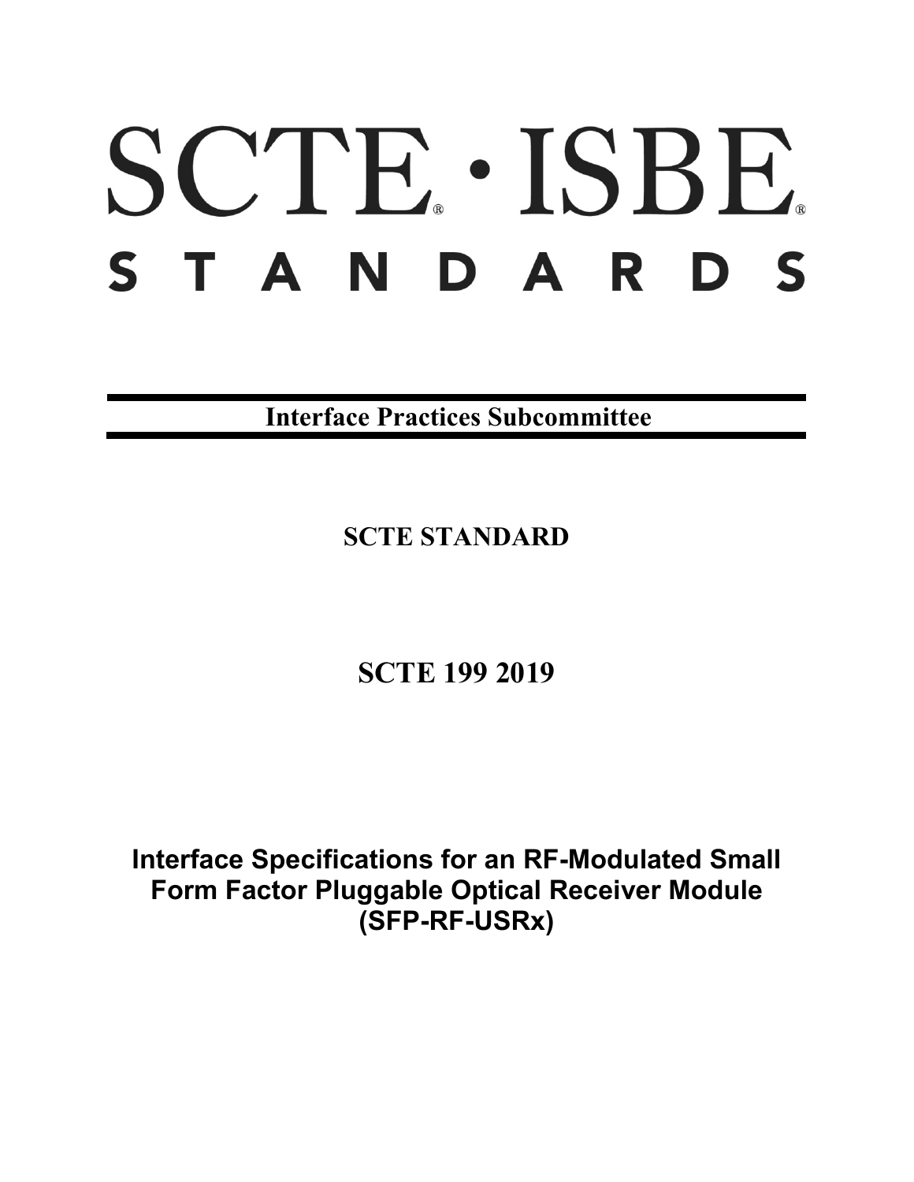# SCTE · ISBE STANDARDS

**Interface Practices Subcommittee**

**SCTE STANDARD**

**SCTE 199 2019**

**Interface Specifications for an RF-Modulated Small Form Factor Pluggable Optical Receiver Module (SFP-RF-USRx)**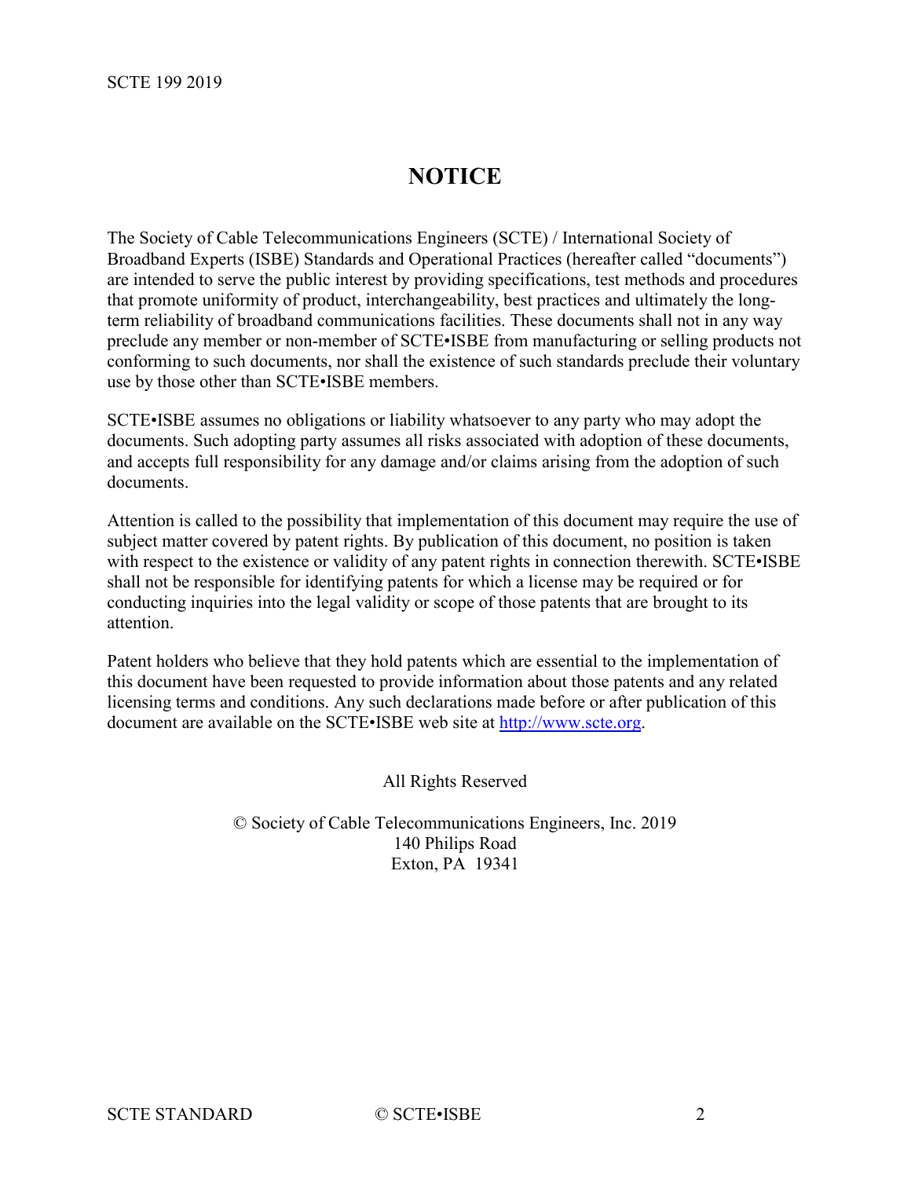# NOTICE

The Society of Cable Telecommunications Engineers (SCTE) / International Society of Broadband Experts (ISBE) Standards and Operational Practices (hereafter called "documents") are intended to serve the public interest by providing specifications, test methods and procedures that promote uniformity of product, interchangeability, best practices and ultimately the long-term reliability of broadband communications facilities. These documents shall not in any way preclude any member or non-member of SCTE•ISBE from manufacturing or selling products not conforming to such documents, nor shall the existence of such standards preclude their voluntary use by those other than SCTE•ISBE members.

SCTE•ISBE assumes no obligations or liability whatsoever to any party who may adopt the documents. Such adopting party assumes all risks associated with adoption of these documents, and accepts full responsibility for any damage and/or claims arising from the adoption of such documents.

Attention is called to the possibility that implementation of this document may require the use of subject matter covered by patent rights. By publication of this document, no position is taken with respect to the existence or validity of any patent rights in connection therewith. SCTE•ISBE shall not be responsible for identifying patents for which a license may be required or for conducting inquiries into the legal validity or scope of those patents that are brought to its attention.

Patent holders who believe that they hold patents which are essential to the implementation of this document have been requested to provide information about those patents and any related licensing terms and conditions. Any such declarations made before or after publication of this document are available on the SCTE•ISBE web site at http://www.scte.org.

All Rights Reserved

© Society of Cable Telecommunications Engineers, Inc. 2019
140 Philips Road
Exton, PA 19341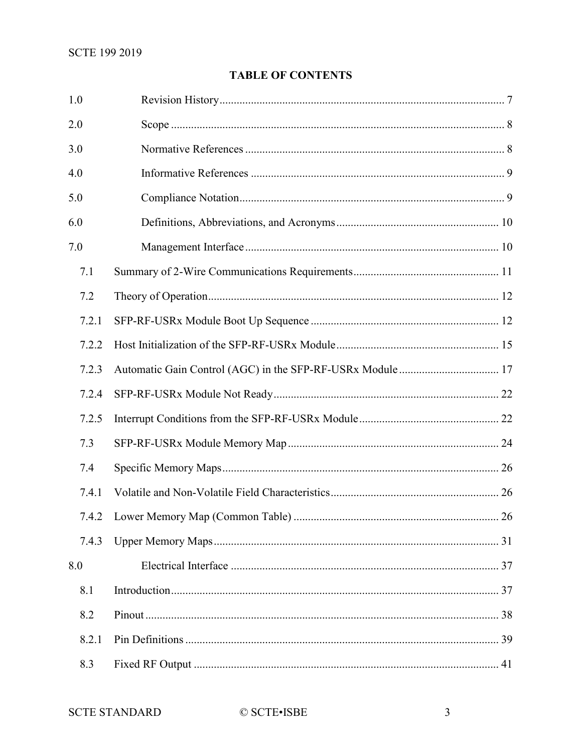**TABLE OF CONTENTS**

1.0 Revision History ... 7

2.0 Scope ... 8

3.0 Normative References ... 8

4.0 Informative References ... 9

5.0 Compliance Notation ... 9

6.0 Definitions, Abbreviations, and Acronyms ... 10

7.0 Management Interface ... 10

- 7.1 Summary of 2-Wire Communications Requirements ... 11
- 7.2 Theory of Operation ... 12
- 7.2.1 SFP-RF-USRx Module Boot Up Sequence ... 12
- 7.2.2 Host Initialization of the SFP-RF-USRx Module ... 15
- 7.2.3 Automatic Gain Control (AGC) in the SFP-RF-USRx Module ... 17
- 7.2.4 SFP-RF-USRx Module Not Ready ... 22
- 7.2.5 Interrupt Conditions from the SFP-RF-USRx Module ... 22
- 7.3 SFP-RF-USRx Module Memory Map ... 24
- 7.4 Specific Memory Maps ... 26
- 7.4.1 Volatile and Non-Volatile Field Characteristics ... 26
- 7.4.2 Lower Memory Map (Common Table) ... 26
- 7.4.3 Upper Memory Maps ... 31

8.0 Electrical Interface ... 37

- 8.1 Introduction ... 37
- 8.2 Pinout ... 38
- 8.2.1 Pin Definitions ... 39
- 8.3 Fixed RF Output ... 41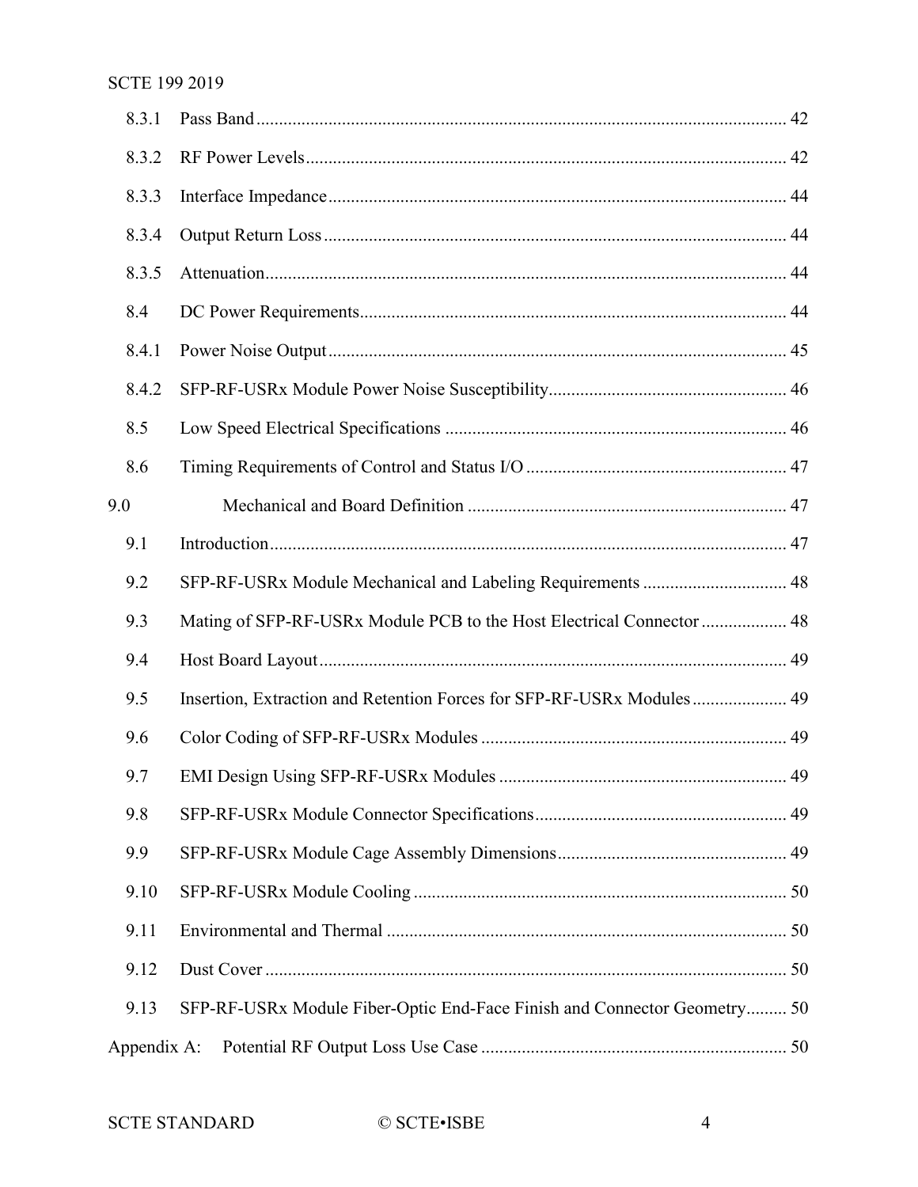| | | |
|---|---|---|
| 8.3.1 | Pass Band | 42 |
| 8.3.2 | RF Power Levels | 42 |
| 8.3.3 | Interface Impedance | 44 |
| 8.3.4 | Output Return Loss | 44 |
| 8.3.5 | Attenuation | 44 |
| 8.4 | DC Power Requirements | 44 |
| 8.4.1 | Power Noise Output | 45 |
| 8.4.2 | SFP-RF-USRx Module Power Noise Susceptibility | 46 |
| 8.5 | Low Speed Electrical Specifications | 46 |
| 8.6 | Timing Requirements of Control and Status I/O | 47 |
| 9.0 | Mechanical and Board Definition | 47 |
| 9.1 | Introduction | 47 |
| 9.2 | SFP-RF-USRx Module Mechanical and Labeling Requirements | 48 |
| 9.3 | Mating of SFP-RF-USRx Module PCB to the Host Electrical Connector | 48 |
| 9.4 | Host Board Layout | 49 |
| 9.5 | Insertion, Extraction and Retention Forces for SFP-RF-USRx Modules | 49 |
| 9.6 | Color Coding of SFP-RF-USRx Modules | 49 |
| 9.7 | EMI Design Using SFP-RF-USRx Modules | 49 |
| 9.8 | SFP-RF-USRx Module Connector Specifications | 49 |
| 9.9 | SFP-RF-USRx Module Cage Assembly Dimensions | 49 |
| 9.10 | SFP-RF-USRx Module Cooling | 50 |
| 9.11 | Environmental and Thermal | 50 |
| 9.12 | Dust Cover | 50 |
| 9.13 | SFP-RF-USRx Module Fiber-Optic End-Face Finish and Connector Geometry | 50 |
| Appendix A: | Potential RF Output Loss Use Case | 50 |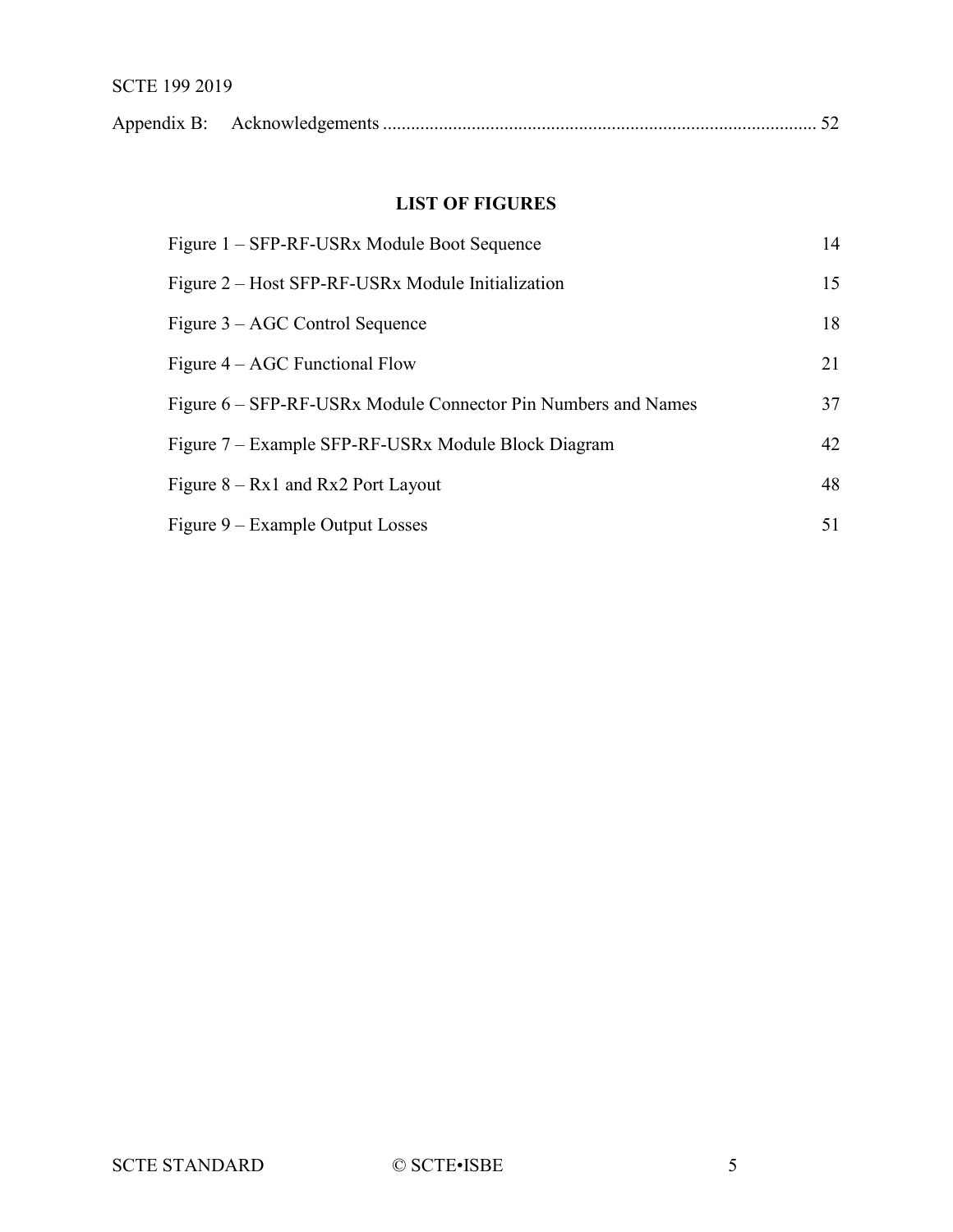Appendix B: Acknowledgements ........................................................................................... 52

**LIST OF FIGURES**

| | |
|---|---|
| Figure 1 – SFP-RF-USRx Module Boot Sequence | 14 |
| Figure 2 – Host SFP-RF-USRx Module Initialization | 15 |
| Figure 3 – AGC Control Sequence | 18 |
| Figure 4 – AGC Functional Flow | 21 |
| Figure 6 – SFP-RF-USRx Module Connector Pin Numbers and Names | 37 |
| Figure 7 – Example SFP-RF-USRx Module Block Diagram | 42 |
| Figure 8 – Rx1 and Rx2 Port Layout | 48 |
| Figure 9 – Example Output Losses | 51 |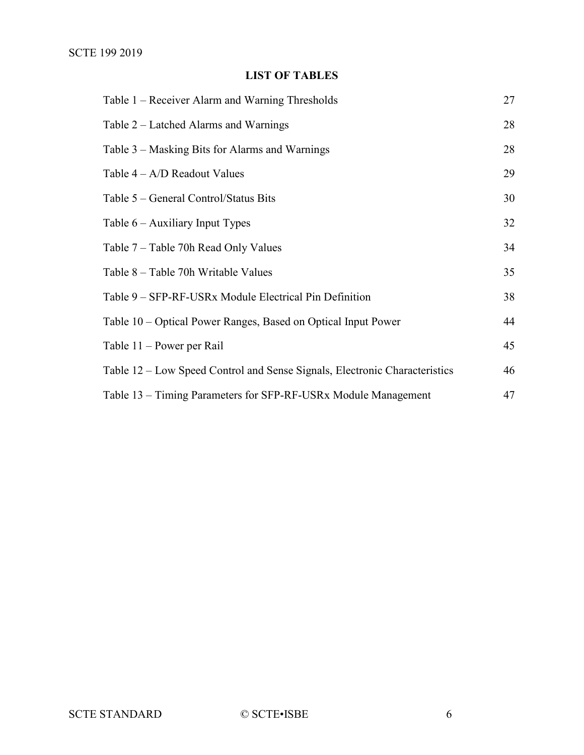# LIST OF TABLES

| | |
|---|---|
| Table 1 – Receiver Alarm and Warning Thresholds | 27 |
| Table 2 – Latched Alarms and Warnings | 28 |
| Table 3 – Masking Bits for Alarms and Warnings | 28 |
| Table 4 – A/D Readout Values | 29 |
| Table 5 – General Control/Status Bits | 30 |
| Table 6 – Auxiliary Input Types | 32 |
| Table 7 – Table 70h Read Only Values | 34 |
| Table 8 – Table 70h Writable Values | 35 |
| Table 9 – SFP-RF-USRx Module Electrical Pin Definition | 38 |
| Table 10 – Optical Power Ranges, Based on Optical Input Power | 44 |
| Table 11 – Power per Rail | 45 |
| Table 12 – Low Speed Control and Sense Signals, Electronic Characteristics | 46 |
| Table 13 – Timing Parameters for SFP-RF-USRx Module Management | 47 |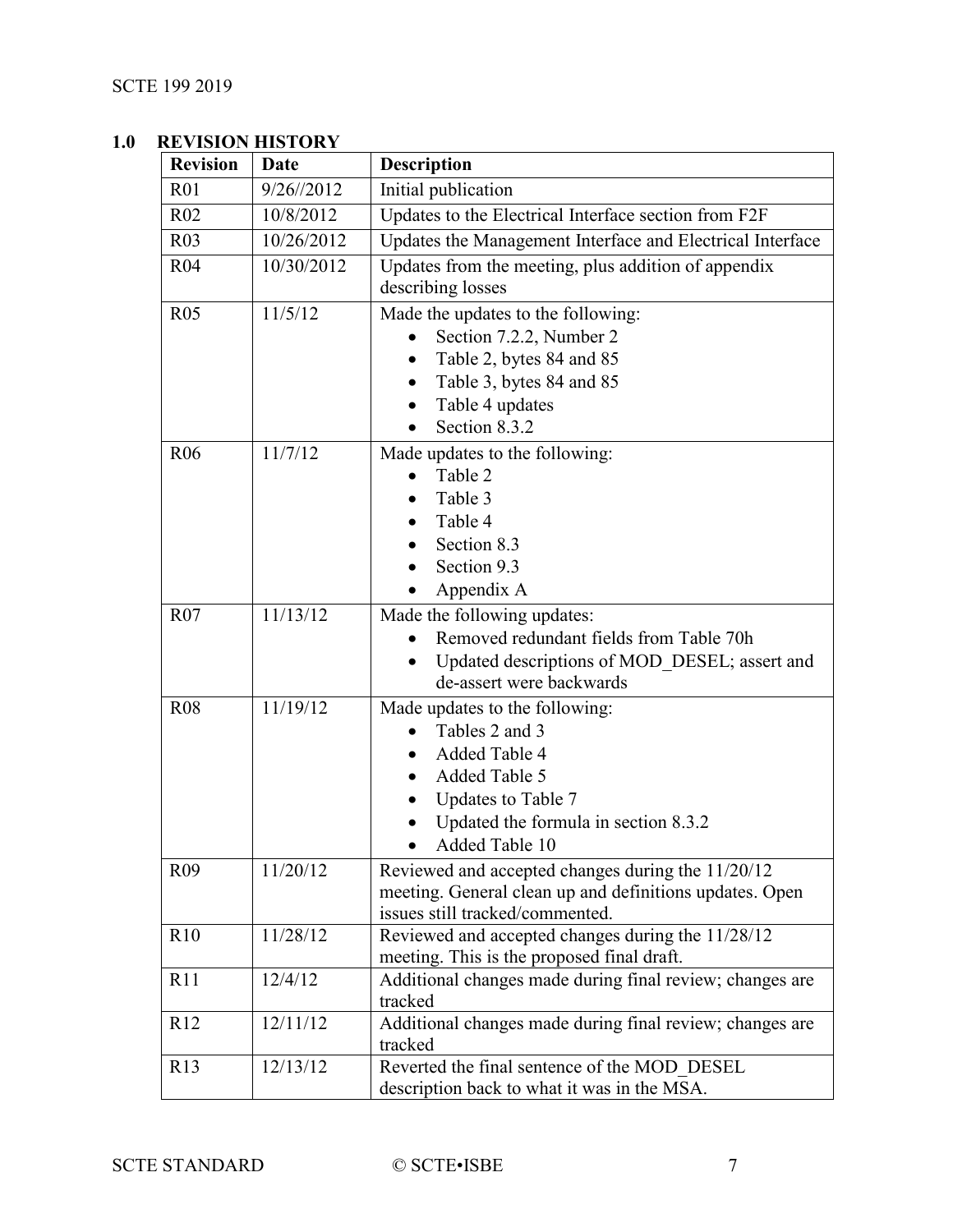## 1.0 REVISION HISTORY

| Revision | Date | Description |
|---|---|---|
| R01 | 9/26//2012 | Initial publication |
| R02 | 10/8/2012 | Updates to the Electrical Interface section from F2F |
| R03 | 10/26/2012 | Updates the Management Interface and Electrical Interface |
| R04 | 10/30/2012 | Updates from the meeting, plus addition of appendix describing losses |
| R05 | 11/5/12 | Made the updates to the following:<br>• Section 7.2.2, Number 2<br>• Table 2, bytes 84 and 85<br>• Table 3, bytes 84 and 85<br>• Table 4 updates<br>• Section 8.3.2 |
| R06 | 11/7/12 | Made updates to the following:<br>• Table 2<br>• Table 3<br>• Table 4<br>• Section 8.3<br>• Section 9.3<br>• Appendix A |
| R07 | 11/13/12 | Made the following updates:<br>• Removed redundant fields from Table 70h<br>• Updated descriptions of MOD_DESEL; assert and de-assert were backwards |
| R08 | 11/19/12 | Made updates to the following:<br>• Tables 2 and 3<br>• Added Table 4<br>• Added Table 5<br>• Updates to Table 7<br>• Updated the formula in section 8.3.2<br>• Added Table 10 |
| R09 | 11/20/12 | Reviewed and accepted changes during the 11/20/12 meeting. General clean up and definitions updates. Open issues still tracked/commented. |
| R10 | 11/28/12 | Reviewed and accepted changes during the 11/28/12 meeting. This is the proposed final draft. |
| R11 | 12/4/12 | Additional changes made during final review; changes are tracked |
| R12 | 12/11/12 | Additional changes made during final review; changes are tracked |
| R13 | 12/13/12 | Reverted the final sentence of the MOD_DESEL description back to what it was in the MSA. |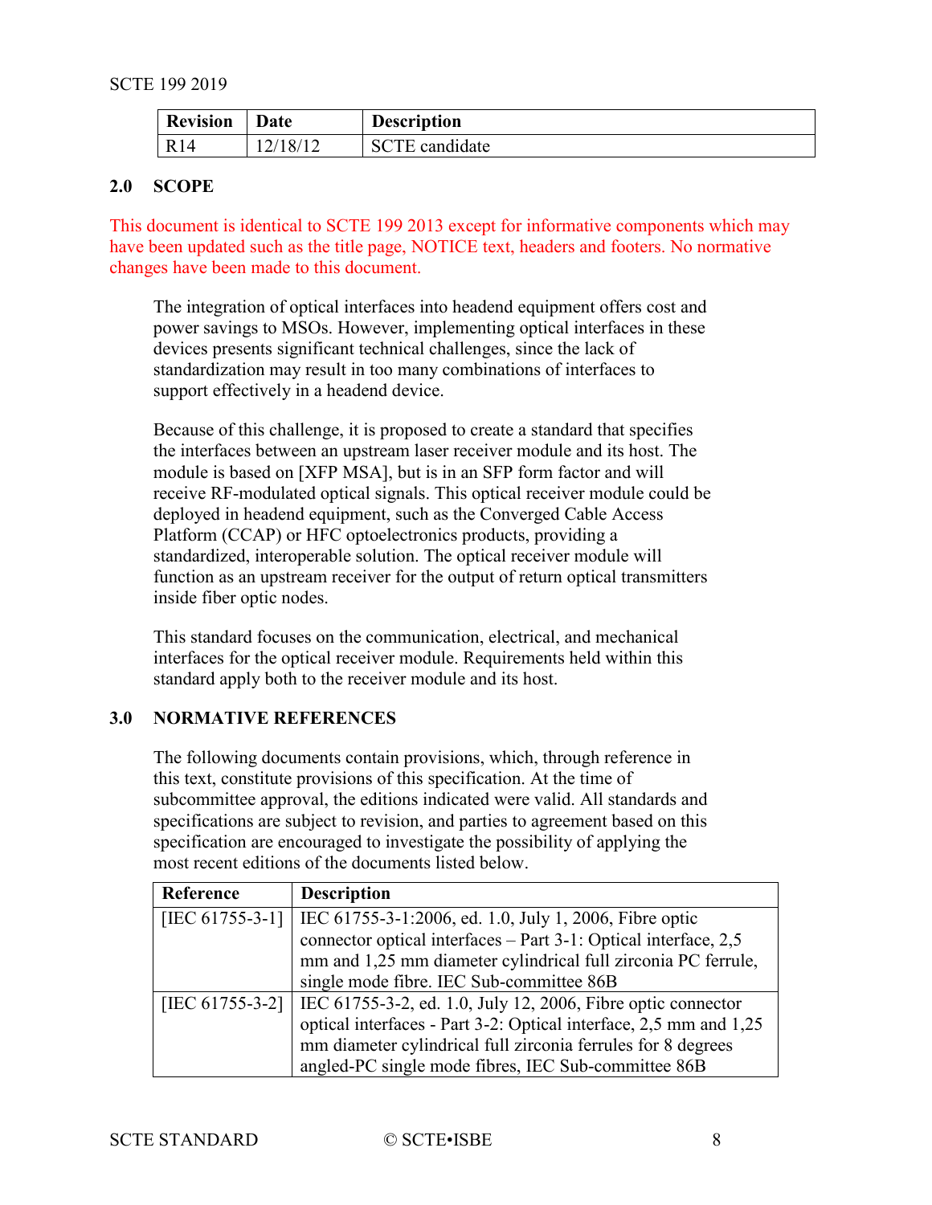| Revision | Date | Description |
| --- | --- | --- |
| R14 | 12/18/12 | SCTE candidate |

## 2.0 SCOPE

This document is identical to SCTE 199 2013 except for informative components which may have been updated such as the title page, NOTICE text, headers and footers. No normative changes have been made to this document.

The integration of optical interfaces into headend equipment offers cost and power savings to MSOs. However, implementing optical interfaces in these devices presents significant technical challenges, since the lack of standardization may result in too many combinations of interfaces to support effectively in a headend device.

Because of this challenge, it is proposed to create a standard that specifies the interfaces between an upstream laser receiver module and its host. The module is based on [XFP MSA], but is in an SFP form factor and will receive RF-modulated optical signals. This optical receiver module could be deployed in headend equipment, such as the Converged Cable Access Platform (CCAP) or HFC optoelectronics products, providing a standardized, interoperable solution. The optical receiver module will function as an upstream receiver for the output of return optical transmitters inside fiber optic nodes.

This standard focuses on the communication, electrical, and mechanical interfaces for the optical receiver module. Requirements held within this standard apply both to the receiver module and its host.

## 3.0 NORMATIVE REFERENCES

The following documents contain provisions, which, through reference in this text, constitute provisions of this specification. At the time of subcommittee approval, the editions indicated were valid. All standards and specifications are subject to revision, and parties to agreement based on this specification are encouraged to investigate the possibility of applying the most recent editions of the documents listed below.

| Reference | Description |
| --- | --- |
| [IEC 61755-3-1] | IEC 61755-3-1:2006, ed. 1.0, July 1, 2006, Fibre optic connector optical interfaces – Part 3-1: Optical interface, 2,5 mm and 1,25 mm diameter cylindrical full zirconia PC ferrule, single mode fibre. IEC Sub-committee 86B |
| [IEC 61755-3-2] | IEC 61755-3-2, ed. 1.0, July 12, 2006, Fibre optic connector optical interfaces - Part 3-2: Optical interface, 2,5 mm and 1,25 mm diameter cylindrical full zirconia ferrules for 8 degrees angled-PC single mode fibres, IEC Sub-committee 86B |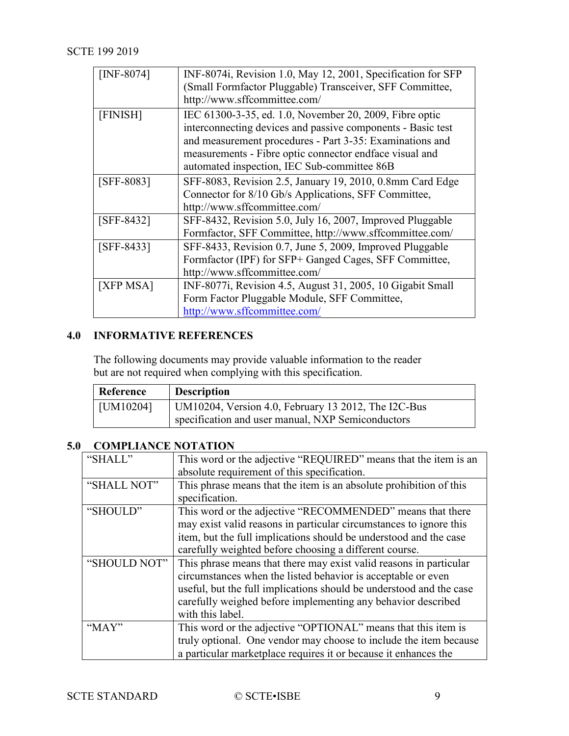| | |
|---|---|
| [INF-8074] | INF-8074i, Revision 1.0, May 12, 2001, Specification for SFP (Small Formfactor Pluggable) Transceiver, SFF Committee, http://www.sffcommittee.com/ |
| [FINISH] | IEC 61300-3-35, ed. 1.0, November 20, 2009, Fibre optic interconnecting devices and passive components - Basic test and measurement procedures - Part 3-35: Examinations and measurements - Fibre optic connector endface visual and automated inspection, IEC Sub-committee 86B |
| [SFF-8083] | SFF-8083, Revision 2.5, January 19, 2010, 0.8mm Card Edge Connector for 8/10 Gb/s Applications, SFF Committee, http://www.sffcommittee.com/ |
| [SFF-8432] | SFF-8432, Revision 5.0, July 16, 2007, Improved Pluggable Formfactor, SFF Committee, http://www.sffcommittee.com/ |
| [SFF-8433] | SFF-8433, Revision 0.7, June 5, 2009, Improved Pluggable Formfactor (IPF) for SFP+ Ganged Cages, SFF Committee, http://www.sffcommittee.com/ |
| [XFP MSA] | INF-8077i, Revision 4.5, August 31, 2005, 10 Gigabit Small Form Factor Pluggable Module, SFF Committee, http://www.sffcommittee.com/ |

## 4.0 INFORMATIVE REFERENCES

The following documents may provide valuable information to the reader but are not required when complying with this specification.

| Reference | Description |
|---|---|
| [UM10204] | UM10204, Version 4.0, February 13 2012, The I2C-Bus specification and user manual, NXP Semiconductors |

## 5.0 COMPLIANCE NOTATION

| | |
|---|---|
| "SHALL" | This word or the adjective "REQUIRED" means that the item is an absolute requirement of this specification. |
| "SHALL NOT" | This phrase means that the item is an absolute prohibition of this specification. |
| "SHOULD" | This word or the adjective "RECOMMENDED" means that there may exist valid reasons in particular circumstances to ignore this item, but the full implications should be understood and the case carefully weighted before choosing a different course. |
| "SHOULD NOT" | This phrase means that there may exist valid reasons in particular circumstances when the listed behavior is acceptable or even useful, but the full implications should be understood and the case carefully weighed before implementing any behavior described with this label. |
| "MAY" | This word or the adjective "OPTIONAL" means that this item is truly optional. One vendor may choose to include the item because a particular marketplace requires it or because it enhances the |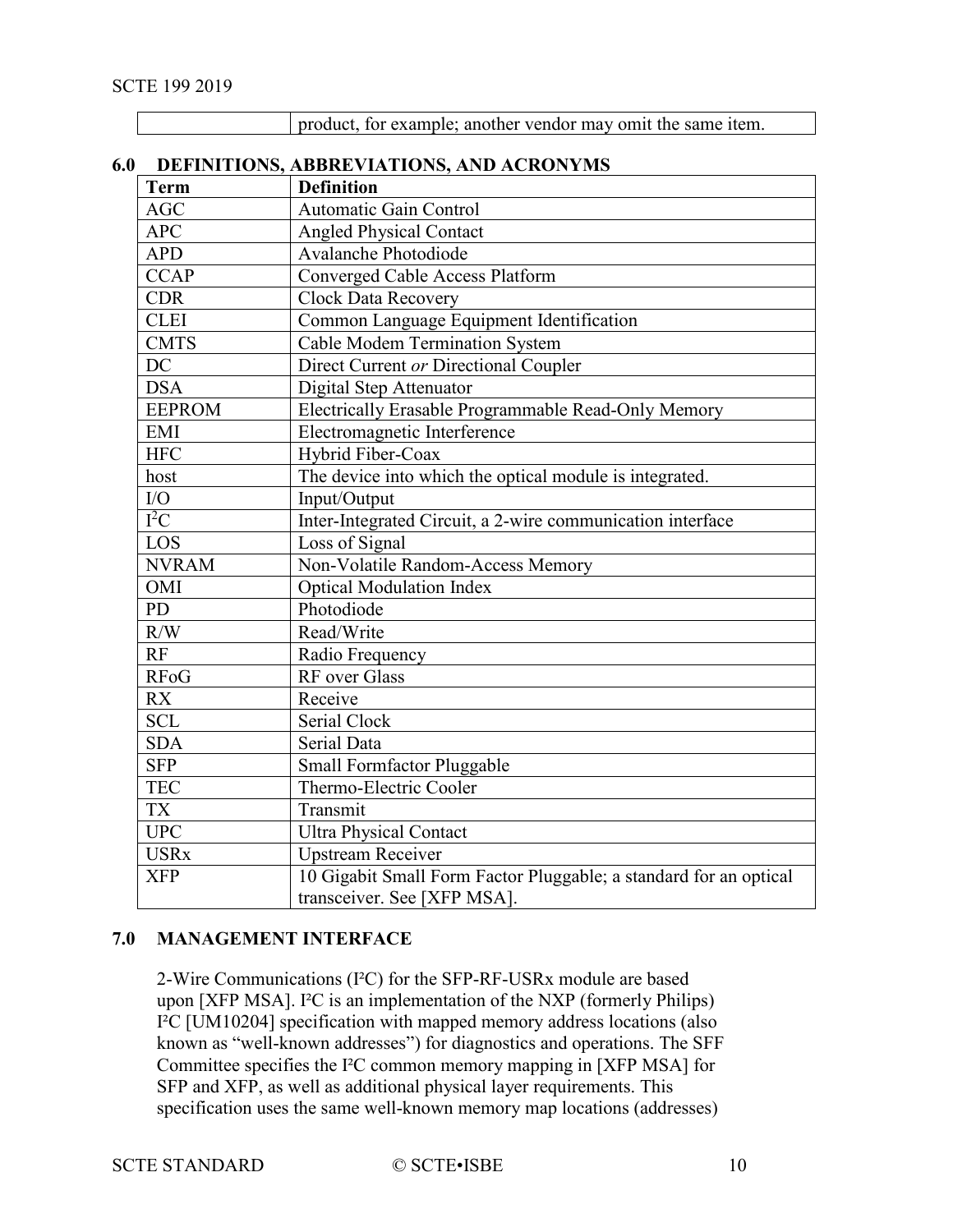| | product, for example; another vendor may omit the same item. |
|---|---|

## 6.0 DEFINITIONS, ABBREVIATIONS, AND ACRONYMS

| Term | Definition |
|---|---|
| AGC | Automatic Gain Control |
| APC | Angled Physical Contact |
| APD | Avalanche Photodiode |
| CCAP | Converged Cable Access Platform |
| CDR | Clock Data Recovery |
| CLEI | Common Language Equipment Identification |
| CMTS | Cable Modem Termination System |
| DC | Direct Current *or* Directional Coupler |
| DSA | Digital Step Attenuator |
| EEPROM | Electrically Erasable Programmable Read-Only Memory |
| EMI | Electromagnetic Interference |
| HFC | Hybrid Fiber-Coax |
| host | The device into which the optical module is integrated. |
| I/O | Input/Output |
| I²C | Inter-Integrated Circuit, a 2-wire communication interface |
| LOS | Loss of Signal |
| NVRAM | Non-Volatile Random-Access Memory |
| OMI | Optical Modulation Index |
| PD | Photodiode |
| R/W | Read/Write |
| RF | Radio Frequency |
| RFoG | RF over Glass |
| RX | Receive |
| SCL | Serial Clock |
| SDA | Serial Data |
| SFP | Small Formfactor Pluggable |
| TEC | Thermo-Electric Cooler |
| TX | Transmit |
| UPC | Ultra Physical Contact |
| USRx | Upstream Receiver |
| XFP | 10 Gigabit Small Form Factor Pluggable; a standard for an optical transceiver. See [XFP MSA]. |

## 7.0 MANAGEMENT INTERFACE

2-Wire Communications (I²C) for the SFP-RF-USRx module are based upon [XFP MSA]. I²C is an implementation of the NXP (formerly Philips) I²C [UM10204] specification with mapped memory address locations (also known as "well-known addresses") for diagnostics and operations. The SFF Committee specifies the I²C common memory mapping in [XFP MSA] for SFP and XFP, as well as additional physical layer requirements. This specification uses the same well-known memory map locations (addresses)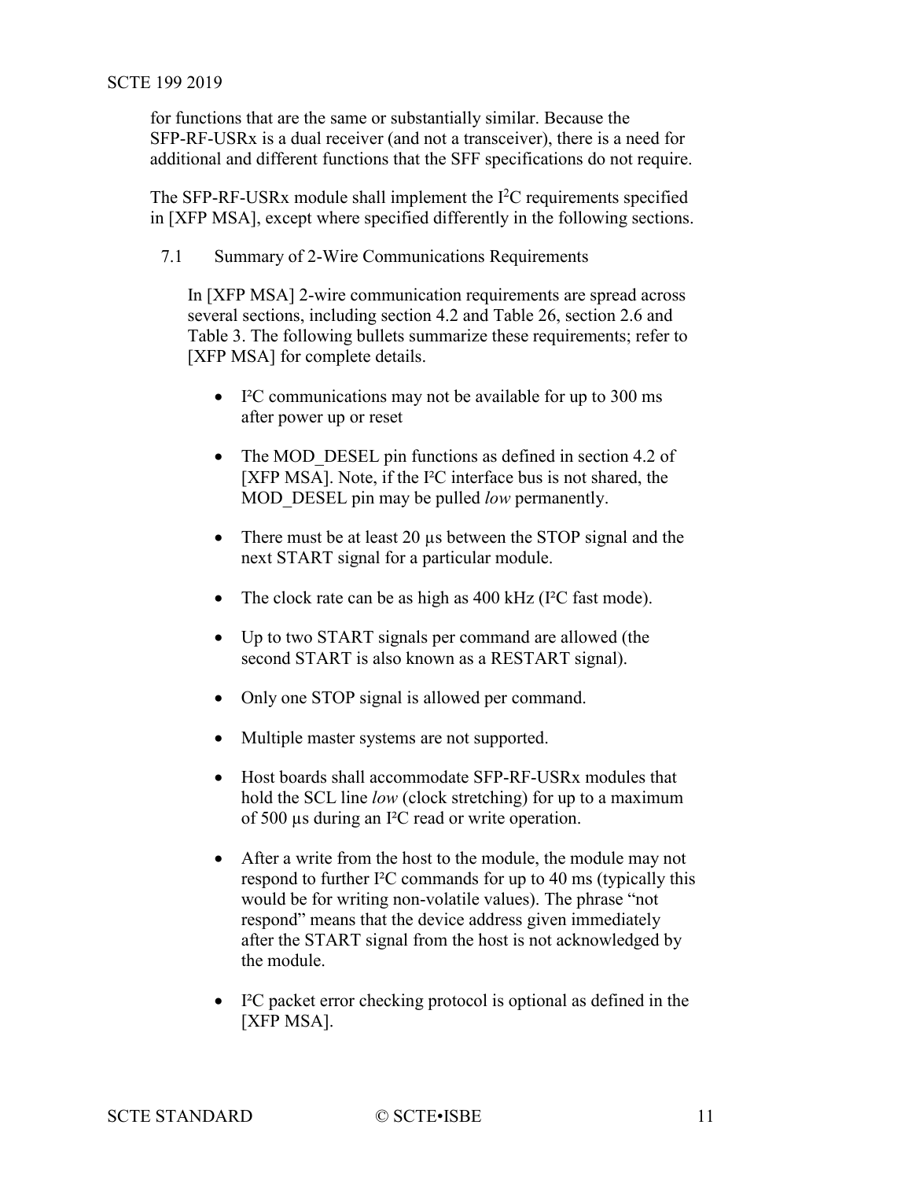for functions that are the same or substantially similar. Because the SFP-RF-USRx is a dual receiver (and not a transceiver), there is a need for additional and different functions that the SFF specifications do not require.

The SFP-RF-USRx module shall implement the I²C requirements specified in [XFP MSA], except where specified differently in the following sections.

## 7.1 Summary of 2-Wire Communications Requirements

In [XFP MSA] 2-wire communication requirements are spread across several sections, including section 4.2 and Table 26, section 2.6 and Table 3. The following bullets summarize these requirements; refer to [XFP MSA] for complete details.

- I²C communications may not be available for up to 300 ms after power up or reset
- The MOD_DESEL pin functions as defined in section 4.2 of [XFP MSA]. Note, if the I²C interface bus is not shared, the MOD_DESEL pin may be pulled *low* permanently.
- There must be at least 20 µs between the STOP signal and the next START signal for a particular module.
- The clock rate can be as high as 400 kHz (I²C fast mode).
- Up to two START signals per command are allowed (the second START is also known as a RESTART signal).
- Only one STOP signal is allowed per command.
- Multiple master systems are not supported.
- Host boards shall accommodate SFP-RF-USRx modules that hold the SCL line *low* (clock stretching) for up to a maximum of 500 µs during an I²C read or write operation.
- After a write from the host to the module, the module may not respond to further I²C commands for up to 40 ms (typically this would be for writing non-volatile values). The phrase "not respond" means that the device address given immediately after the START signal from the host is not acknowledged by the module.
- I²C packet error checking protocol is optional as defined in the [XFP MSA].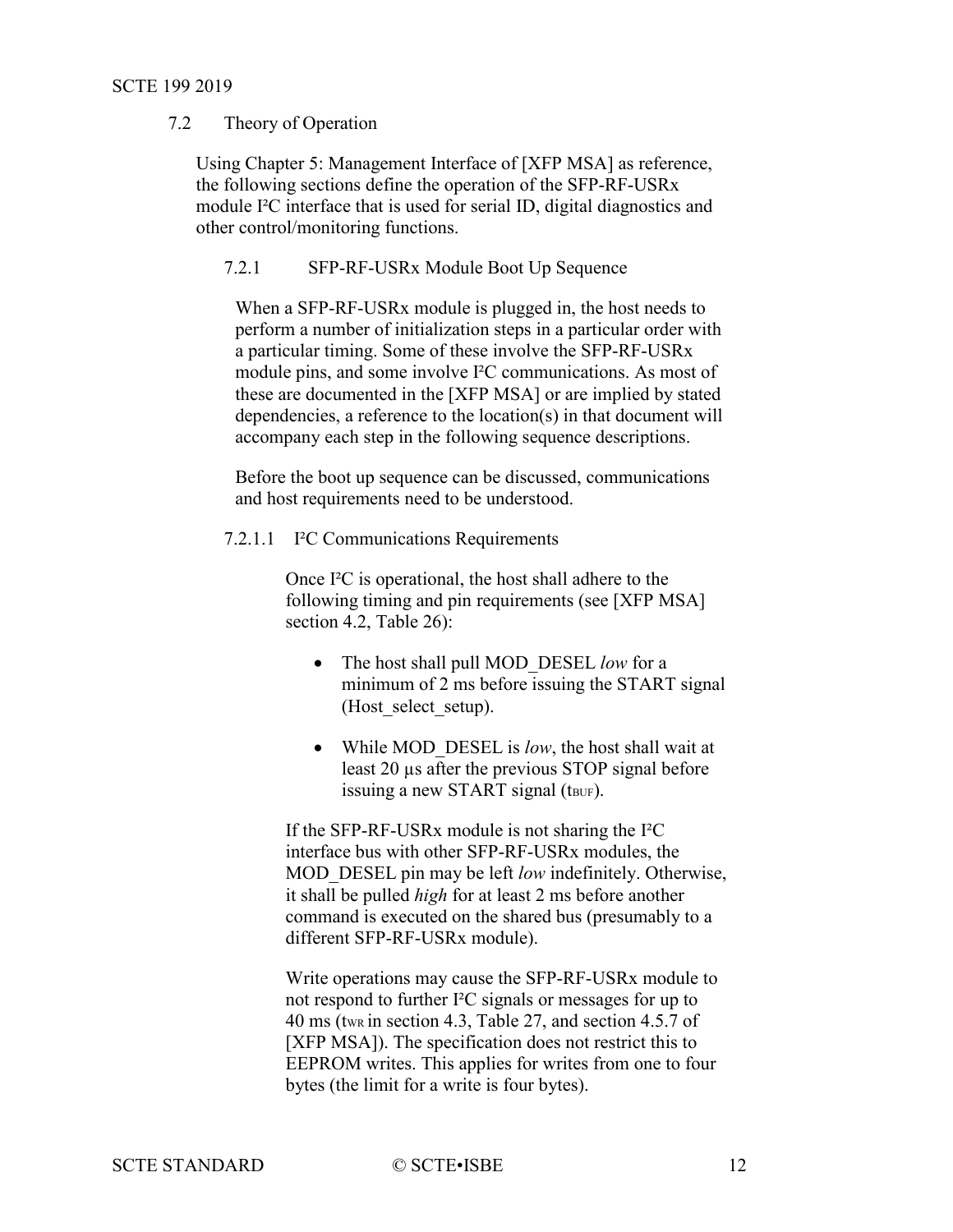## 7.2 Theory of Operation

Using Chapter 5: Management Interface of [XFP MSA] as reference, the following sections define the operation of the SFP-RF-USRx module I²C interface that is used for serial ID, digital diagnostics and other control/monitoring functions.

### 7.2.1 SFP-RF-USRx Module Boot Up Sequence

When a SFP-RF-USRx module is plugged in, the host needs to perform a number of initialization steps in a particular order with a particular timing. Some of these involve the SFP-RF-USRx module pins, and some involve I²C communications. As most of these are documented in the [XFP MSA] or are implied by stated dependencies, a reference to the location(s) in that document will accompany each step in the following sequence descriptions.

Before the boot up sequence can be discussed, communications and host requirements need to be understood.

#### 7.2.1.1 I²C Communications Requirements

Once I²C is operational, the host shall adhere to the following timing and pin requirements (see [XFP MSA] section 4.2, Table 26):

- The host shall pull MOD_DESEL *low* for a minimum of 2 ms before issuing the START signal (Host_select_setup).
- While MOD_DESEL is *low*, the host shall wait at least 20 µs after the previous STOP signal before issuing a new START signal ($t_{BUF}$).

If the SFP-RF-USRx module is not sharing the I²C interface bus with other SFP-RF-USRx modules, the MOD_DESEL pin may be left *low* indefinitely. Otherwise, it shall be pulled *high* for at least 2 ms before another command is executed on the shared bus (presumably to a different SFP-RF-USRx module).

Write operations may cause the SFP-RF-USRx module to not respond to further I²C signals or messages for up to 40 ms ($t_{WR}$ in section 4.3, Table 27, and section 4.5.7 of [XFP MSA]). The specification does not restrict this to EEPROM writes. This applies for writes from one to four bytes (the limit for a write is four bytes).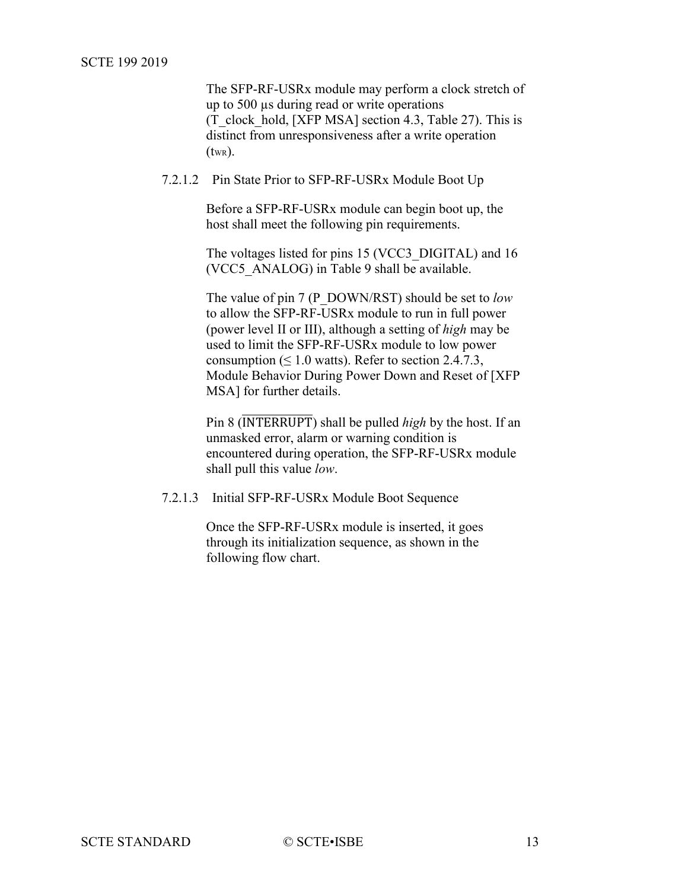The SFP-RF-USRx module may perform a clock stretch of up to 500 µs during read or write operations (T_clock_hold, [XFP MSA] section 4.3, Table 27). This is distinct from unresponsiveness after a write operation ($t_{WR}$).

#### 7.2.1.2 Pin State Prior to SFP-RF-USRx Module Boot Up

Before a SFP-RF-USRx module can begin boot up, the host shall meet the following pin requirements.

The voltages listed for pins 15 (VCC3_DIGITAL) and 16 (VCC5_ANALOG) in Table 9 shall be available.

The value of pin 7 (P_DOWN/RST) should be set to *low* to allow the SFP-RF-USRx module to run in full power (power level II or III), although a setting of *high* may be used to limit the SFP-RF-USRx module to low power consumption (≤ 1.0 watts). Refer to section 2.4.7.3, Module Behavior During Power Down and Reset of [XFP MSA] for further details.

Pin 8 ($\overline{\text{INTERRUPT}}$) shall be pulled *high* by the host. If an unmasked error, alarm or warning condition is encountered during operation, the SFP-RF-USRx module shall pull this value *low*.

#### 7.2.1.3 Initial SFP-RF-USRx Module Boot Sequence

Once the SFP-RF-USRx module is inserted, it goes through its initialization sequence, as shown in the following flow chart.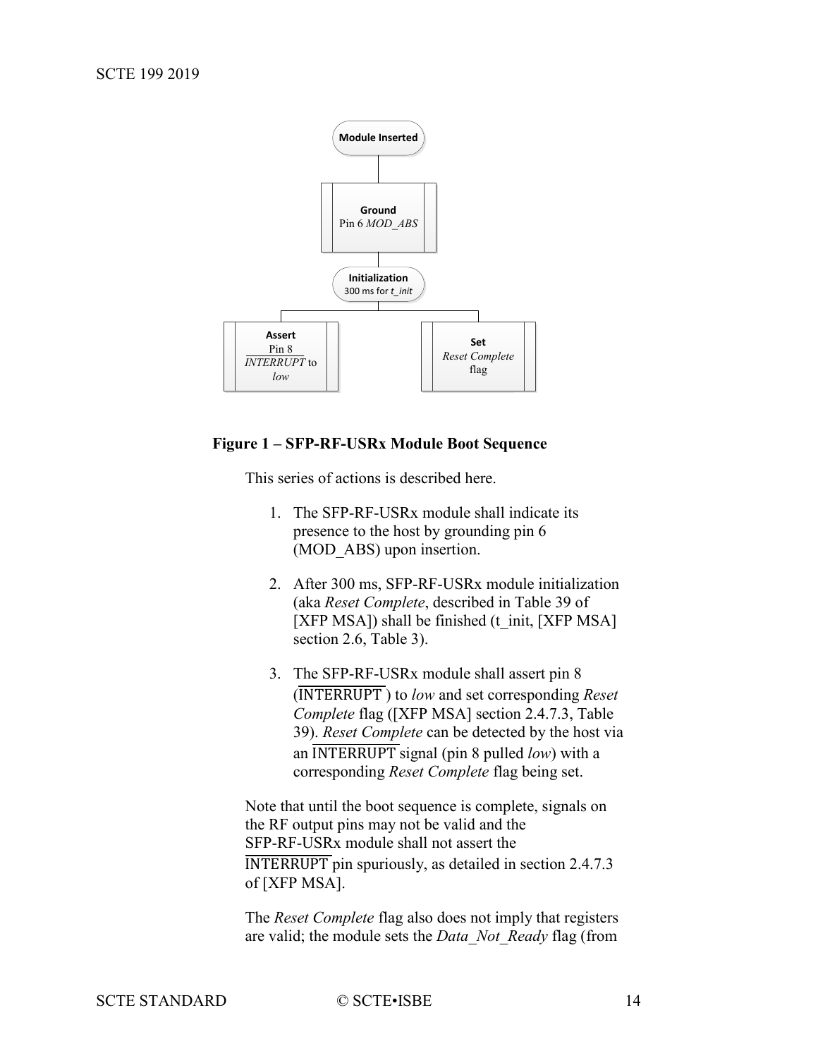**Module Inserted**

**Ground**
Pin 6 *MOD_ABS*

**Initialization**
300 ms for *t_init*

**Assert**
Pin 8
$\overline{\textit{INTERRUPT}}$ to *low*

**Set**
*Reset Complete* flag

**Figure 1 – SFP-RF-USRx Module Boot Sequence**

This series of actions is described here.

1. The SFP-RF-USRx module shall indicate its presence to the host by grounding pin 6 (MOD_ABS) upon insertion.

2. After 300 ms, SFP-RF-USRx module initialization (aka *Reset Complete*, described in Table 39 of [XFP MSA]) shall be finished (t_init, [XFP MSA] section 2.6, Table 3).

3. The SFP-RF-USRx module shall assert pin 8 ($\overline{\text{INTERRUPT}}$) to *low* and set corresponding *Reset Complete* flag ([XFP MSA] section 2.4.7.3, Table 39). *Reset Complete* can be detected by the host via an $\overline{\text{INTERRUPT}}$ signal (pin 8 pulled *low*) with a corresponding *Reset Complete* flag being set.

Note that until the boot sequence is complete, signals on the RF output pins may not be valid and the SFP-RF-USRx module shall not assert the $\overline{\text{INTERRUPT}}$ pin spuriously, as detailed in section 2.4.7.3 of [XFP MSA].

The *Reset Complete* flag also does not imply that registers are valid; the module sets the *Data_Not_Ready* flag (from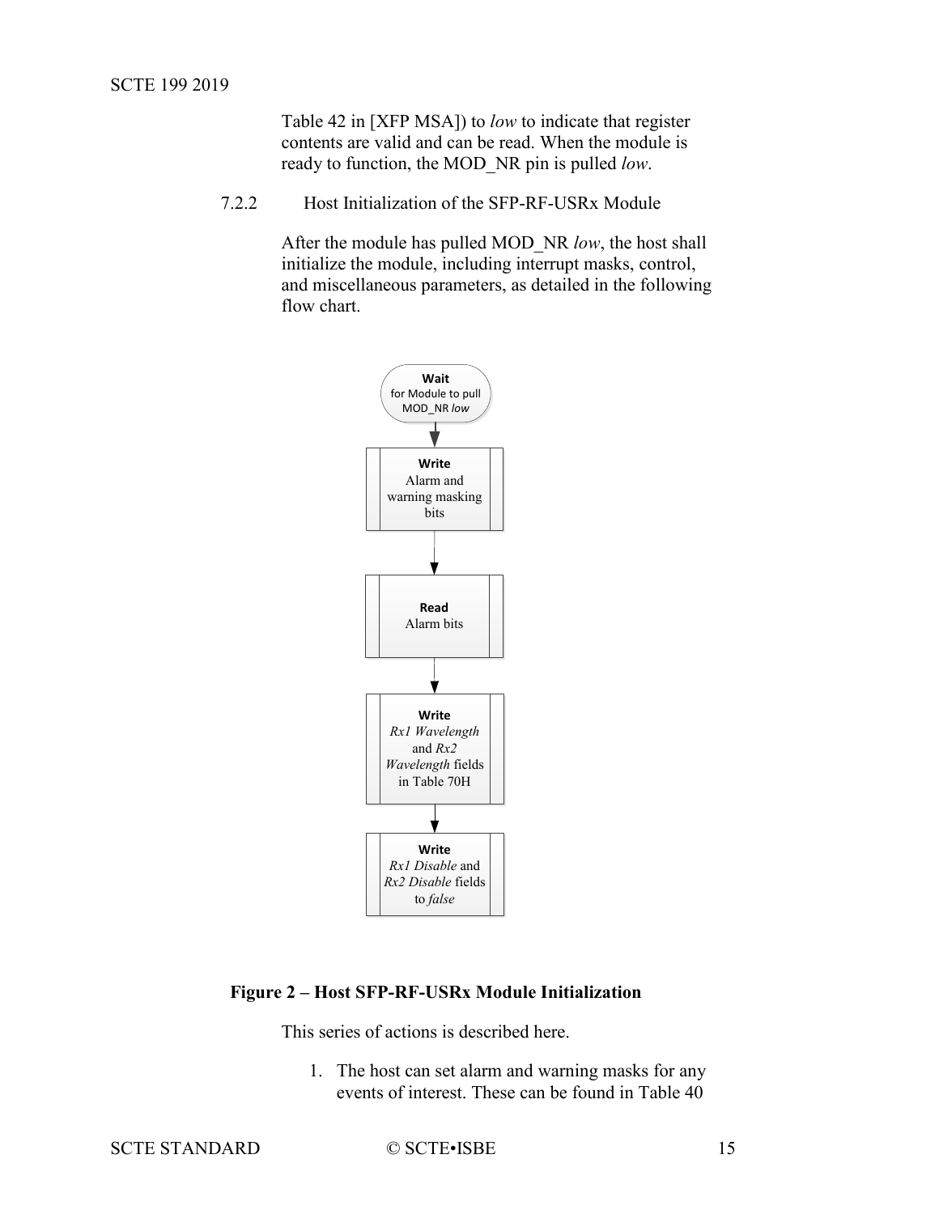Table 42 in [XFP MSA]) to *low* to indicate that register contents are valid and can be read. When the module is ready to function, the MOD_NR pin is pulled *low*.

#### 7.2.2 Host Initialization of the SFP-RF-USRx Module

After the module has pulled MOD_NR *low*, the host shall initialize the module, including interrupt masks, control, and miscellaneous parameters, as detailed in the following flow chart.

**Wait** for Module to pull MOD_NR *low*

↓

**Write** Alarm and warning masking bits

↓

**Read** Alarm bits

↓

**Write** *Rx1 Wavelength* and *Rx2 Wavelength* fields in Table 70H

↓

**Write** *Rx1 Disable* and *Rx2 Disable* fields to *false*

**Figure 2 – Host SFP-RF-USRx Module Initialization**

This series of actions is described here.

1. The host can set alarm and warning masks for any events of interest. These can be found in Table 40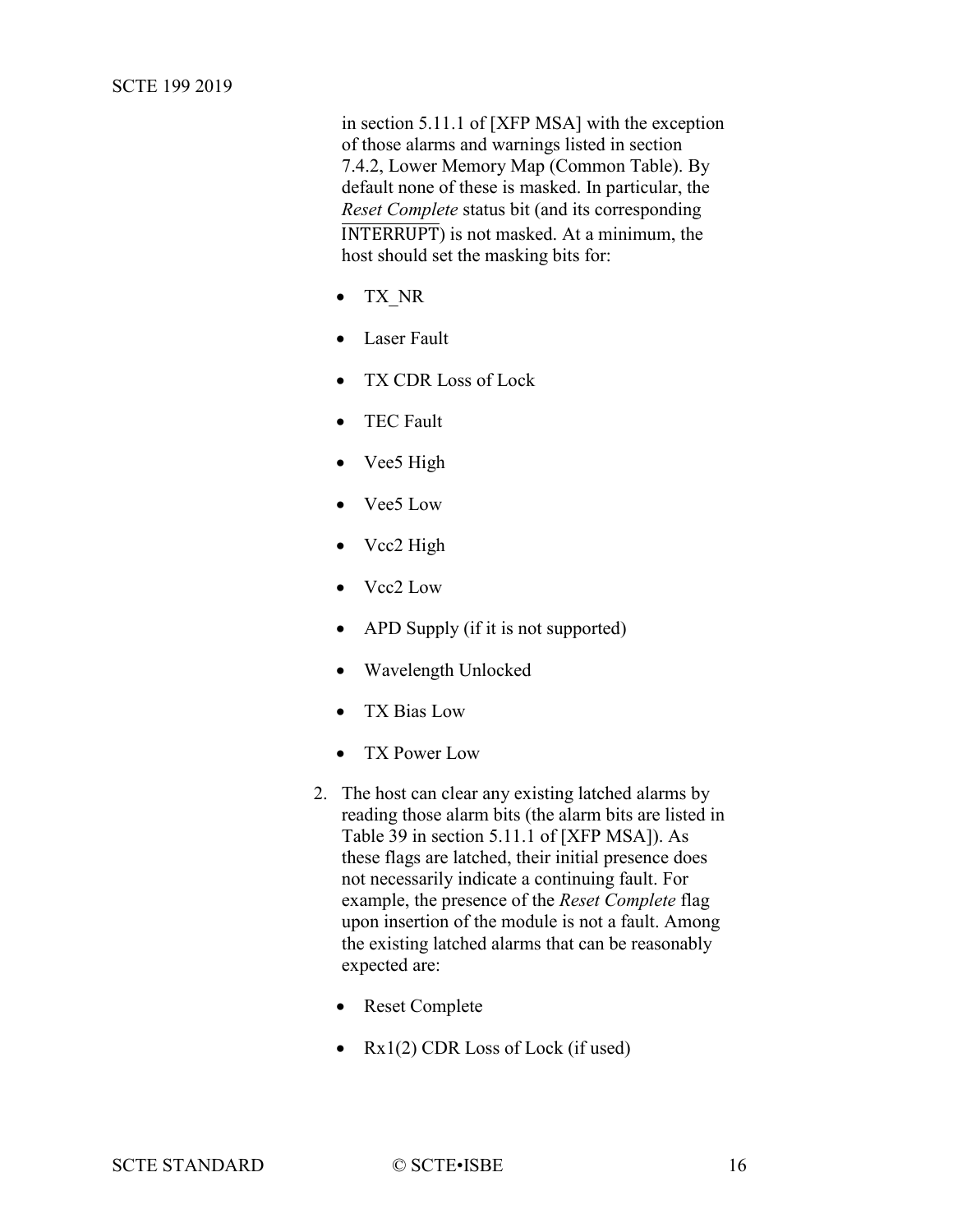in section 5.11.1 of [XFP MSA] with the exception of those alarms and warnings listed in section 7.4.2, Lower Memory Map (Common Table). By default none of these is masked. In particular, the *Reset Complete* status bit (and its corresponding $\overline{\text{INTERRUPT}}$) is not masked. At a minimum, the host should set the masking bits for:

    - TX_NR
    - Laser Fault
    - TX CDR Loss of Lock
    - TEC Fault
    - Vee5 High
    - Vee5 Low
    - Vcc2 High
    - Vcc2 Low
    - APD Supply (if it is not supported)
    - Wavelength Unlocked
    - TX Bias Low
    - TX Power Low

2. The host can clear any existing latched alarms by reading those alarm bits (the alarm bits are listed in Table 39 in section 5.11.1 of [XFP MSA]). As these flags are latched, their initial presence does not necessarily indicate a continuing fault. For example, the presence of the *Reset Complete* flag upon insertion of the module is not a fault. Among the existing latched alarms that can be reasonably expected are:

    - Reset Complete
    - Rx1(2) CDR Loss of Lock (if used)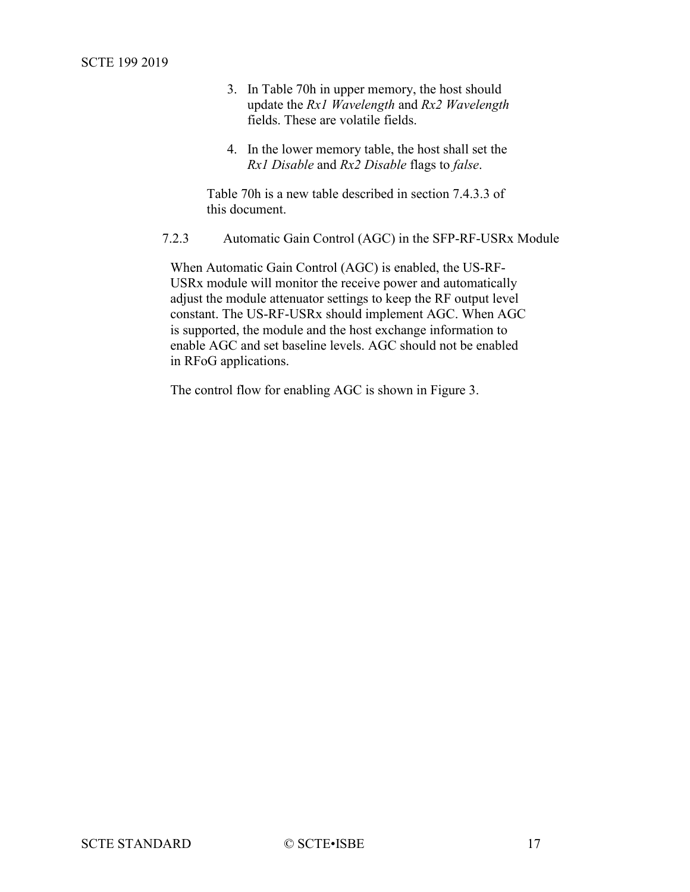3. In Table 70h in upper memory, the host should update the *Rx1 Wavelength* and *Rx2 Wavelength* fields. These are volatile fields.

4. In the lower memory table, the host shall set the *Rx1 Disable* and *Rx2 Disable* flags to *false*.

Table 70h is a new table described in section 7.4.3.3 of this document.

### 7.2.3 Automatic Gain Control (AGC) in the SFP-RF-USRx Module

When Automatic Gain Control (AGC) is enabled, the US-RF-USRx module will monitor the receive power and automatically adjust the module attenuator settings to keep the RF output level constant. The US-RF-USRx should implement AGC. When AGC is supported, the module and the host exchange information to enable AGC and set baseline levels. AGC should not be enabled in RFoG applications.

The control flow for enabling AGC is shown in Figure 3.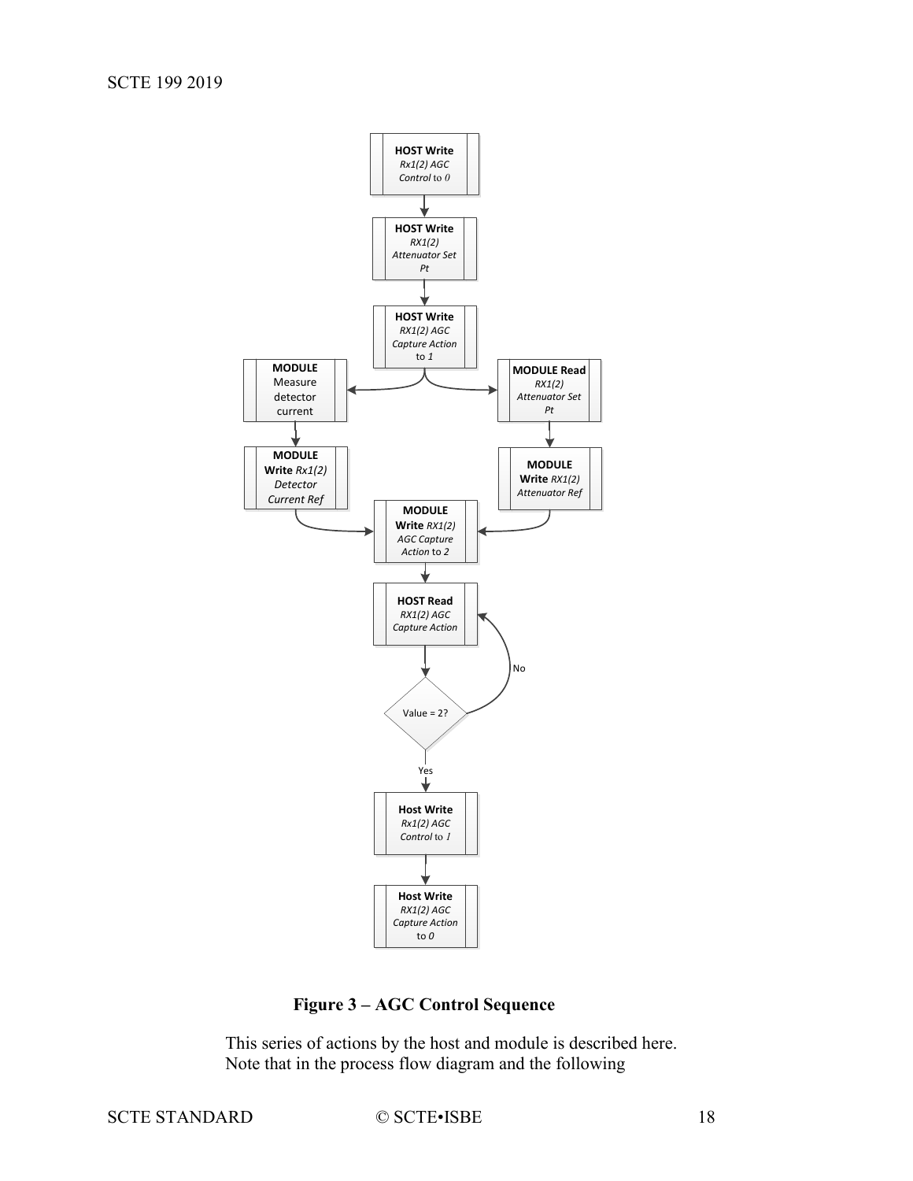- **HOST Write** *Rx1(2) AGC Control* to *0*
- **HOST Write** *RX1(2) Attenuator Set Pt*
- **HOST Write** *RX1(2) AGC Capture Action* to *1*
  - **MODULE** Measure detector current → **MODULE Write** *Rx1(2) Detector Current Ref*
  - **MODULE Read** *RX1(2) Attenuator Set Pt* → **MODULE Write** *RX1(2) Attenuator Ref*
- **MODULE Write** *RX1(2) AGC Capture Action* to *2*
- **HOST Read** *RX1(2) AGC Capture Action*
- Value = 2? (No → HOST Read *RX1(2) AGC Capture Action*; Yes → continue)
- **Host Write** *Rx1(2) AGC Control* to *1*
- **Host Write** *RX1(2) AGC Capture Action* to *0*

**Figure 3 – AGC Control Sequence**

This series of actions by the host and module is described here. Note that in the process flow diagram and the following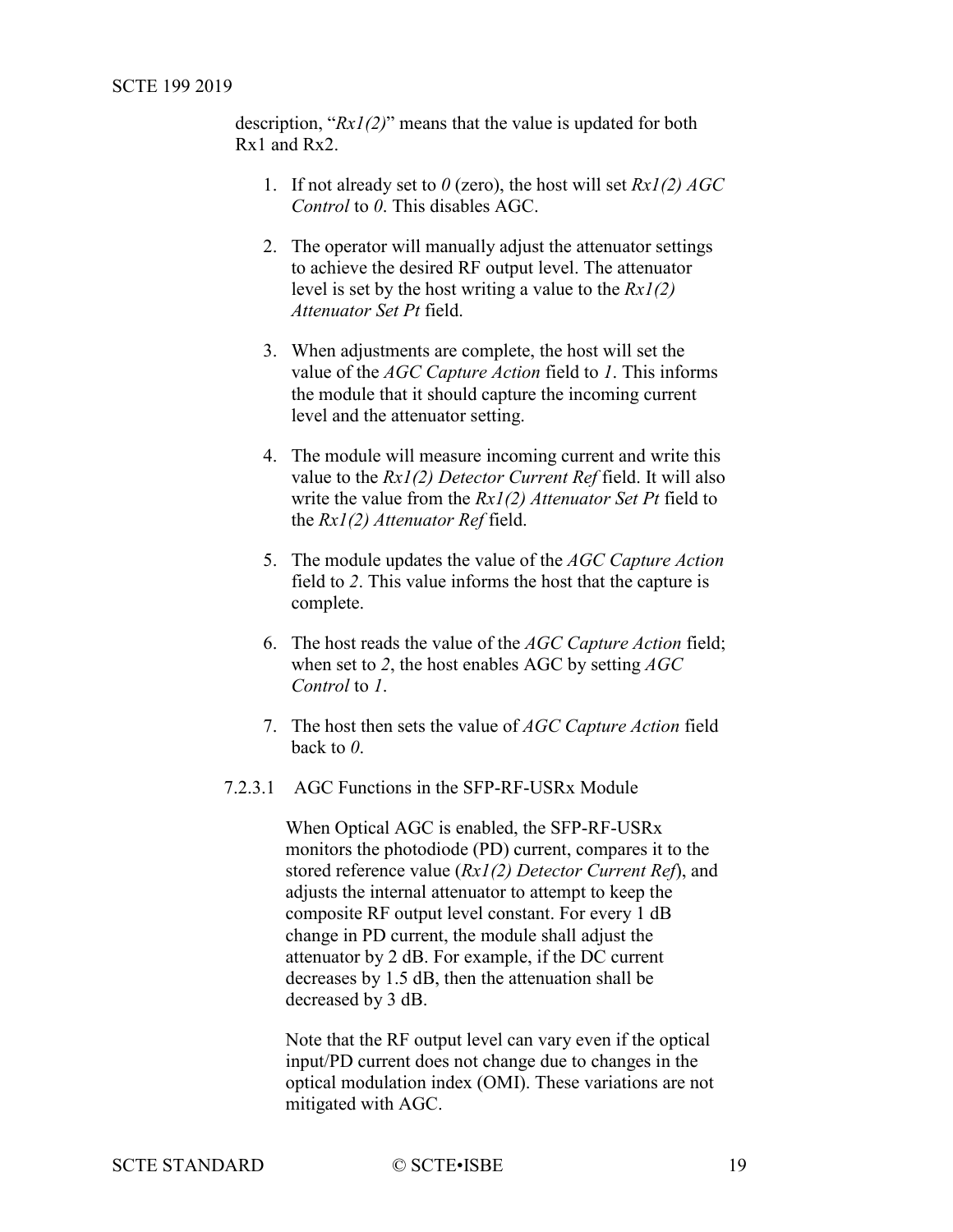description, "*Rx1(2)*" means that the value is updated for both Rx1 and Rx2.

1. If not already set to *0* (zero), the host will set *Rx1(2) AGC Control* to *0*. This disables AGC.

2. The operator will manually adjust the attenuator settings to achieve the desired RF output level. The attenuator level is set by the host writing a value to the *Rx1(2) Attenuator Set Pt* field.

3. When adjustments are complete, the host will set the value of the *AGC Capture Action* field to *1*. This informs the module that it should capture the incoming current level and the attenuator setting.

4. The module will measure incoming current and write this value to the *Rx1(2) Detector Current Ref* field. It will also write the value from the *Rx1(2) Attenuator Set Pt* field to the *Rx1(2) Attenuator Ref* field.

5. The module updates the value of the *AGC Capture Action* field to *2*. This value informs the host that the capture is complete.

6. The host reads the value of the *AGC Capture Action* field; when set to *2*, the host enables AGC by setting *AGC Control* to *1*.

7. The host then sets the value of *AGC Capture Action* field back to *0*.

#### 7.2.3.1 AGC Functions in the SFP-RF-USRx Module

When Optical AGC is enabled, the SFP-RF-USRx monitors the photodiode (PD) current, compares it to the stored reference value (*Rx1(2) Detector Current Ref*), and adjusts the internal attenuator to attempt to keep the composite RF output level constant. For every 1 dB change in PD current, the module shall adjust the attenuator by 2 dB. For example, if the DC current decreases by 1.5 dB, then the attenuation shall be decreased by 3 dB.

Note that the RF output level can vary even if the optical input/PD current does not change due to changes in the optical modulation index (OMI). These variations are not mitigated with AGC.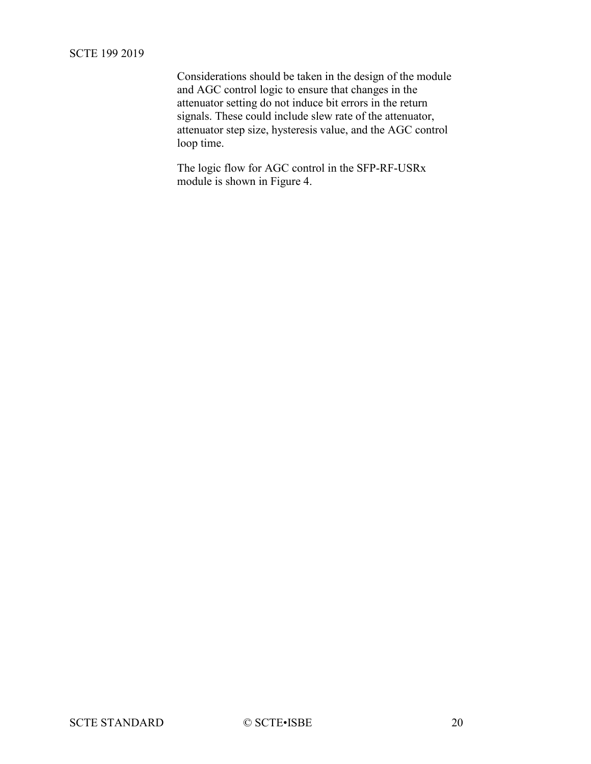Considerations should be taken in the design of the module and AGC control logic to ensure that changes in the attenuator setting do not induce bit errors in the return signals. These could include slew rate of the attenuator, attenuator step size, hysteresis value, and the AGC control loop time.

The logic flow for AGC control in the SFP-RF-USRx module is shown in Figure 4.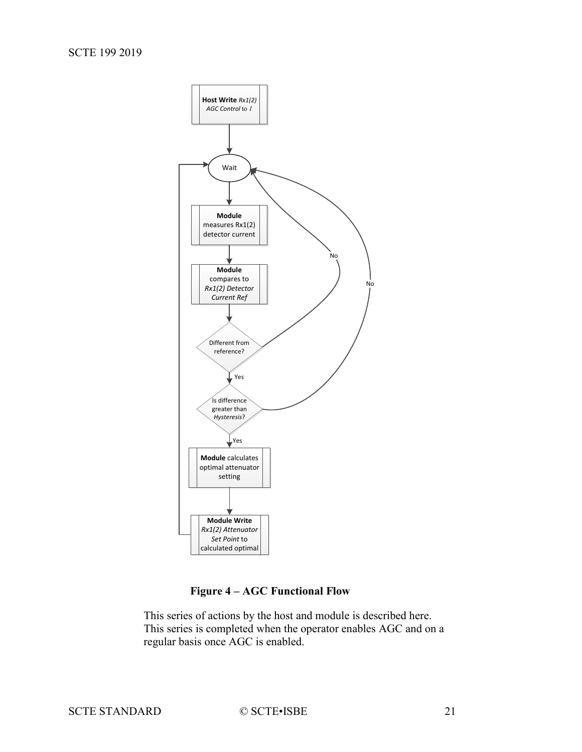**Host Write** *Rx1(2) AGC Control* to *1*

Wait

**Module** measures Rx1(2) detector current

**Module** compares to *Rx1(2) Detector Current Ref*

Different from reference?

No

Yes

Is difference greater than *Hysteresis*?

No

Yes

**Module** calculates optimal attenuator setting

**Module Write** *Rx1(2) Attenuator Set Point* to calculated optimal

**Figure 4 – AGC Functional Flow**

This series of actions by the host and module is described here. This series is completed when the operator enables AGC and on a regular basis once AGC is enabled.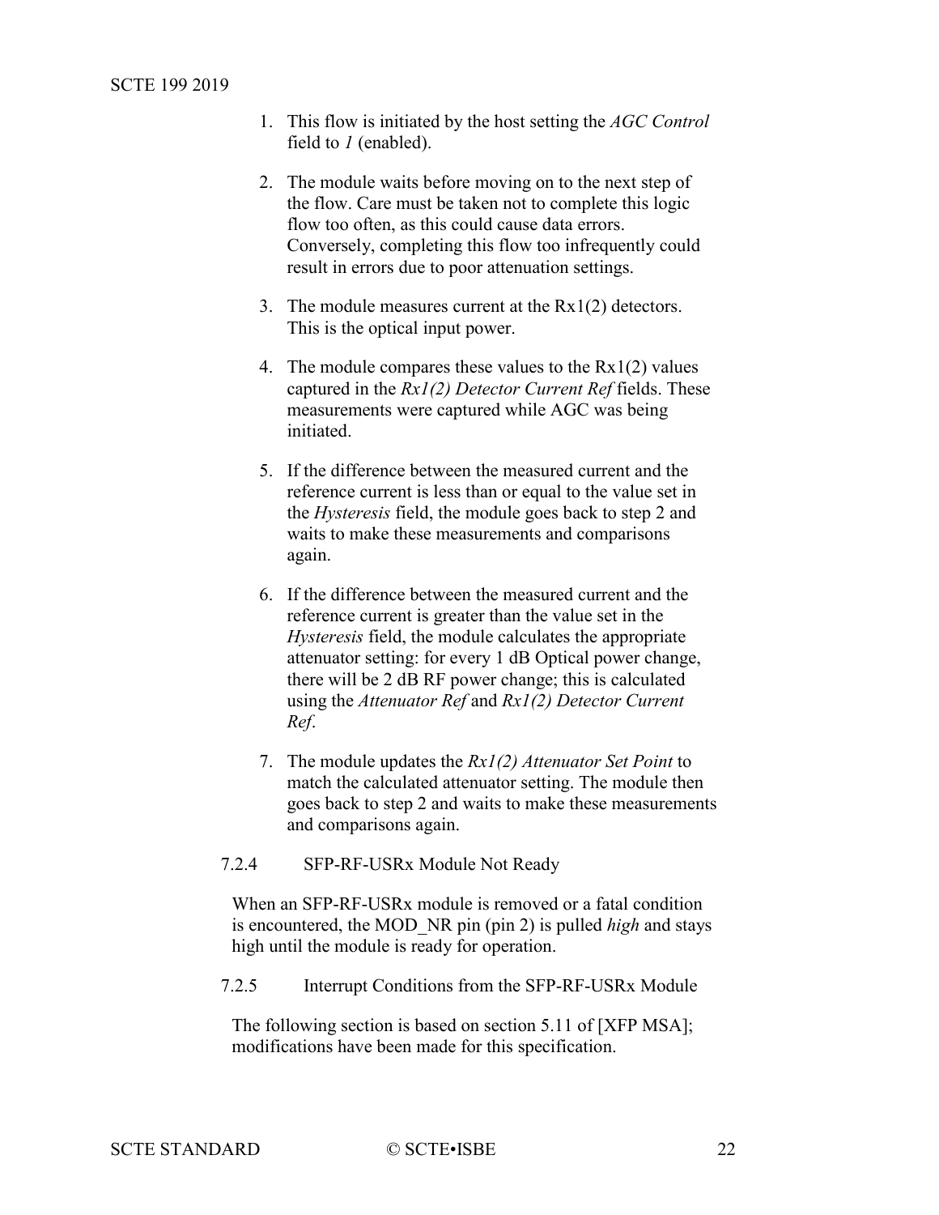1. This flow is initiated by the host setting the *AGC Control* field to *1* (enabled).

2. The module waits before moving on to the next step of the flow. Care must be taken not to complete this logic flow too often, as this could cause data errors. Conversely, completing this flow too infrequently could result in errors due to poor attenuation settings.

3. The module measures current at the Rx1(2) detectors. This is the optical input power.

4. The module compares these values to the Rx1(2) values captured in the *Rx1(2) Detector Current Ref* fields. These measurements were captured while AGC was being initiated.

5. If the difference between the measured current and the reference current is less than or equal to the value set in the *Hysteresis* field, the module goes back to step 2 and waits to make these measurements and comparisons again.

6. If the difference between the measured current and the reference current is greater than the value set in the *Hysteresis* field, the module calculates the appropriate attenuator setting: for every 1 dB Optical power change, there will be 2 dB RF power change; this is calculated using the *Attenuator Ref* and *Rx1(2) Detector Current Ref*.

7. The module updates the *Rx1(2) Attenuator Set Point* to match the calculated attenuator setting. The module then goes back to step 2 and waits to make these measurements and comparisons again.

#### 7.2.4 SFP-RF-USRx Module Not Ready

When an SFP-RF-USRx module is removed or a fatal condition is encountered, the MOD_NR pin (pin 2) is pulled *high* and stays high until the module is ready for operation.

#### 7.2.5 Interrupt Conditions from the SFP-RF-USRx Module

The following section is based on section 5.11 of [XFP MSA]; modifications have been made for this specification.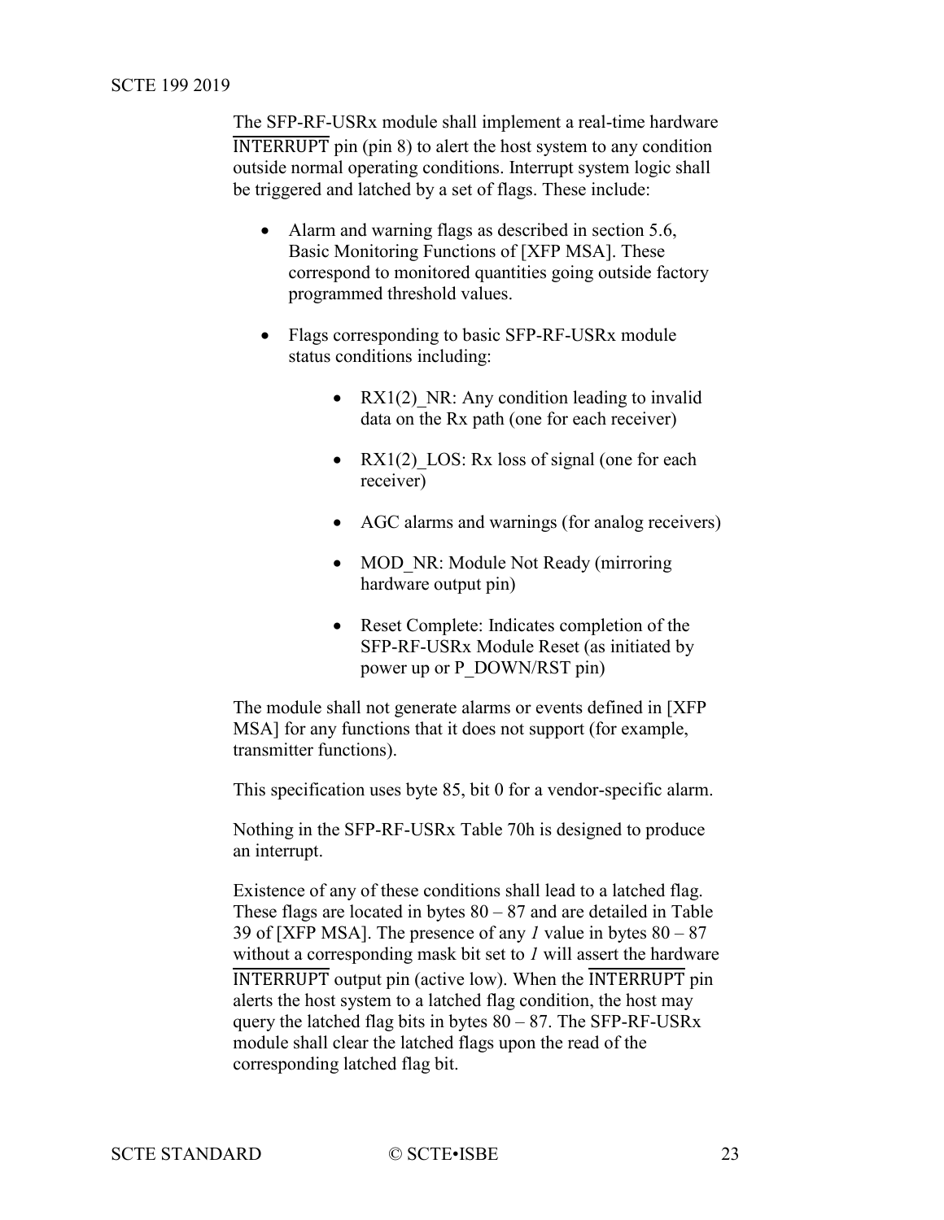The SFP-RF-USRx module shall implement a real-time hardware $\overline{\text{INTERRUPT}}$ pin (pin 8) to alert the host system to any condition outside normal operating conditions. Interrupt system logic shall be triggered and latched by a set of flags. These include:

- Alarm and warning flags as described in section 5.6, Basic Monitoring Functions of [XFP MSA]. These correspond to monitored quantities going outside factory programmed threshold values.
- Flags corresponding to basic SFP-RF-USRx module status conditions including:
  - RX1(2)_NR: Any condition leading to invalid data on the Rx path (one for each receiver)
  - RX1(2)_LOS: Rx loss of signal (one for each receiver)
  - AGC alarms and warnings (for analog receivers)
  - MOD_NR: Module Not Ready (mirroring hardware output pin)
  - Reset Complete: Indicates completion of the SFP-RF-USRx Module Reset (as initiated by power up or P_DOWN/RST pin)

The module shall not generate alarms or events defined in [XFP MSA] for any functions that it does not support (for example, transmitter functions).

This specification uses byte 85, bit 0 for a vendor-specific alarm.

Nothing in the SFP-RF-USRx Table 70h is designed to produce an interrupt.

Existence of any of these conditions shall lead to a latched flag. These flags are located in bytes 80 – 87 and are detailed in Table 39 of [XFP MSA]. The presence of any *1* value in bytes 80 – 87 without a corresponding mask bit set to *1* will assert the hardware $\overline{\text{INTERRUPT}}$ output pin (active low). When the $\overline{\text{INTERRUPT}}$ pin alerts the host system to a latched flag condition, the host may query the latched flag bits in bytes 80 – 87. The SFP-RF-USRx module shall clear the latched flags upon the read of the corresponding latched flag bit.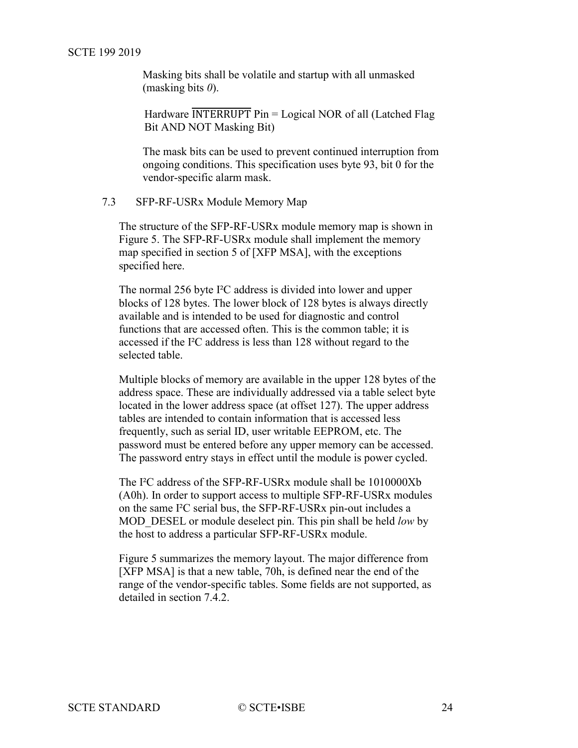Masking bits shall be volatile and startup with all unmasked (masking bits *0*).

Hardware $\overline{\text{INTERRUPT}}$ Pin = Logical NOR of all (Latched Flag Bit AND NOT Masking Bit)

The mask bits can be used to prevent continued interruption from ongoing conditions. This specification uses byte 93, bit 0 for the vendor-specific alarm mask.

## 7.3 SFP-RF-USRx Module Memory Map

The structure of the SFP-RF-USRx module memory map is shown in Figure 5. The SFP-RF-USRx module shall implement the memory map specified in section 5 of [XFP MSA], with the exceptions specified here.

The normal 256 byte I²C address is divided into lower and upper blocks of 128 bytes. The lower block of 128 bytes is always directly available and is intended to be used for diagnostic and control functions that are accessed often. This is the common table; it is accessed if the I²C address is less than 128 without regard to the selected table.

Multiple blocks of memory are available in the upper 128 bytes of the address space. These are individually addressed via a table select byte located in the lower address space (at offset 127). The upper address tables are intended to contain information that is accessed less frequently, such as serial ID, user writable EEPROM, etc. The password must be entered before any upper memory can be accessed. The password entry stays in effect until the module is power cycled.

The I²C address of the SFP-RF-USRx module shall be 1010000Xb (A0h). In order to support access to multiple SFP-RF-USRx modules on the same I²C serial bus, the SFP-RF-USRx pin-out includes a MOD_DESEL or module deselect pin. This pin shall be held *low* by the host to address a particular SFP-RF-USRx module.

Figure 5 summarizes the memory layout. The major difference from [XFP MSA] is that a new table, 70h, is defined near the end of the range of the vendor-specific tables. Some fields are not supported, as detailed in section 7.4.2.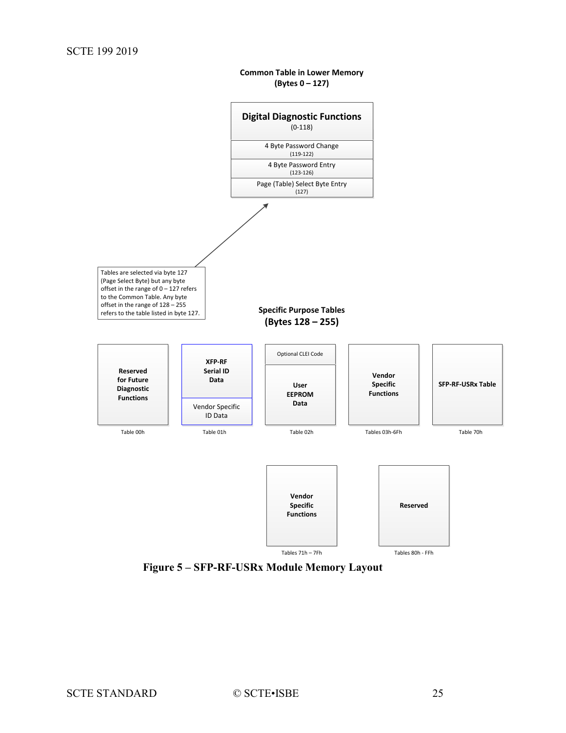**Common Table in Lower Memory**
**(Bytes 0 – 127)**

| **Digital Diagnostic Functions** (0-118) |
|---|
| 4 Byte Password Change (119-122) |
| 4 Byte Password Entry (123-126) |
| Page (Table) Select Byte Entry (127) |

Tables are selected via byte 127 (Page Select Byte) but any byte offset in the range of 0 – 127 refers to the Common Table. Any byte offset in the range of 128 – 255 refers to the table listed in byte 127.

**Specific Purpose Tables**
**(Bytes 128 – 255)**

| Table | Contents |
|---|---|
| Table 00h | **Reserved for Future Diagnostic Functions** |
| Table 01h | **XFP-RF Serial ID Data** / Vendor Specific ID Data |
| Table 02h | Optional CLEI Code / **User EEPROM Data** |
| Tables 03h-6Fh | **Vendor Specific Functions** |
| Table 70h | **SFP-RF-USRx Table** |
| Tables 71h – 7Fh | **Vendor Specific Functions** |
| Tables 80h - FFh | **Reserved** |

**Figure 5 – SFP-RF-USRx Module Memory Layout**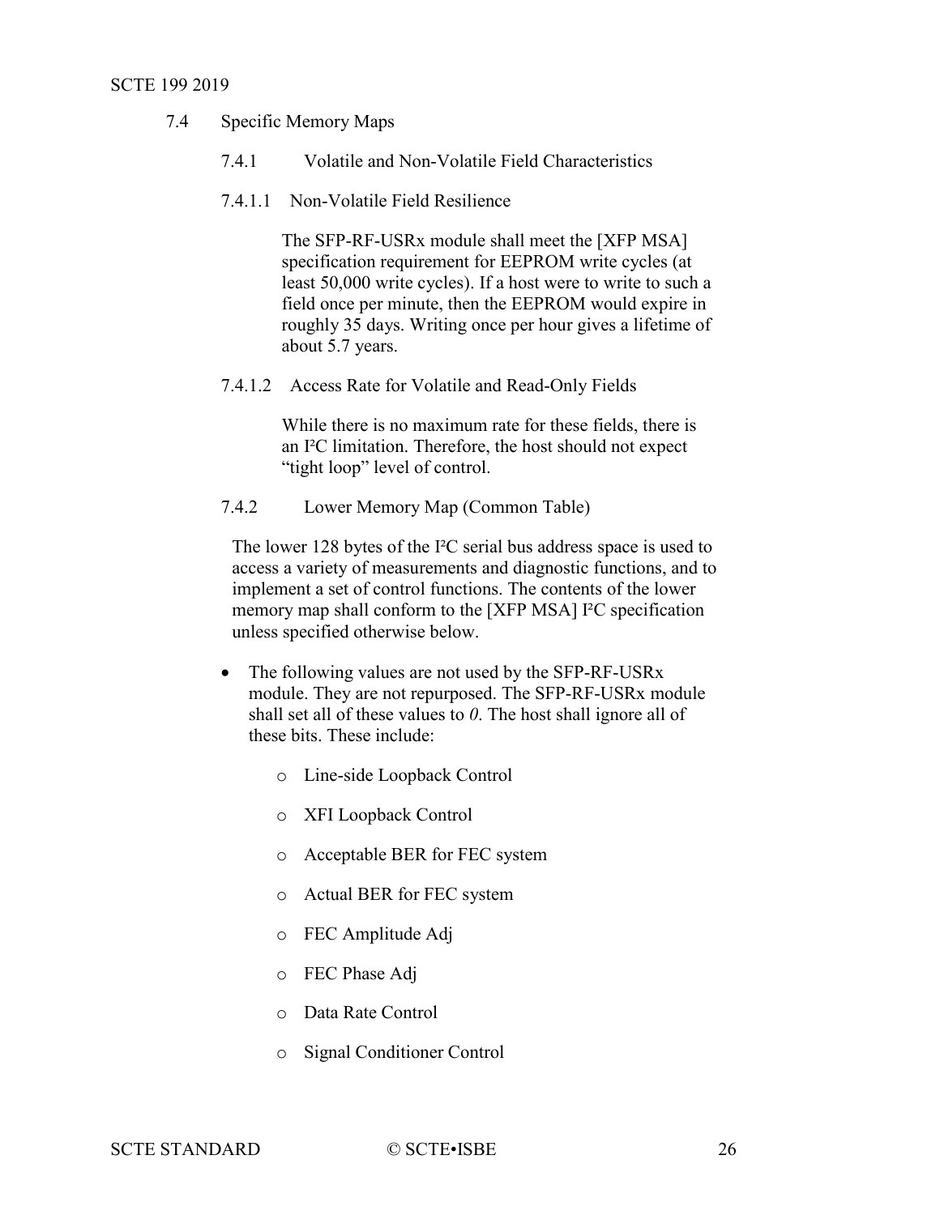## 7.4 Specific Memory Maps

### 7.4.1 Volatile and Non-Volatile Field Characteristics

#### 7.4.1.1 Non-Volatile Field Resilience

The SFP-RF-USRx module shall meet the [XFP MSA] specification requirement for EEPROM write cycles (at least 50,000 write cycles). If a host were to write to such a field once per minute, then the EEPROM would expire in roughly 35 days. Writing once per hour gives a lifetime of about 5.7 years.

#### 7.4.1.2 Access Rate for Volatile and Read-Only Fields

While there is no maximum rate for these fields, there is an I²C limitation. Therefore, the host should not expect "tight loop" level of control.

### 7.4.2 Lower Memory Map (Common Table)

The lower 128 bytes of the I²C serial bus address space is used to access a variety of measurements and diagnostic functions, and to implement a set of control functions. The contents of the lower memory map shall conform to the [XFP MSA] I²C specification unless specified otherwise below.

- The following values are not used by the SFP-RF-USRx module. They are not repurposed. The SFP-RF-USRx module shall set all of these values to *0*. The host shall ignore all of these bits. These include:
  - Line-side Loopback Control
  - XFI Loopback Control
  - Acceptable BER for FEC system
  - Actual BER for FEC system
  - FEC Amplitude Adj
  - FEC Phase Adj
  - Data Rate Control
  - Signal Conditioner Control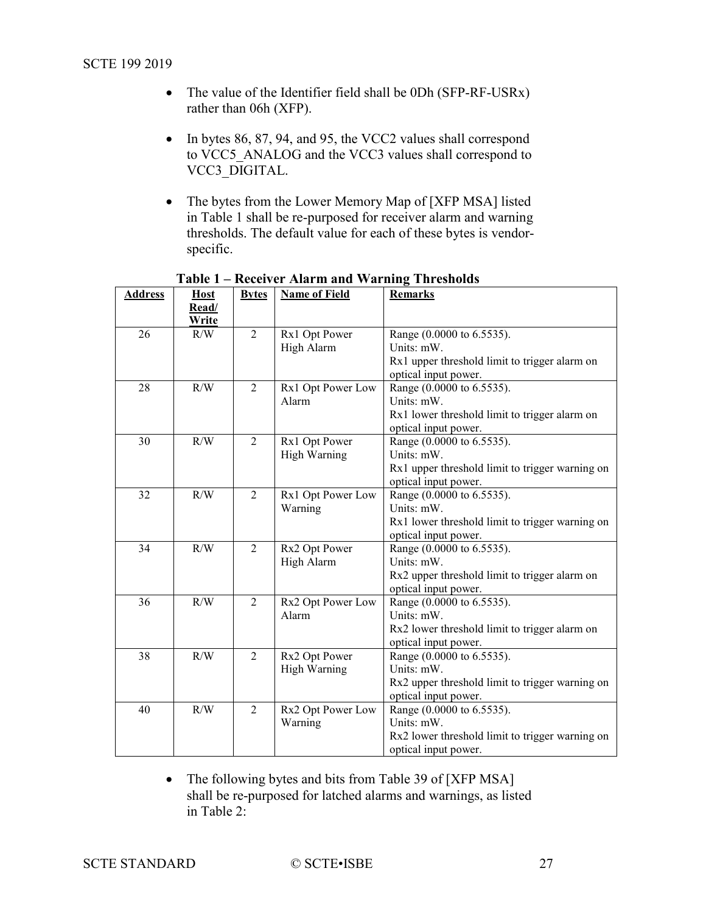- The value of the Identifier field shall be 0Dh (SFP-RF-USRx) rather than 06h (XFP).

- In bytes 86, 87, 94, and 95, the VCC2 values shall correspond to VCC5_ANALOG and the VCC3 values shall correspond to VCC3_DIGITAL.

- The bytes from the Lower Memory Map of [XFP MSA] listed in Table 1 shall be re-purposed for receiver alarm and warning thresholds. The default value for each of these bytes is vendor-specific.

**Table 1 – Receiver Alarm and Warning Thresholds**

| Address | Host Read/ Write | Bytes | Name of Field | Remarks |
|---|---|---|---|---|
| 26 | R/W | 2 | Rx1 Opt Power High Alarm | Range (0.0000 to 6.5535). Units: mW. Rx1 upper threshold limit to trigger alarm on optical input power. |
| 28 | R/W | 2 | Rx1 Opt Power Low Alarm | Range (0.0000 to 6.5535). Units: mW. Rx1 lower threshold limit to trigger alarm on optical input power. |
| 30 | R/W | 2 | Rx1 Opt Power High Warning | Range (0.0000 to 6.5535). Units: mW. Rx1 upper threshold limit to trigger warning on optical input power. |
| 32 | R/W | 2 | Rx1 Opt Power Low Warning | Range (0.0000 to 6.5535). Units: mW. Rx1 lower threshold limit to trigger warning on optical input power. |
| 34 | R/W | 2 | Rx2 Opt Power High Alarm | Range (0.0000 to 6.5535). Units: mW. Rx2 upper threshold limit to trigger alarm on optical input power. |
| 36 | R/W | 2 | Rx2 Opt Power Low Alarm | Range (0.0000 to 6.5535). Units: mW. Rx2 lower threshold limit to trigger alarm on optical input power. |
| 38 | R/W | 2 | Rx2 Opt Power High Warning | Range (0.0000 to 6.5535). Units: mW. Rx2 upper threshold limit to trigger warning on optical input power. |
| 40 | R/W | 2 | Rx2 Opt Power Low Warning | Range (0.0000 to 6.5535). Units: mW. Rx2 lower threshold limit to trigger warning on optical input power. |

- The following bytes and bits from Table 39 of [XFP MSA] shall be re-purposed for latched alarms and warnings, as listed in Table 2: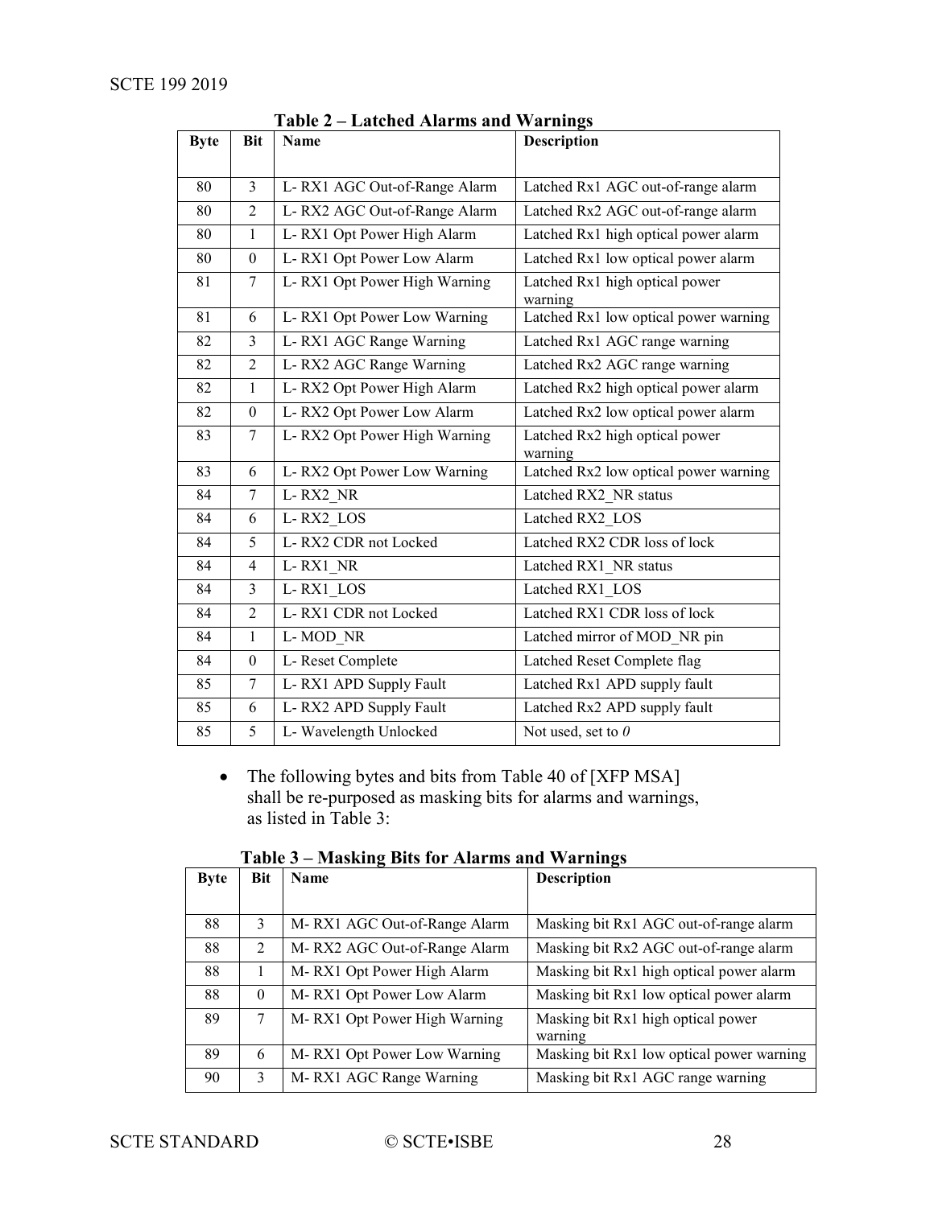**Table 2 – Latched Alarms and Warnings**

| Byte | Bit | Name | Description |
|---|---|---|---|
| 80 | 3 | L- RX1 AGC Out-of-Range Alarm | Latched Rx1 AGC out-of-range alarm |
| 80 | 2 | L- RX2 AGC Out-of-Range Alarm | Latched Rx2 AGC out-of-range alarm |
| 80 | 1 | L- RX1 Opt Power High Alarm | Latched Rx1 high optical power alarm |
| 80 | 0 | L- RX1 Opt Power Low Alarm | Latched Rx1 low optical power alarm |
| 81 | 7 | L- RX1 Opt Power High Warning | Latched Rx1 high optical power warning |
| 81 | 6 | L- RX1 Opt Power Low Warning | Latched Rx1 low optical power warning |
| 82 | 3 | L- RX1 AGC Range Warning | Latched Rx1 AGC range warning |
| 82 | 2 | L- RX2 AGC Range Warning | Latched Rx2 AGC range warning |
| 82 | 1 | L- RX2 Opt Power High Alarm | Latched Rx2 high optical power alarm |
| 82 | 0 | L- RX2 Opt Power Low Alarm | Latched Rx2 low optical power alarm |
| 83 | 7 | L- RX2 Opt Power High Warning | Latched Rx2 high optical power warning |
| 83 | 6 | L- RX2 Opt Power Low Warning | Latched Rx2 low optical power warning |
| 84 | 7 | L- RX2_NR | Latched RX2_NR status |
| 84 | 6 | L- RX2_LOS | Latched RX2_LOS |
| 84 | 5 | L- RX2 CDR not Locked | Latched RX2 CDR loss of lock |
| 84 | 4 | L- RX1_NR | Latched RX1_NR status |
| 84 | 3 | L- RX1_LOS | Latched RX1_LOS |
| 84 | 2 | L- RX1 CDR not Locked | Latched RX1 CDR loss of lock |
| 84 | 1 | L- MOD_NR | Latched mirror of MOD_NR pin |
| 84 | 0 | L- Reset Complete | Latched Reset Complete flag |
| 85 | 7 | L- RX1 APD Supply Fault | Latched Rx1 APD supply fault |
| 85 | 6 | L- RX2 APD Supply Fault | Latched Rx2 APD supply fault |
| 85 | 5 | L- Wavelength Unlocked | Not used, set to *0* |

- The following bytes and bits from Table 40 of [XFP MSA] shall be re-purposed as masking bits for alarms and warnings, as listed in Table 3:

**Table 3 – Masking Bits for Alarms and Warnings**

| Byte | Bit | Name | Description |
|---|---|---|---|
| 88 | 3 | M- RX1 AGC Out-of-Range Alarm | Masking bit Rx1 AGC out-of-range alarm |
| 88 | 2 | M- RX2 AGC Out-of-Range Alarm | Masking bit Rx2 AGC out-of-range alarm |
| 88 | 1 | M- RX1 Opt Power High Alarm | Masking bit Rx1 high optical power alarm |
| 88 | 0 | M- RX1 Opt Power Low Alarm | Masking bit Rx1 low optical power alarm |
| 89 | 7 | M- RX1 Opt Power High Warning | Masking bit Rx1 high optical power warning |
| 89 | 6 | M- RX1 Opt Power Low Warning | Masking bit Rx1 low optical power warning |
| 90 | 3 | M- RX1 AGC Range Warning | Masking bit Rx1 AGC range warning |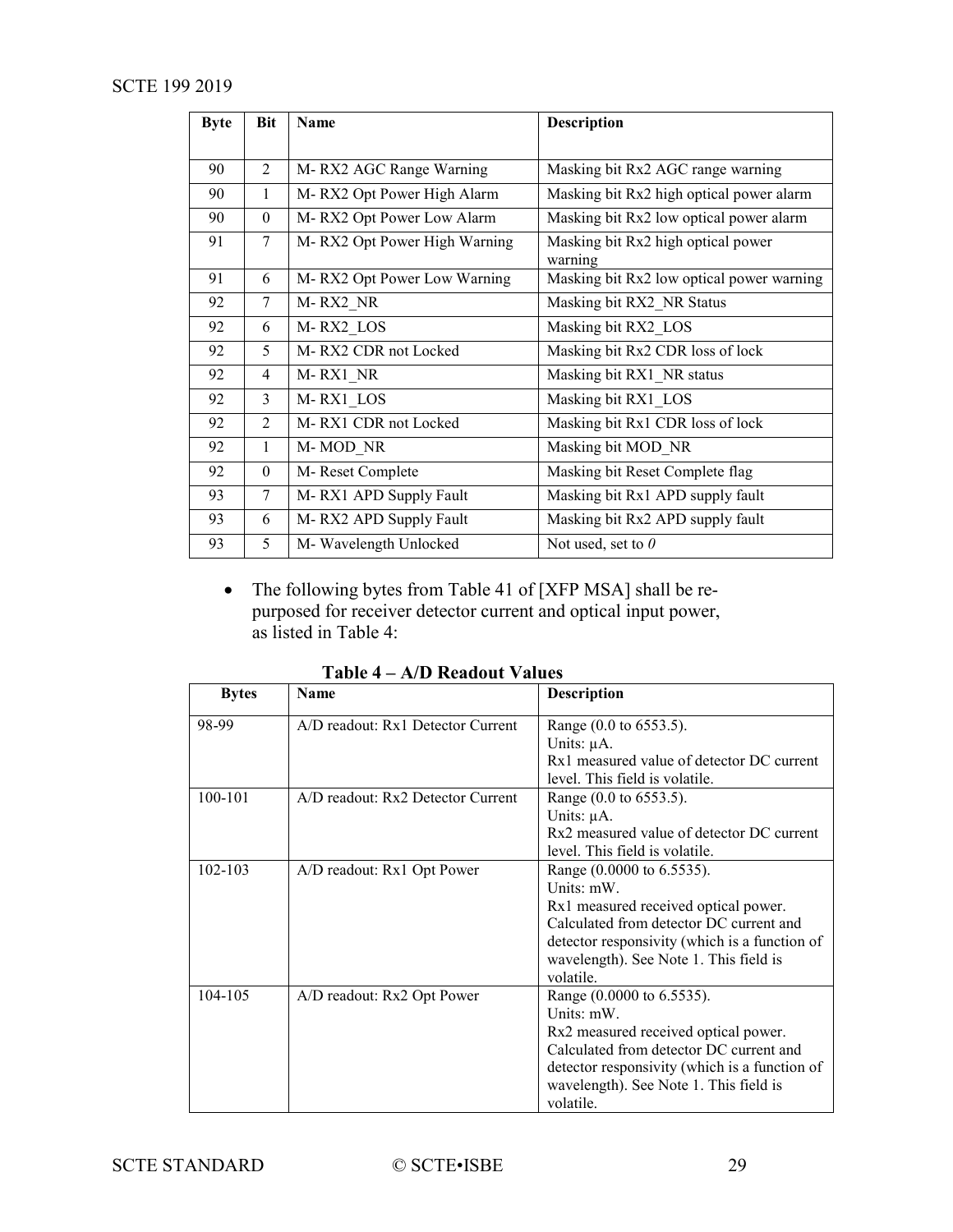| Byte | Bit | Name | Description |
|---|---|---|---|
| 90 | 2 | M- RX2 AGC Range Warning | Masking bit Rx2 AGC range warning |
| 90 | 1 | M- RX2 Opt Power High Alarm | Masking bit Rx2 high optical power alarm |
| 90 | 0 | M- RX2 Opt Power Low Alarm | Masking bit Rx2 low optical power alarm |
| 91 | 7 | M- RX2 Opt Power High Warning | Masking bit Rx2 high optical power warning |
| 91 | 6 | M- RX2 Opt Power Low Warning | Masking bit Rx2 low optical power warning |
| 92 | 7 | M- RX2_NR | Masking bit RX2_NR Status |
| 92 | 6 | M- RX2_LOS | Masking bit RX2_LOS |
| 92 | 5 | M- RX2 CDR not Locked | Masking bit Rx2 CDR loss of lock |
| 92 | 4 | M- RX1_NR | Masking bit RX1_NR status |
| 92 | 3 | M- RX1_LOS | Masking bit RX1_LOS |
| 92 | 2 | M- RX1 CDR not Locked | Masking bit Rx1 CDR loss of lock |
| 92 | 1 | M- MOD_NR | Masking bit MOD_NR |
| 92 | 0 | M- Reset Complete | Masking bit Reset Complete flag |
| 93 | 7 | M- RX1 APD Supply Fault | Masking bit Rx1 APD supply fault |
| 93 | 6 | M- RX2 APD Supply Fault | Masking bit Rx2 APD supply fault |
| 93 | 5 | M- Wavelength Unlocked | Not used, set to *0* |

- The following bytes from Table 41 of [XFP MSA] shall be re-purposed for receiver detector current and optical input power, as listed in Table 4:

**Table 4 – A/D Readout Values**

| Bytes | Name | Description |
|---|---|---|
| 98-99 | A/D readout: Rx1 Detector Current | Range (0.0 to 6553.5).<br>Units: µA.<br>Rx1 measured value of detector DC current level. This field is volatile. |
| 100-101 | A/D readout: Rx2 Detector Current | Range (0.0 to 6553.5).<br>Units: µA.<br>Rx2 measured value of detector DC current level. This field is volatile. |
| 102-103 | A/D readout: Rx1 Opt Power | Range (0.0000 to 6.5535).<br>Units: mW.<br>Rx1 measured received optical power. Calculated from detector DC current and detector responsivity (which is a function of wavelength). See Note 1. This field is volatile. |
| 104-105 | A/D readout: Rx2 Opt Power | Range (0.0000 to 6.5535).<br>Units: mW.<br>Rx2 measured received optical power. Calculated from detector DC current and detector responsivity (which is a function of wavelength). See Note 1. This field is volatile. |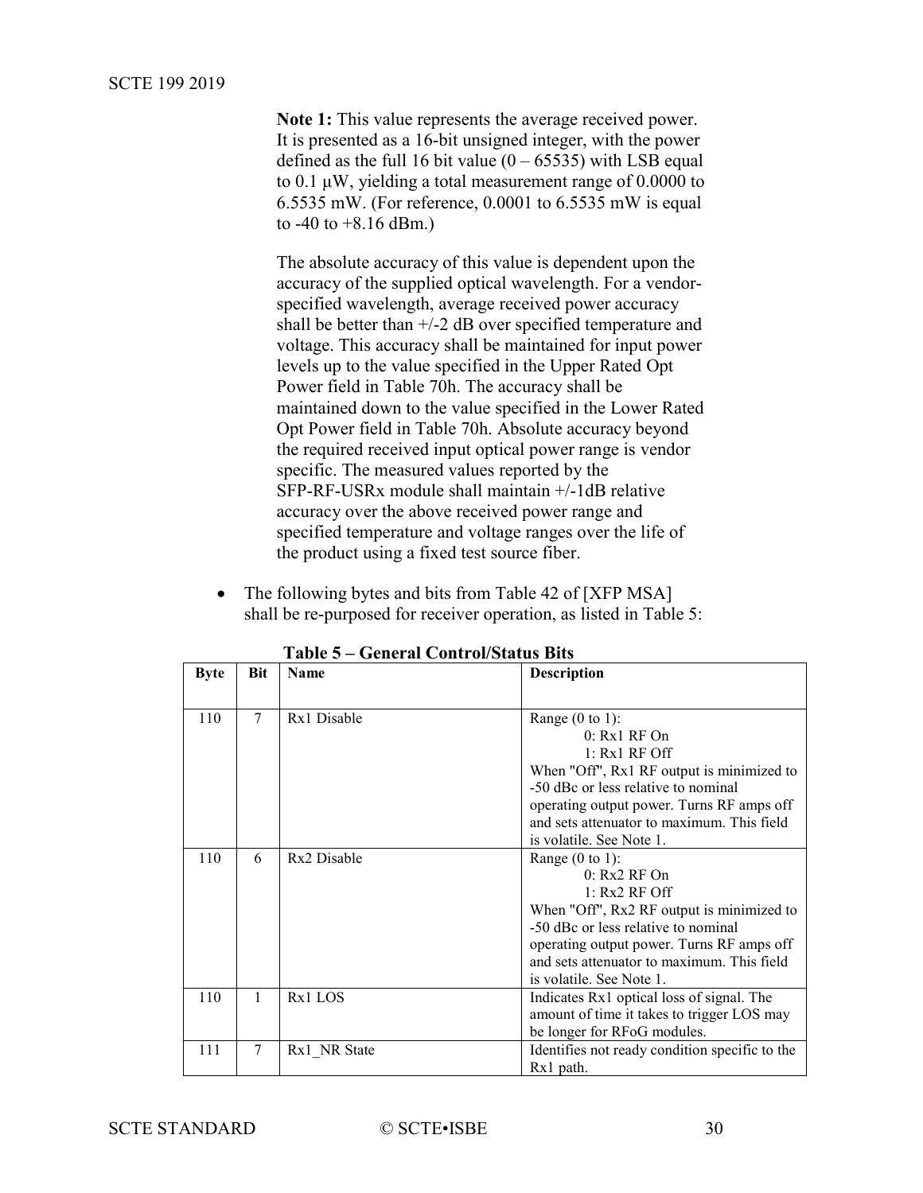**Note 1:** This value represents the average received power. It is presented as a 16-bit unsigned integer, with the power defined as the full 16 bit value (0 – 65535) with LSB equal to 0.1 µW, yielding a total measurement range of 0.0000 to 6.5535 mW. (For reference, 0.0001 to 6.5535 mW is equal to -40 to +8.16 dBm.)

The absolute accuracy of this value is dependent upon the accuracy of the supplied optical wavelength. For a vendor-specified wavelength, average received power accuracy shall be better than +/-2 dB over specified temperature and voltage. This accuracy shall be maintained for input power levels up to the value specified in the Upper Rated Opt Power field in Table 70h. The accuracy shall be maintained down to the value specified in the Lower Rated Opt Power field in Table 70h. Absolute accuracy beyond the required received input optical power range is vendor specific. The measured values reported by the SFP-RF-USRx module shall maintain +/-1dB relative accuracy over the above received power range and specified temperature and voltage ranges over the life of the product using a fixed test source fiber.

- The following bytes and bits from Table 42 of [XFP MSA] shall be re-purposed for receiver operation, as listed in Table 5:

**Table 5 – General Control/Status Bits**

| Byte | Bit | Name | Description |
|---|---|---|---|
| 110 | 7 | Rx1 Disable | Range (0 to 1):<br>0: Rx1 RF On<br>1: Rx1 RF Off<br>When "Off", Rx1 RF output is minimized to -50 dBc or less relative to nominal operating output power. Turns RF amps off and sets attenuator to maximum. This field is volatile. See Note 1. |
| 110 | 6 | Rx2 Disable | Range (0 to 1):<br>0: Rx2 RF On<br>1: Rx2 RF Off<br>When "Off", Rx2 RF output is minimized to -50 dBc or less relative to nominal operating output power. Turns RF amps off and sets attenuator to maximum. This field is volatile. See Note 1. |
| 110 | 1 | Rx1 LOS | Indicates Rx1 optical loss of signal. The amount of time it takes to trigger LOS may be longer for RFoG modules. |
| 111 | 7 | Rx1_NR State | Identifies not ready condition specific to the Rx1 path. |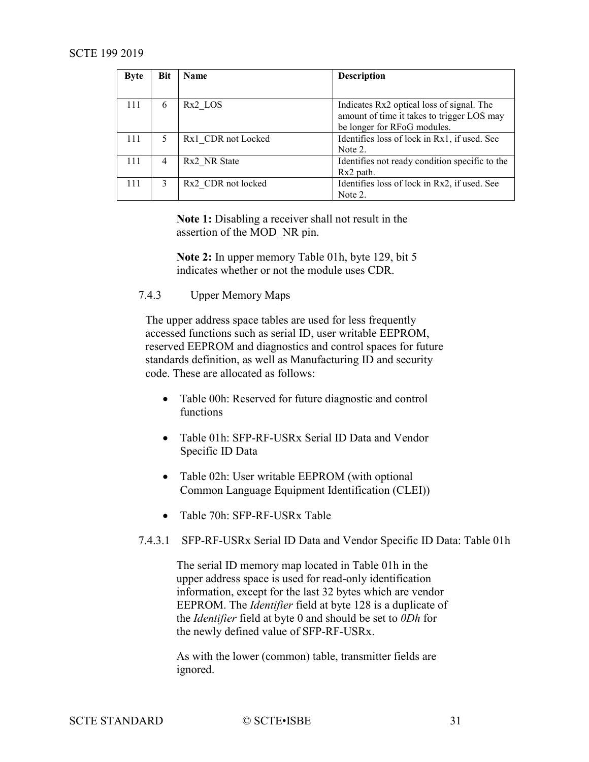| Byte | Bit | Name | Description |
|---|---|---|---|
| 111 | 6 | Rx2_LOS | Indicates Rx2 optical loss of signal. The amount of time it takes to trigger LOS may be longer for RFoG modules. |
| 111 | 5 | Rx1_CDR not Locked | Identifies loss of lock in Rx1, if used. See Note 2. |
| 111 | 4 | Rx2_NR State | Identifies not ready condition specific to the Rx2 path. |
| 111 | 3 | Rx2_CDR not locked | Identifies loss of lock in Rx2, if used. See Note 2. |

**Note 1:** Disabling a receiver shall not result in the assertion of the MOD_NR pin.

**Note 2:** In upper memory Table 01h, byte 129, bit 5 indicates whether or not the module uses CDR.

### 7.4.3 Upper Memory Maps

The upper address space tables are used for less frequently accessed functions such as serial ID, user writable EEPROM, reserved EEPROM and diagnostics and control spaces for future standards definition, as well as Manufacturing ID and security code. These are allocated as follows:

- Table 00h: Reserved for future diagnostic and control functions
- Table 01h: SFP-RF-USRx Serial ID Data and Vendor Specific ID Data
- Table 02h: User writable EEPROM (with optional Common Language Equipment Identification (CLEI))
- Table 70h: SFP-RF-USRx Table

#### 7.4.3.1 SFP-RF-USRx Serial ID Data and Vendor Specific ID Data: Table 01h

The serial ID memory map located in Table 01h in the upper address space is used for read-only identification information, except for the last 32 bytes which are vendor EEPROM. The *Identifier* field at byte 128 is a duplicate of the *Identifier* field at byte 0 and should be set to *0Dh* for the newly defined value of SFP-RF-USRx.

As with the lower (common) table, transmitter fields are ignored.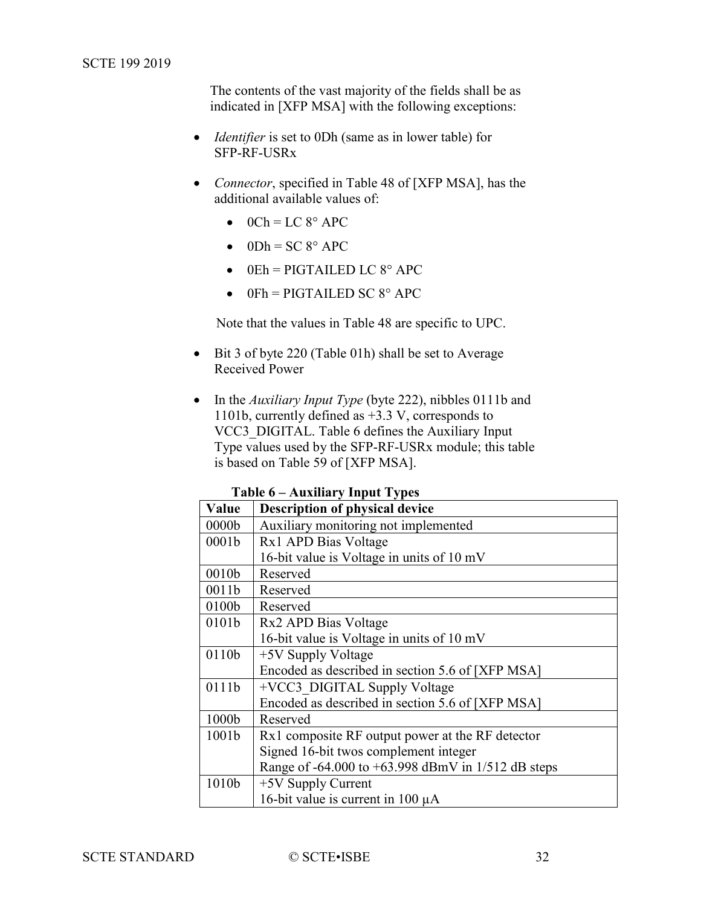The contents of the vast majority of the fields shall be as indicated in [XFP MSA] with the following exceptions:

- *Identifier* is set to 0Dh (same as in lower table) for SFP-RF-USRx
- *Connector*, specified in Table 48 of [XFP MSA], has the additional available values of:
  - 0Ch = LC 8° APC
  - 0Dh = SC 8° APC
  - 0Eh = PIGTAILED LC 8° APC
  - 0Fh = PIGTAILED SC 8° APC

  Note that the values in Table 48 are specific to UPC.
- Bit 3 of byte 220 (Table 01h) shall be set to Average Received Power
- In the *Auxiliary Input Type* (byte 222), nibbles 0111b and 1101b, currently defined as +3.3 V, corresponds to VCC3_DIGITAL. Table 6 defines the Auxiliary Input Type values used by the SFP-RF-USRx module; this table is based on Table 59 of [XFP MSA].

**Table 6 – Auxiliary Input Types**

| Value | Description of physical device |
|---|---|
| 0000b | Auxiliary monitoring not implemented |
| 0001b | Rx1 APD Bias Voltage<br>16-bit value is Voltage in units of 10 mV |
| 0010b | Reserved |
| 0011b | Reserved |
| 0100b | Reserved |
| 0101b | Rx2 APD Bias Voltage<br>16-bit value is Voltage in units of 10 mV |
| 0110b | +5V Supply Voltage<br>Encoded as described in section 5.6 of [XFP MSA] |
| 0111b | +VCC3_DIGITAL Supply Voltage<br>Encoded as described in section 5.6 of [XFP MSA] |
| 1000b | Reserved |
| 1001b | Rx1 composite RF output power at the RF detector<br>Signed 16-bit twos complement integer<br>Range of -64.000 to +63.998 dBmV in 1/512 dB steps |
| 1010b | +5V Supply Current<br>16-bit value is current in 100 µA |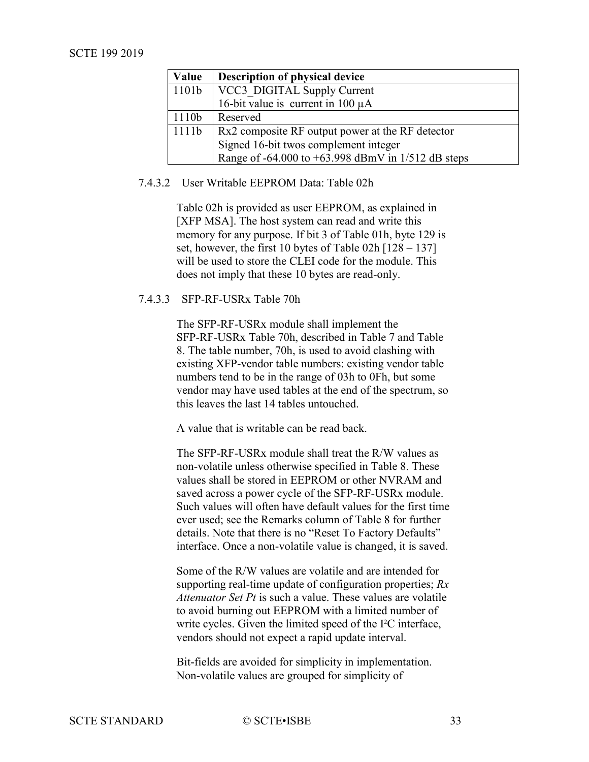| Value | Description of physical device |
|---|---|
| 1101b | VCC3_DIGITAL Supply Current<br>16-bit value is current in 100 µA |
| 1110b | Reserved |
| 1111b | Rx2 composite RF output power at the RF detector<br>Signed 16-bit twos complement integer<br>Range of -64.000 to +63.998 dBmV in 1/512 dB steps |

#### 7.4.3.2 User Writable EEPROM Data: Table 02h

Table 02h is provided as user EEPROM, as explained in [XFP MSA]. The host system can read and write this memory for any purpose. If bit 3 of Table 01h, byte 129 is set, however, the first 10 bytes of Table 02h [128 – 137] will be used to store the CLEI code for the module. This does not imply that these 10 bytes are read-only.

#### 7.4.3.3 SFP-RF-USRx Table 70h

The SFP-RF-USRx module shall implement the SFP-RF-USRx Table 70h, described in Table 7 and Table 8. The table number, 70h, is used to avoid clashing with existing XFP-vendor table numbers: existing vendor table numbers tend to be in the range of 03h to 0Fh, but some vendor may have used tables at the end of the spectrum, so this leaves the last 14 tables untouched.

A value that is writable can be read back.

The SFP-RF-USRx module shall treat the R/W values as non-volatile unless otherwise specified in Table 8. These values shall be stored in EEPROM or other NVRAM and saved across a power cycle of the SFP-RF-USRx module. Such values will often have default values for the first time ever used; see the Remarks column of Table 8 for further details. Note that there is no "Reset To Factory Defaults" interface. Once a non-volatile value is changed, it is saved.

Some of the R/W values are volatile and are intended for supporting real-time update of configuration properties; *Rx Attenuator Set Pt* is such a value. These values are volatile to avoid burning out EEPROM with a limited number of write cycles. Given the limited speed of the I²C interface, vendors should not expect a rapid update interval.

Bit-fields are avoided for simplicity in implementation. Non-volatile values are grouped for simplicity of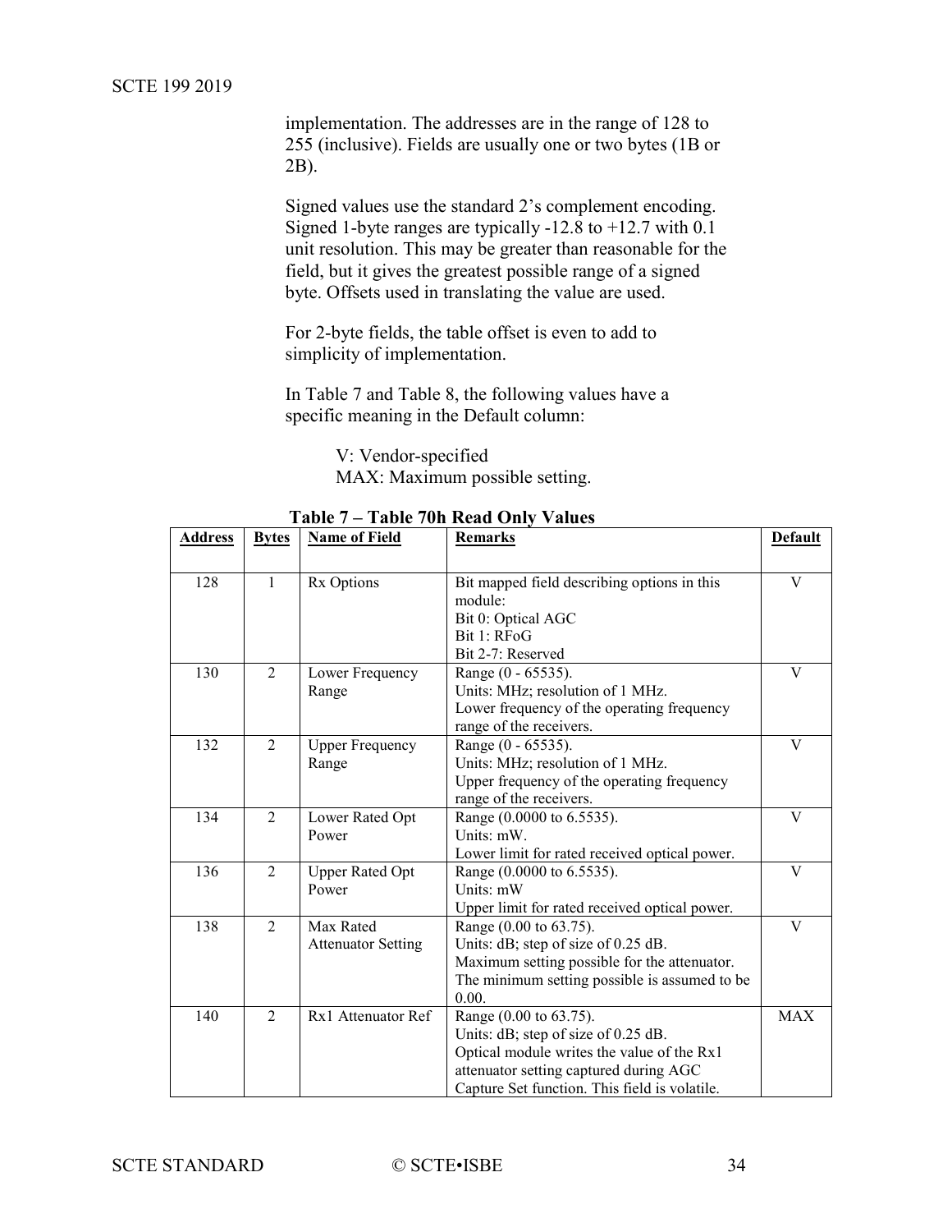implementation. The addresses are in the range of 128 to 255 (inclusive). Fields are usually one or two bytes (1B or 2B).

Signed values use the standard 2's complement encoding. Signed 1-byte ranges are typically -12.8 to +12.7 with 0.1 unit resolution. This may be greater than reasonable for the field, but it gives the greatest possible range of a signed byte. Offsets used in translating the value are used.

For 2-byte fields, the table offset is even to add to simplicity of implementation.

In Table 7 and Table 8, the following values have a specific meaning in the Default column:

> V: Vendor-specified
> MAX: Maximum possible setting.

**Table 7 – Table 70h Read Only Values**

| Address | Bytes | Name of Field | Remarks | Default |
|---|---|---|---|---|
| 128 | 1 | Rx Options | Bit mapped field describing options in this module:<br>Bit 0: Optical AGC<br>Bit 1: RFoG<br>Bit 2-7: Reserved | V |
| 130 | 2 | Lower Frequency Range | Range (0 - 65535).<br>Units: MHz; resolution of 1 MHz.<br>Lower frequency of the operating frequency range of the receivers. | V |
| 132 | 2 | Upper Frequency Range | Range (0 - 65535).<br>Units: MHz; resolution of 1 MHz.<br>Upper frequency of the operating frequency range of the receivers. | V |
| 134 | 2 | Lower Rated Opt Power | Range (0.0000 to 6.5535).<br>Units: mW.<br>Lower limit for rated received optical power. | V |
| 136 | 2 | Upper Rated Opt Power | Range (0.0000 to 6.5535).<br>Units: mW<br>Upper limit for rated received optical power. | V |
| 138 | 2 | Max Rated Attenuator Setting | Range (0.00 to 63.75).<br>Units: dB; step of size of 0.25 dB.<br>Maximum setting possible for the attenuator. The minimum setting possible is assumed to be 0.00. | V |
| 140 | 2 | Rx1 Attenuator Ref | Range (0.00 to 63.75).<br>Units: dB; step of size of 0.25 dB.<br>Optical module writes the value of the Rx1 attenuator setting captured during AGC Capture Set function. This field is volatile. | MAX |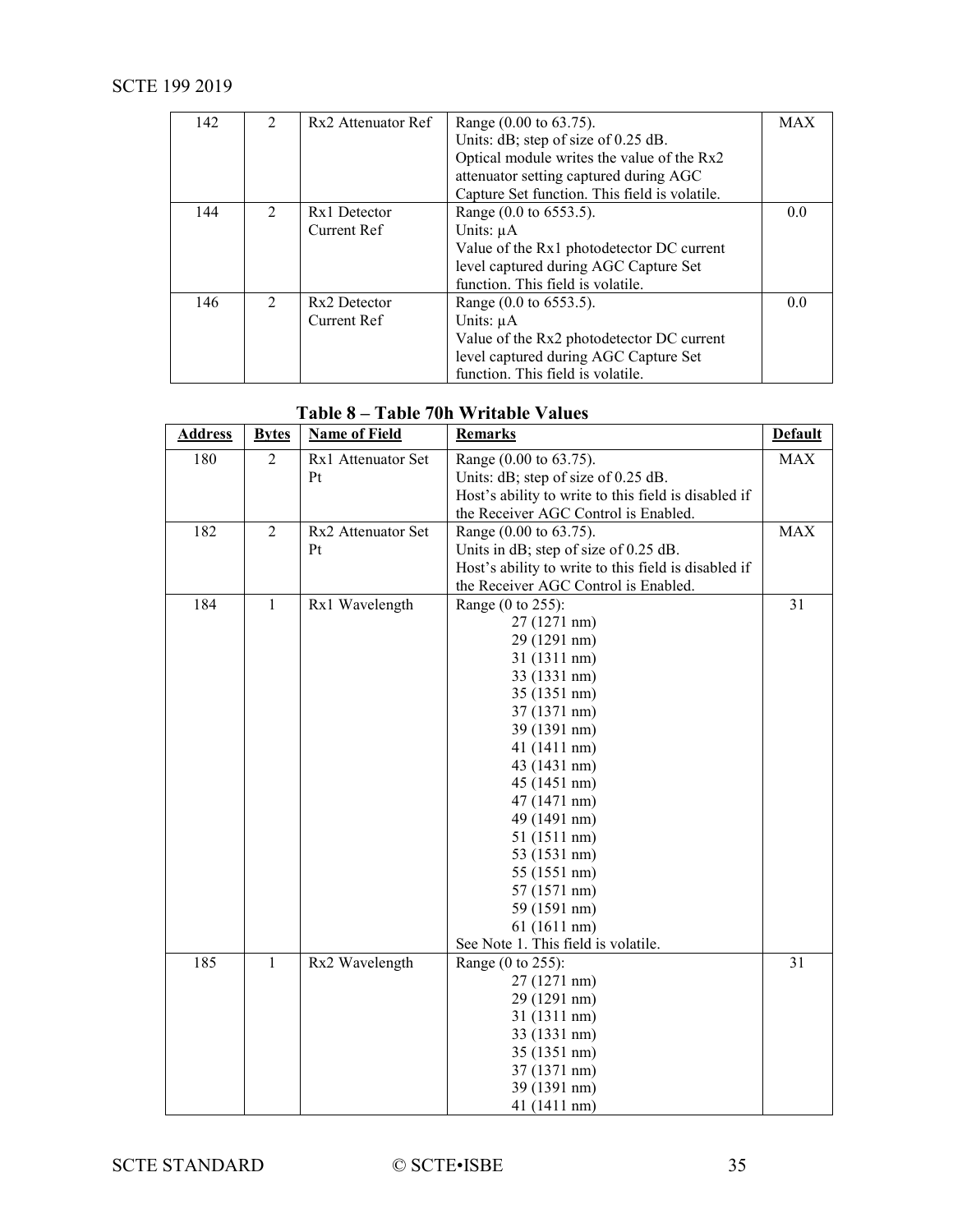| 142 | 2 | Rx2 Attenuator Ref | Range (0.00 to 63.75).<br>Units: dB; step of size of 0.25 dB.<br>Optical module writes the value of the Rx2 attenuator setting captured during AGC Capture Set function. This field is volatile. | MAX |
|---|---|---|---|---|
| 144 | 2 | Rx1 Detector Current Ref | Range (0.0 to 6553.5).<br>Units: µA<br>Value of the Rx1 photodetector DC current level captured during AGC Capture Set function. This field is volatile. | 0.0 |
| 146 | 2 | Rx2 Detector Current Ref | Range (0.0 to 6553.5).<br>Units: µA<br>Value of the Rx2 photodetector DC current level captured during AGC Capture Set function. This field is volatile. | 0.0 |

**Table 8 – Table 70h Writable Values**

| Address | Bytes | Name of Field | Remarks | Default |
|---|---|---|---|---|
| 180 | 2 | Rx1 Attenuator Set Pt | Range (0.00 to 63.75).<br>Units: dB; step of size of 0.25 dB.<br>Host's ability to write to this field is disabled if the Receiver AGC Control is Enabled. | MAX |
| 182 | 2 | Rx2 Attenuator Set Pt | Range (0.00 to 63.75).<br>Units in dB; step of size of 0.25 dB.<br>Host's ability to write to this field is disabled if the Receiver AGC Control is Enabled. | MAX |
| 184 | 1 | Rx1 Wavelength | Range (0 to 255):<br>27 (1271 nm)<br>29 (1291 nm)<br>31 (1311 nm)<br>33 (1331 nm)<br>35 (1351 nm)<br>37 (1371 nm)<br>39 (1391 nm)<br>41 (1411 nm)<br>43 (1431 nm)<br>45 (1451 nm)<br>47 (1471 nm)<br>49 (1491 nm)<br>51 (1511 nm)<br>53 (1531 nm)<br>55 (1551 nm)<br>57 (1571 nm)<br>59 (1591 nm)<br>61 (1611 nm)<br>See Note 1. This field is volatile. | 31 |
| 185 | 1 | Rx2 Wavelength | Range (0 to 255):<br>27 (1271 nm)<br>29 (1291 nm)<br>31 (1311 nm)<br>33 (1331 nm)<br>35 (1351 nm)<br>37 (1371 nm)<br>39 (1391 nm)<br>41 (1411 nm) | 31 |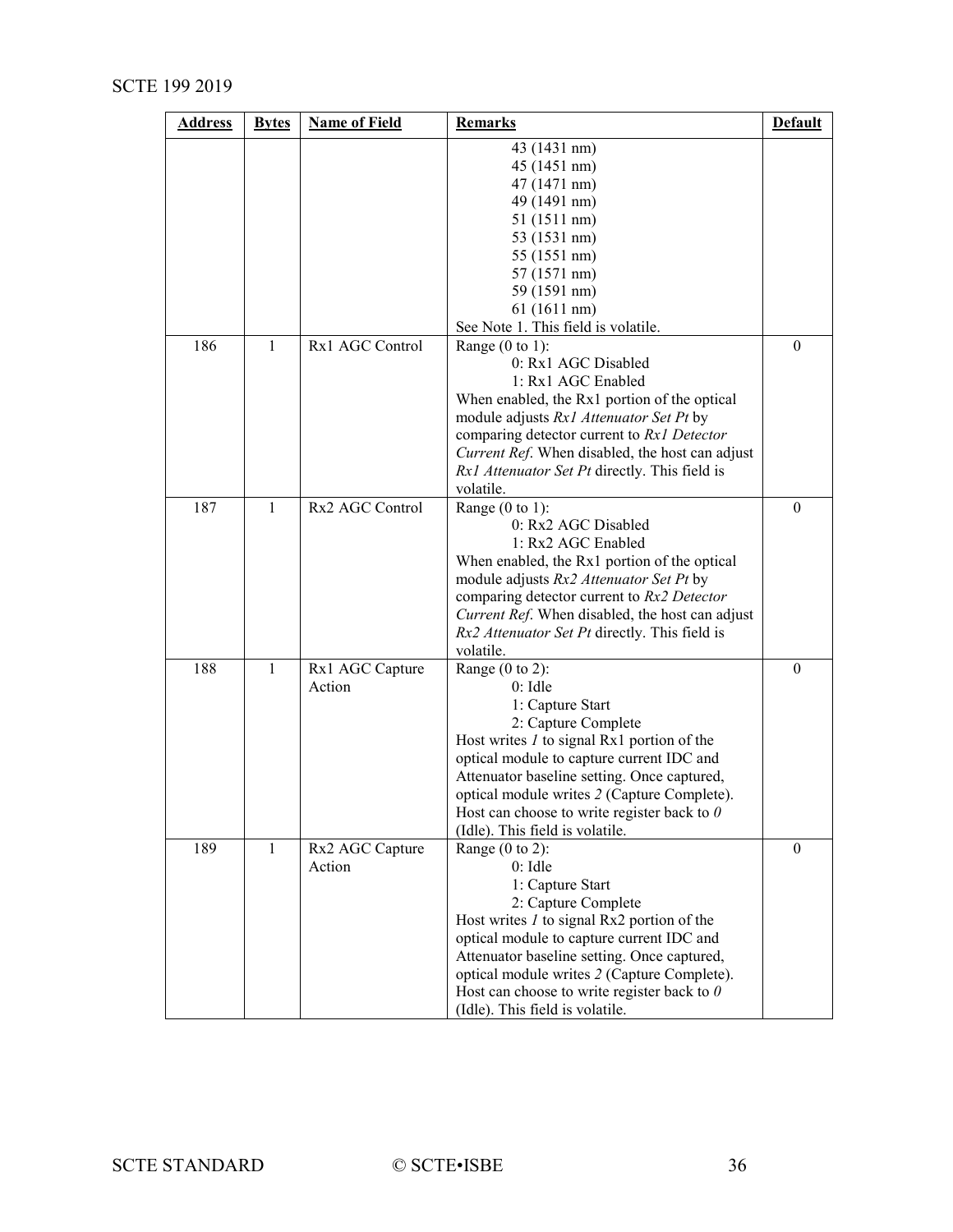| Address | Bytes | Name of Field | Remarks | Default |
|---|---|---|---|---|
| | | | 43 (1431 nm)<br>45 (1451 nm)<br>47 (1471 nm)<br>49 (1491 nm)<br>51 (1511 nm)<br>53 (1531 nm)<br>55 (1551 nm)<br>57 (1571 nm)<br>59 (1591 nm)<br>61 (1611 nm)<br>See Note 1. This field is volatile. | |
| 186 | 1 | Rx1 AGC Control | Range (0 to 1):<br>0: Rx1 AGC Disabled<br>1: Rx1 AGC Enabled<br>When enabled, the Rx1 portion of the optical module adjusts *Rx1 Attenuator Set Pt* by comparing detector current to *Rx1 Detector Current Ref*. When disabled, the host can adjust *Rx1 Attenuator Set Pt* directly. This field is volatile. | 0 |
| 187 | 1 | Rx2 AGC Control | Range (0 to 1):<br>0: Rx2 AGC Disabled<br>1: Rx2 AGC Enabled<br>When enabled, the Rx1 portion of the optical module adjusts *Rx2 Attenuator Set Pt* by comparing detector current to *Rx2 Detector Current Ref*. When disabled, the host can adjust *Rx2 Attenuator Set Pt* directly. This field is volatile. | 0 |
| 188 | 1 | Rx1 AGC Capture Action | Range (0 to 2):<br>0: Idle<br>1: Capture Start<br>2: Capture Complete<br>Host writes *1* to signal Rx1 portion of the optical module to capture current IDC and Attenuator baseline setting. Once captured, optical module writes *2* (Capture Complete). Host can choose to write register back to *0* (Idle). This field is volatile. | 0 |
| 189 | 1 | Rx2 AGC Capture Action | Range (0 to 2):<br>0: Idle<br>1: Capture Start<br>2: Capture Complete<br>Host writes *1* to signal Rx2 portion of the optical module to capture current IDC and Attenuator baseline setting. Once captured, optical module writes *2* (Capture Complete). Host can choose to write register back to *0* (Idle). This field is volatile. | 0 |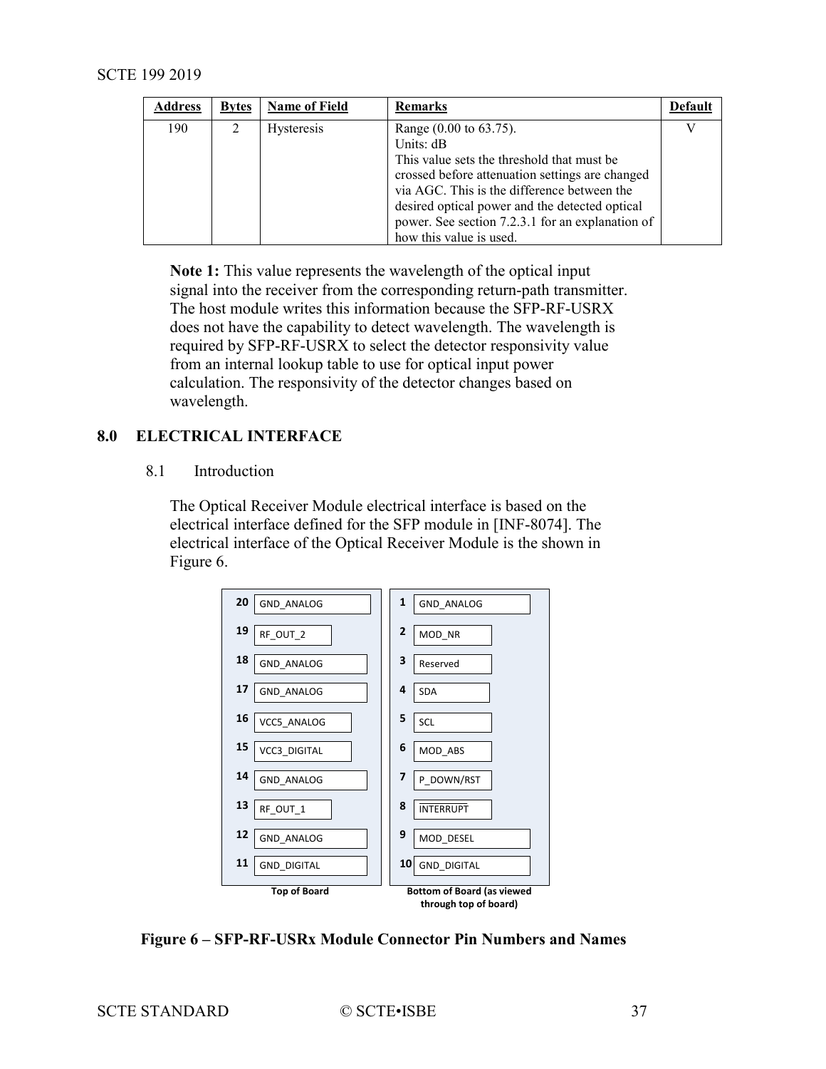| Address | Bytes | Name of Field | Remarks | Default |
|---|---|---|---|---|
| 190 | 2 | Hysteresis | Range (0.00 to 63.75).<br>Units: dB<br>This value sets the threshold that must be crossed before attenuation settings are changed via AGC. This is the difference between the desired optical power and the detected optical power. See section 7.2.3.1 for an explanation of how this value is used. | V |

**Note 1:** This value represents the wavelength of the optical input signal into the receiver from the corresponding return-path transmitter. The host module writes this information because the SFP-RF-USRX does not have the capability to detect wavelength. The wavelength is required by SFP-RF-USRX to select the detector responsivity value from an internal lookup table to use for optical input power calculation. The responsivity of the detector changes based on wavelength.

# 8.0 ELECTRICAL INTERFACE

## 8.1 Introduction

The Optical Receiver Module electrical interface is based on the electrical interface defined for the SFP module in [INF-8074]. The electrical interface of the Optical Receiver Module is the shown in Figure 6.

| Pin | Top of Board | Pin | Bottom of Board (as viewed through top of board) |
|---|---|---|---|
| 20 | GND_ANALOG | 1 | GND_ANALOG |
| 19 | RF_OUT_2 | 2 | MOD_NR |
| 18 | GND_ANALOG | 3 | Reserved |
| 17 | GND_ANALOG | 4 | SDA |
| 16 | VCC5_ANALOG | 5 | SCL |
| 15 | VCC3_DIGITAL | 6 | MOD_ABS |
| 14 | GND_ANALOG | 7 | P_DOWN/RST |
| 13 | RF_OUT_1 | 8 | $\overline{\text{INTERRUPT}}$ |
| 12 | GND_ANALOG | 9 | MOD_DESEL |
| 11 | GND_DIGITAL | 10 | GND_DIGITAL |

**Figure 6 – SFP-RF-USRx Module Connector Pin Numbers and Names**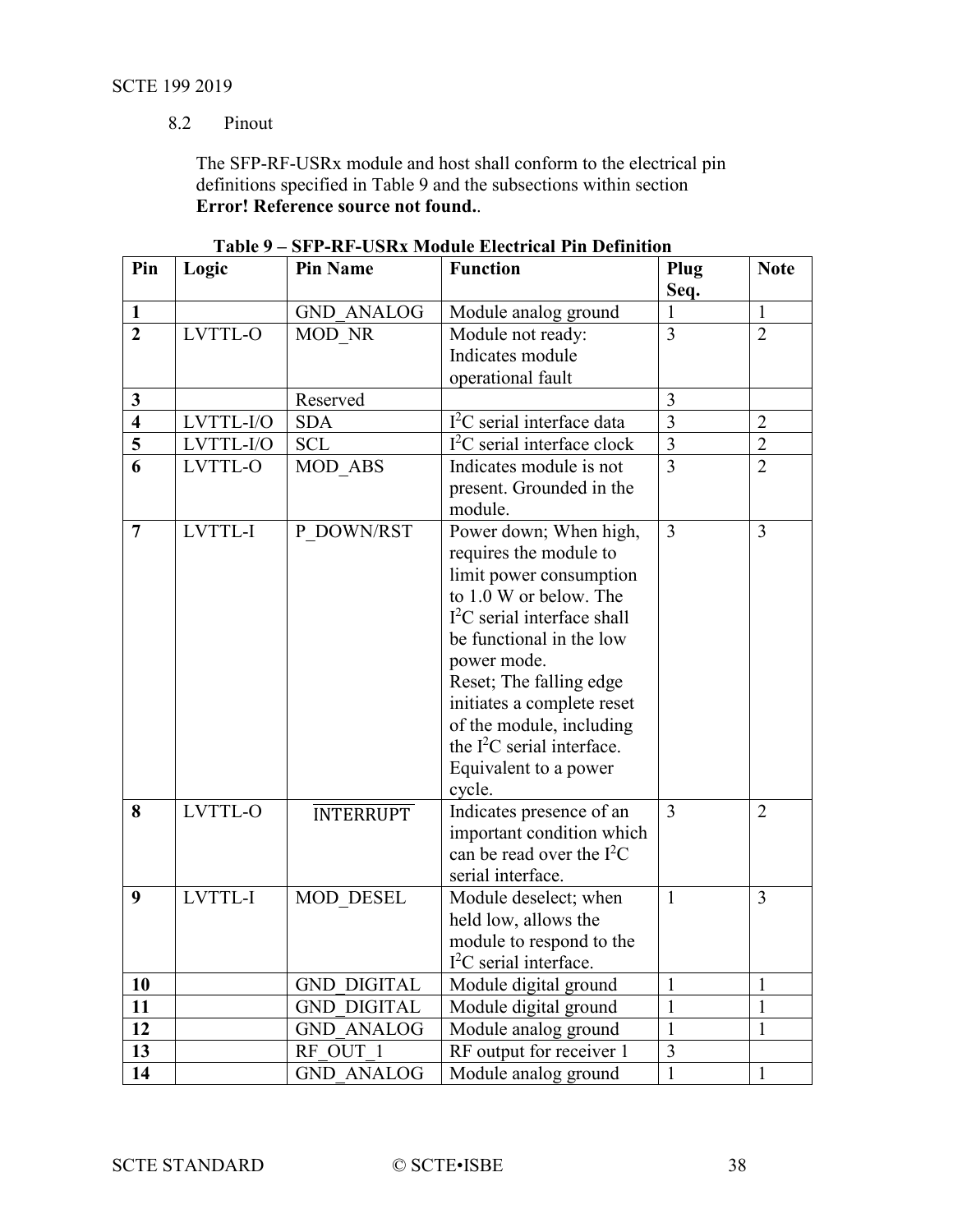## 8.2 Pinout

The SFP-RF-USRx module and host shall conform to the electrical pin definitions specified in Table 9 and the subsections within section **Error! Reference source not found.**.

**Table 9 – SFP-RF-USRx Module Electrical Pin Definition**

| Pin | Logic | Pin Name | Function | Plug Seq. | Note |
|---|---|---|---|---|---|
| **1** | | GND_ANALOG | Module analog ground | 1 | 1 |
| **2** | LVTTL-O | MOD_NR | Module not ready: Indicates module operational fault | 3 | 2 |
| **3** | | Reserved | | 3 | |
| **4** | LVTTL-I/O | SDA | $I^2C$ serial interface data | 3 | 2 |
| **5** | LVTTL-I/O | SCL | $I^2C$ serial interface clock | 3 | 2 |
| **6** | LVTTL-O | MOD_ABS | Indicates module is not present. Grounded in the module. | 3 | 2 |
| **7** | LVTTL-I | P_DOWN/RST | Power down; When high, requires the module to limit power consumption to 1.0 W or below. The $I^2C$ serial interface shall be functional in the low power mode. Reset; The falling edge initiates a complete reset of the module, including the $I^2C$ serial interface. Equivalent to a power cycle. | 3 | 3 |
| **8** | LVTTL-O | $\overline{\text{INTERRUPT}}$ | Indicates presence of an important condition which can be read over the $I^2C$ serial interface. | 3 | 2 |
| **9** | LVTTL-I | MOD_DESEL | Module deselect; when held low, allows the module to respond to the $I^2C$ serial interface. | 1 | 3 |
| **10** | | GND_DIGITAL | Module digital ground | 1 | 1 |
| **11** | | GND_DIGITAL | Module digital ground | 1 | 1 |
| **12** | | GND_ANALOG | Module analog ground | 1 | 1 |
| **13** | | RF_OUT_1 | RF output for receiver 1 | 3 | |
| **14** | | GND_ANALOG | Module analog ground | 1 | 1 |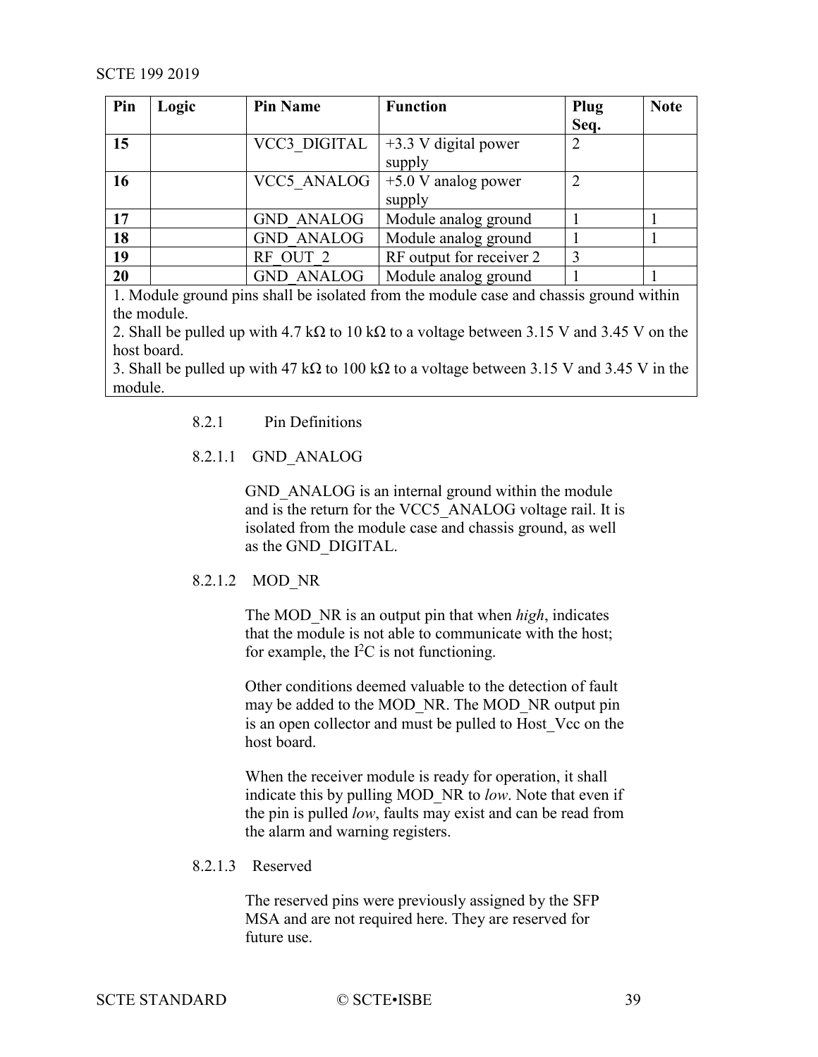| Pin | Logic | Pin Name | Function | Plug Seq. | Note |
|---|---|---|---|---|---|
| **15** | | VCC3_DIGITAL | +3.3 V digital power supply | 2 | |
| **16** | | VCC5_ANALOG | +5.0 V analog power supply | 2 | |
| **17** | | GND_ANALOG | Module analog ground | 1 | 1 |
| **18** | | GND_ANALOG | Module analog ground | 1 | 1 |
| **19** | | RF_OUT_2 | RF output for receiver 2 | 3 | |
| **20** | | GND_ANALOG | Module analog ground | 1 | 1 |

1. Module ground pins shall be isolated from the module case and chassis ground within the module.
2. Shall be pulled up with 4.7 kΩ to 10 kΩ to a voltage between 3.15 V and 3.45 V on the host board.
3. Shall be pulled up with 47 kΩ to 100 kΩ to a voltage between 3.15 V and 3.45 V in the module.

### 8.2.1 Pin Definitions

#### 8.2.1.1 GND_ANALOG

GND_ANALOG is an internal ground within the module and is the return for the VCC5_ANALOG voltage rail. It is isolated from the module case and chassis ground, as well as the GND_DIGITAL.

#### 8.2.1.2 MOD_NR

The MOD_NR is an output pin that when *high*, indicates that the module is not able to communicate with the host; for example, the $I^2C$ is not functioning.

Other conditions deemed valuable to the detection of fault may be added to the MOD_NR. The MOD_NR output pin is an open collector and must be pulled to Host_Vcc on the host board.

When the receiver module is ready for operation, it shall indicate this by pulling MOD_NR to *low*. Note that even if the pin is pulled *low*, faults may exist and can be read from the alarm and warning registers.

#### 8.2.1.3 Reserved

The reserved pins were previously assigned by the SFP MSA and are not required here. They are reserved for future use.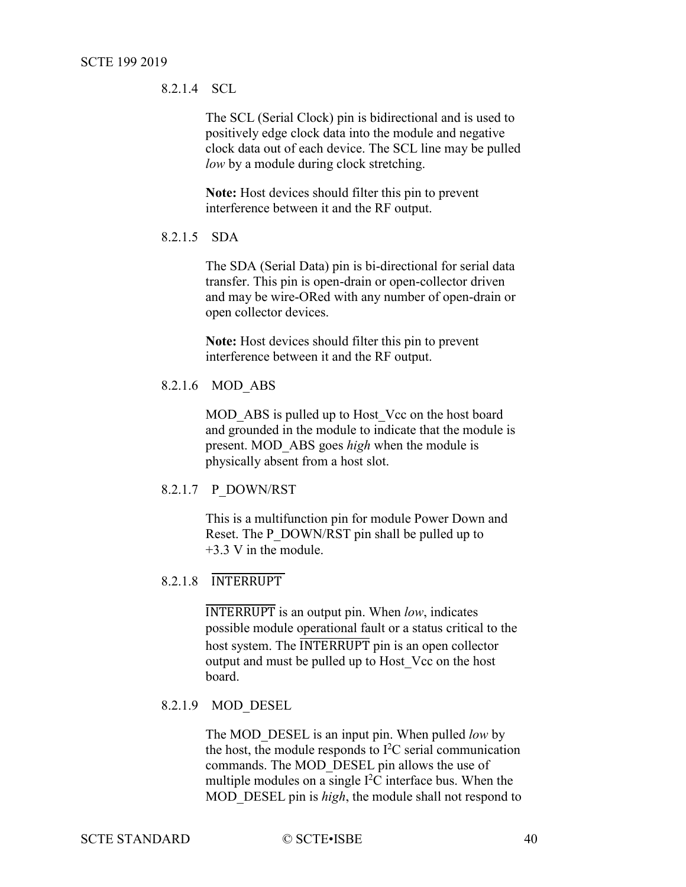#### 8.2.1.4 SCL

The SCL (Serial Clock) pin is bidirectional and is used to positively edge clock data into the module and negative clock data out of each device. The SCL line may be pulled *low* by a module during clock stretching.

**Note:** Host devices should filter this pin to prevent interference between it and the RF output.

#### 8.2.1.5 SDA

The SDA (Serial Data) pin is bi-directional for serial data transfer. This pin is open-drain or open-collector driven and may be wire-ORed with any number of open-drain or open collector devices.

**Note:** Host devices should filter this pin to prevent interference between it and the RF output.

#### 8.2.1.6 MOD_ABS

MOD_ABS is pulled up to Host_Vcc on the host board and grounded in the module to indicate that the module is present. MOD_ABS goes *high* when the module is physically absent from a host slot.

#### 8.2.1.7 P_DOWN/RST

This is a multifunction pin for module Power Down and Reset. The P_DOWN/RST pin shall be pulled up to +3.3 V in the module.

#### 8.2.1.8 $\overline{\text{INTERRUPT}}$

$\overline{\text{INTERRUPT}}$ is an output pin. When *low*, indicates possible module operational fault or a status critical to the host system. The $\overline{\text{INTERRUPT}}$ pin is an open collector output and must be pulled up to Host_Vcc on the host board.

#### 8.2.1.9 MOD_DESEL

The MOD_DESEL is an input pin. When pulled *low* by the host, the module responds to $I^2C$ serial communication commands. The MOD_DESEL pin allows the use of multiple modules on a single $I^2C$ interface bus. When the MOD_DESEL pin is *high*, the module shall not respond to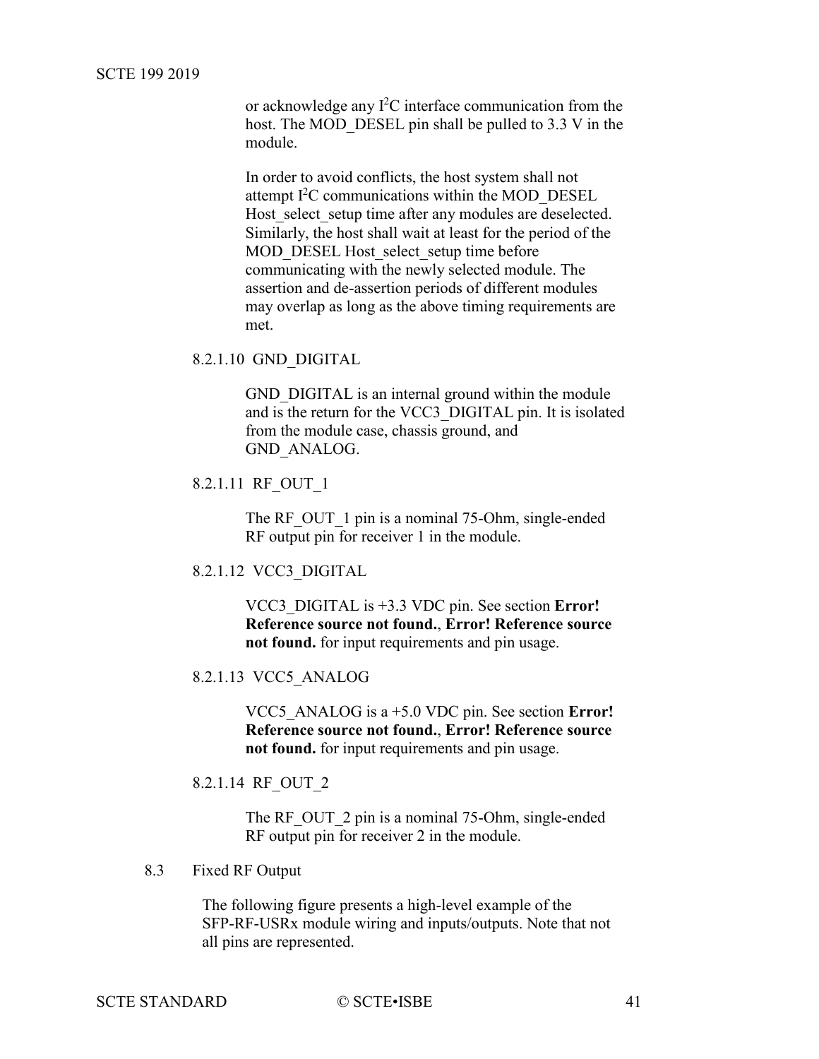or acknowledge any I$^2$C interface communication from the host. The MOD_DESEL pin shall be pulled to 3.3 V in the module.

In order to avoid conflicts, the host system shall not attempt I$^2$C communications within the MOD_DESEL Host_select_setup time after any modules are deselected. Similarly, the host shall wait at least for the period of the MOD_DESEL Host_select_setup time before communicating with the newly selected module. The assertion and de-assertion periods of different modules may overlap as long as the above timing requirements are met.

#### 8.2.1.10 GND_DIGITAL

GND_DIGITAL is an internal ground within the module and is the return for the VCC3_DIGITAL pin. It is isolated from the module case, chassis ground, and GND_ANALOG.

#### 8.2.1.11 RF_OUT_1

The RF_OUT_1 pin is a nominal 75-Ohm, single-ended RF output pin for receiver 1 in the module.

#### 8.2.1.12 VCC3_DIGITAL

VCC3_DIGITAL is +3.3 VDC pin. See section **Error! Reference source not found.**, **Error! Reference source not found.** for input requirements and pin usage.

#### 8.2.1.13 VCC5_ANALOG

VCC5_ANALOG is a +5.0 VDC pin. See section **Error! Reference source not found.**, **Error! Reference source not found.** for input requirements and pin usage.

#### 8.2.1.14 RF_OUT_2

The RF_OUT_2 pin is a nominal 75-Ohm, single-ended RF output pin for receiver 2 in the module.

## 8.3 Fixed RF Output

The following figure presents a high-level example of the SFP-RF-USRx module wiring and inputs/outputs. Note that not all pins are represented.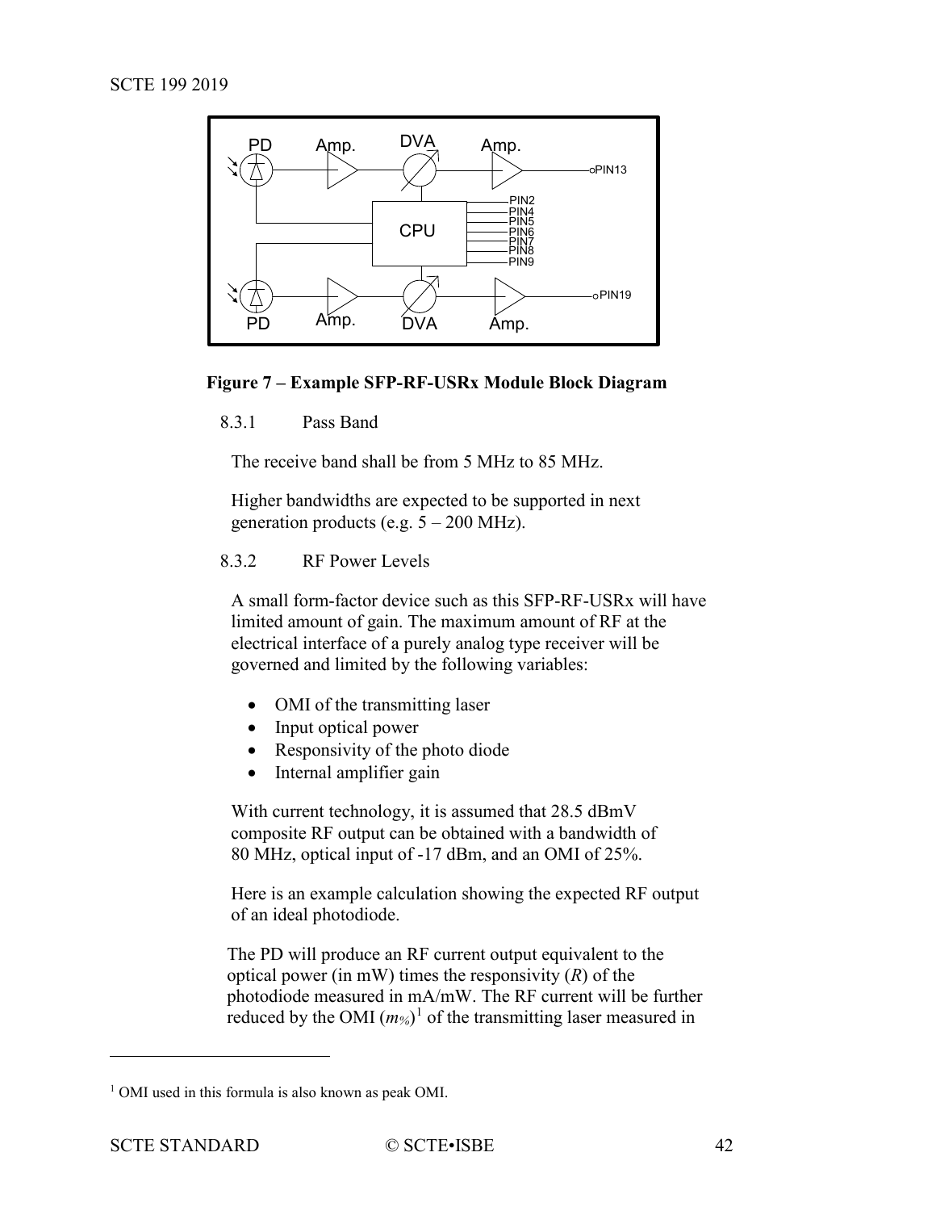**Figure 7 – Example SFP-RF-USRx Module Block Diagram**

### 8.3.1 Pass Band

The receive band shall be from 5 MHz to 85 MHz.

Higher bandwidths are expected to be supported in next generation products (e.g. 5 – 200 MHz).

### 8.3.2 RF Power Levels

A small form-factor device such as this SFP-RF-USRx will have limited amount of gain. The maximum amount of RF at the electrical interface of a purely analog type receiver will be governed and limited by the following variables:

- OMI of the transmitting laser
- Input optical power
- Responsivity of the photo diode
- Internal amplifier gain

With current technology, it is assumed that 28.5 dBmV composite RF output can be obtained with a bandwidth of 80 MHz, optical input of -17 dBm, and an OMI of 25%.

Here is an example calculation showing the expected RF output of an ideal photodiode.

The PD will produce an RF current output equivalent to the optical power (in mW) times the responsivity ($R$) of the photodiode measured in mA/mW. The RF current will be further reduced by the OMI ($m_{\%}$)[1] of the transmitting laser measured in

[1] OMI used in this formula is also known as peak OMI.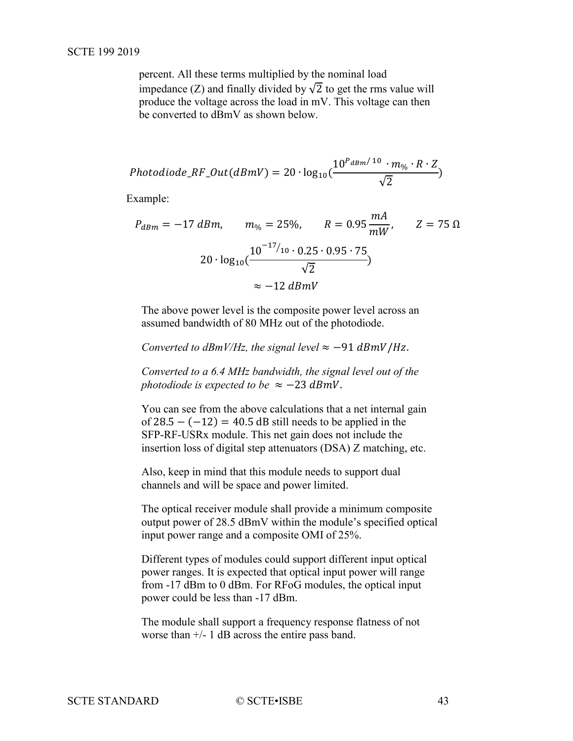percent. All these terms multiplied by the nominal load impedance (Z) and finally divided by $\sqrt{2}$ to get the rms value will produce the voltage across the load in mV. This voltage can then be converted to dBmV as shown below.

$$Photodiode\_RF\_Out(dBmV) = 20 \cdot \log_{10}\left(\frac{10^{P_{dBm}/10} \cdot m_{\%} \cdot R \cdot Z}{\sqrt{2}}\right)$$

Example:

$$P_{dBm} = -17\ dBm, \qquad m_{\%} = 25\%, \qquad R = 0.95\,\frac{mA}{mW}, \qquad Z = 75\ \Omega$$

$$20 \cdot \log_{10}\left(\frac{10^{-17/10} \cdot 0.25 \cdot 0.95 \cdot 75}{\sqrt{2}}\right)$$

$$\approx -12\ dBmV$$

The above power level is the composite power level across an assumed bandwidth of 80 MHz out of the photodiode.

*Converted to dBmV/Hz, the signal level* $\approx -91\ dBmV/Hz$.

*Converted to a 6.4 MHz bandwidth, the signal level out of the photodiode is expected to be* $\approx -23\ dBmV$.

You can see from the above calculations that a net internal gain of $28.5 - (-12) = 40.5$ dB still needs to be applied in the SFP-RF-USRx module. This net gain does not include the insertion loss of digital step attenuators (DSA) Z matching, etc.

Also, keep in mind that this module needs to support dual channels and will be space and power limited.

The optical receiver module shall provide a minimum composite output power of 28.5 dBmV within the module's specified optical input power range and a composite OMI of 25%.

Different types of modules could support different input optical power ranges. It is expected that optical input power will range from -17 dBm to 0 dBm. For RFoG modules, the optical input power could be less than -17 dBm.

The module shall support a frequency response flatness of not worse than +/- 1 dB across the entire pass band.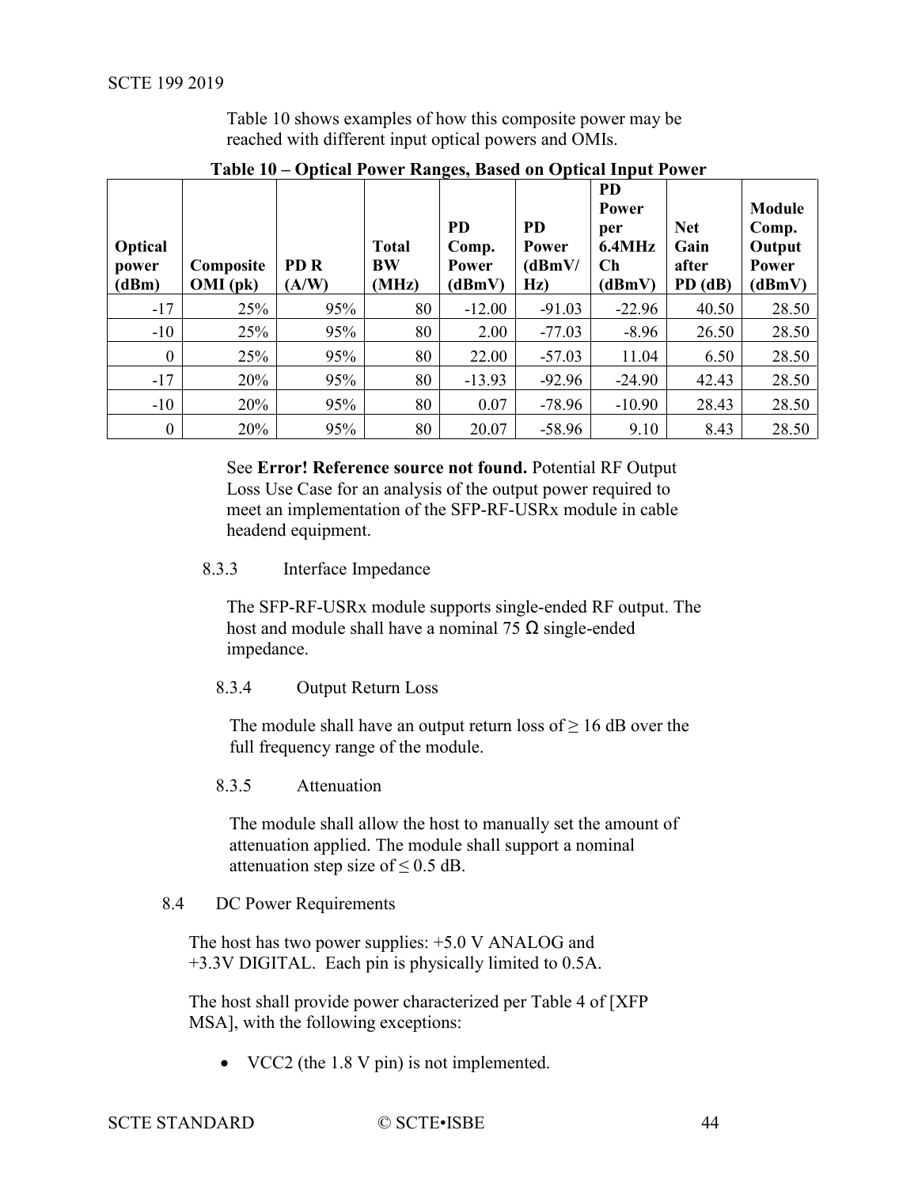Table 10 shows examples of how this composite power may be reached with different input optical powers and OMIs.

**Table 10 – Optical Power Ranges, Based on Optical Input Power**

| Optical power (dBm) | Composite OMI (pk) | PD R (A/W) | Total BW (MHz) | PD Comp. Power (dBmV) | PD Power (dBmV/ Hz) | PD Power per 6.4MHz Ch (dBmV) | Net Gain after PD (dB) | Module Comp. Output Power (dBmV) |
|---|---|---|---|---|---|---|---|---|
| -17 | 25% | 95% | 80 | -12.00 | -91.03 | -22.96 | 40.50 | 28.50 |
| -10 | 25% | 95% | 80 | 2.00 | -77.03 | -8.96 | 26.50 | 28.50 |
| 0 | 25% | 95% | 80 | 22.00 | -57.03 | 11.04 | 6.50 | 28.50 |
| -17 | 20% | 95% | 80 | -13.93 | -92.96 | -24.90 | 42.43 | 28.50 |
| -10 | 20% | 95% | 80 | 0.07 | -78.96 | -10.90 | 28.43 | 28.50 |
| 0 | 20% | 95% | 80 | 20.07 | -58.96 | 9.10 | 8.43 | 28.50 |

See **Error! Reference source not found.** Potential RF Output Loss Use Case for an analysis of the output power required to meet an implementation of the SFP-RF-USRx module in cable headend equipment.

### 8.3.3 Interface Impedance

The SFP-RF-USRx module supports single-ended RF output. The host and module shall have a nominal 75 Ω single-ended impedance.

### 8.3.4 Output Return Loss

The module shall have an output return loss of ≥ 16 dB over the full frequency range of the module.

### 8.3.5 Attenuation

The module shall allow the host to manually set the amount of attenuation applied. The module shall support a nominal attenuation step size of ≤ 0.5 dB.

## 8.4 DC Power Requirements

The host has two power supplies: +5.0 V ANALOG and +3.3V DIGITAL. Each pin is physically limited to 0.5A.

The host shall provide power characterized per Table 4 of [XFP MSA], with the following exceptions:

- VCC2 (the 1.8 V pin) is not implemented.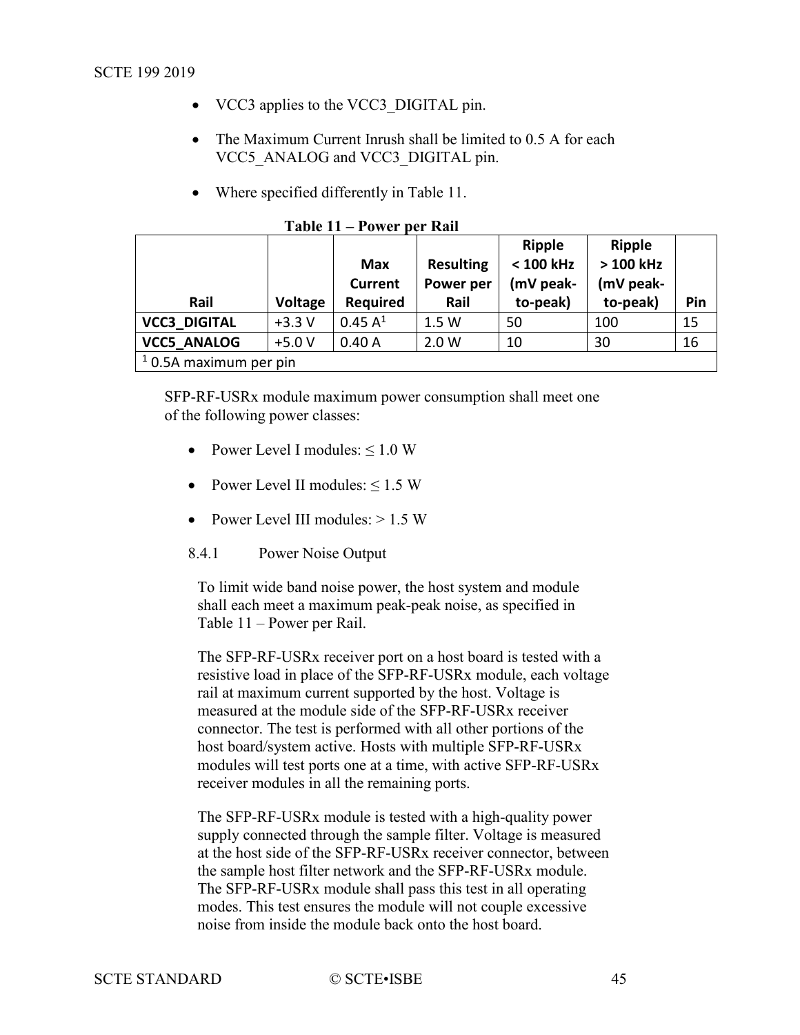- VCC3 applies to the VCC3_DIGITAL pin.
- The Maximum Current Inrush shall be limited to 0.5 A for each VCC5_ANALOG and VCC3_DIGITAL pin.
- Where specified differently in Table 11.

**Table 11 – Power per Rail**

| Rail | Voltage | Max Current Required | Resulting Power per Rail | Ripple < 100 kHz (mV peak-to-peak) | Ripple > 100 kHz (mV peak-to-peak) | Pin |
|---|---|---|---|---|---|---|
| **VCC3_DIGITAL** | +3.3 V | 0.45 A[1] | 1.5 W | 50 | 100 | 15 |
| **VCC5_ANALOG** | +5.0 V | 0.40 A | 2.0 W | 10 | 30 | 16 |

[1] 0.5A maximum per pin

SFP-RF-USRx module maximum power consumption shall meet one of the following power classes:

- Power Level I modules: ≤ 1.0 W
- Power Level II modules: ≤ 1.5 W
- Power Level III modules: > 1.5 W

#### 8.4.1 Power Noise Output

To limit wide band noise power, the host system and module shall each meet a maximum peak-peak noise, as specified in Table 11 – Power per Rail.

The SFP-RF-USRx receiver port on a host board is tested with a resistive load in place of the SFP-RF-USRx module, each voltage rail at maximum current supported by the host. Voltage is measured at the module side of the SFP-RF-USRx receiver connector. The test is performed with all other portions of the host board/system active. Hosts with multiple SFP-RF-USRx modules will test ports one at a time, with active SFP-RF-USRx receiver modules in all the remaining ports.

The SFP-RF-USRx module is tested with a high-quality power supply connected through the sample filter. Voltage is measured at the host side of the SFP-RF-USRx receiver connector, between the sample host filter network and the SFP-RF-USRx module. The SFP-RF-USRx module shall pass this test in all operating modes. This test ensures the module will not couple excessive noise from inside the module back onto the host board.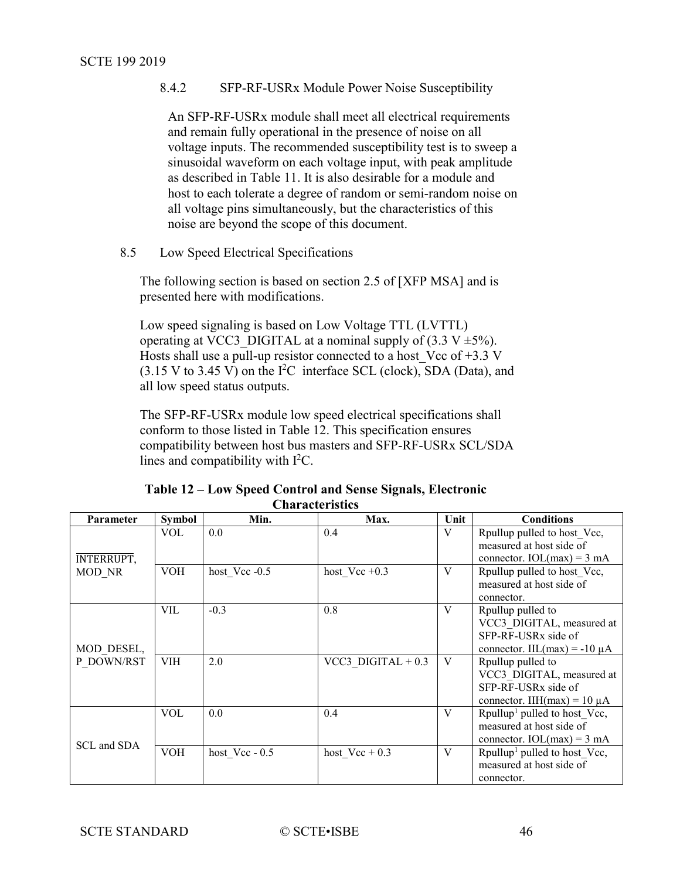#### 8.4.2 SFP-RF-USRx Module Power Noise Susceptibility

An SFP-RF-USRx module shall meet all electrical requirements and remain fully operational in the presence of noise on all voltage inputs. The recommended susceptibility test is to sweep a sinusoidal waveform on each voltage input, with peak amplitude as described in Table 11. It is also desirable for a module and host to each tolerate a degree of random or semi-random noise on all voltage pins simultaneously, but the characteristics of this noise are beyond the scope of this document.

### 8.5 Low Speed Electrical Specifications

The following section is based on section 2.5 of [XFP MSA] and is presented here with modifications.

Low speed signaling is based on Low Voltage TTL (LVTTL) operating at VCC3_DIGITAL at a nominal supply of (3.3 V ±5%). Hosts shall use a pull-up resistor connected to a host_Vcc of +3.3 V (3.15 V to 3.45 V) on the $I^2C$ interface SCL (clock), SDA (Data), and all low speed status outputs.

The SFP-RF-USRx module low speed electrical specifications shall conform to those listed in Table 12. This specification ensures compatibility between host bus masters and SFP-RF-USRx SCL/SDA lines and compatibility with $I^2C$.

**Table 12 – Low Speed Control and Sense Signals, Electronic Characteristics**

| Parameter | Symbol | Min. | Max. | Unit | Conditions |
|---|---|---|---|---|---|
| $\overline{\text{INTERRUPT}}$, MOD_NR | VOL | 0.0 | 0.4 | V | Rpullup pulled to host_Vcc, measured at host side of connector. IOL(max) = 3 mA |
| | VOH | host_Vcc -0.5 | host_Vcc +0.3 | V | Rpullup pulled to host_Vcc, measured at host side of connector. |
| MOD_DESEL, P_DOWN/RST | VIL | -0.3 | 0.8 | V | Rpullup pulled to VCC3_DIGITAL, measured at SFP-RF-USRx side of connector. IIL(max) = -10 µA |
| | VIH | 2.0 | VCC3_DIGITAL + 0.3 | V | Rpullup pulled to VCC3_DIGITAL, measured at SFP-RF-USRx side of connector. IIH(max) = 10 µA |
| SCL and SDA | VOL | 0.0 | 0.4 | V | Rpullup[1] pulled to host_Vcc, measured at host side of connector. IOL(max) = 3 mA |
| | VOH | host_Vcc - 0.5 | host_Vcc + 0.3 | V | Rpullup[1] pulled to host_Vcc, measured at host side of connector. |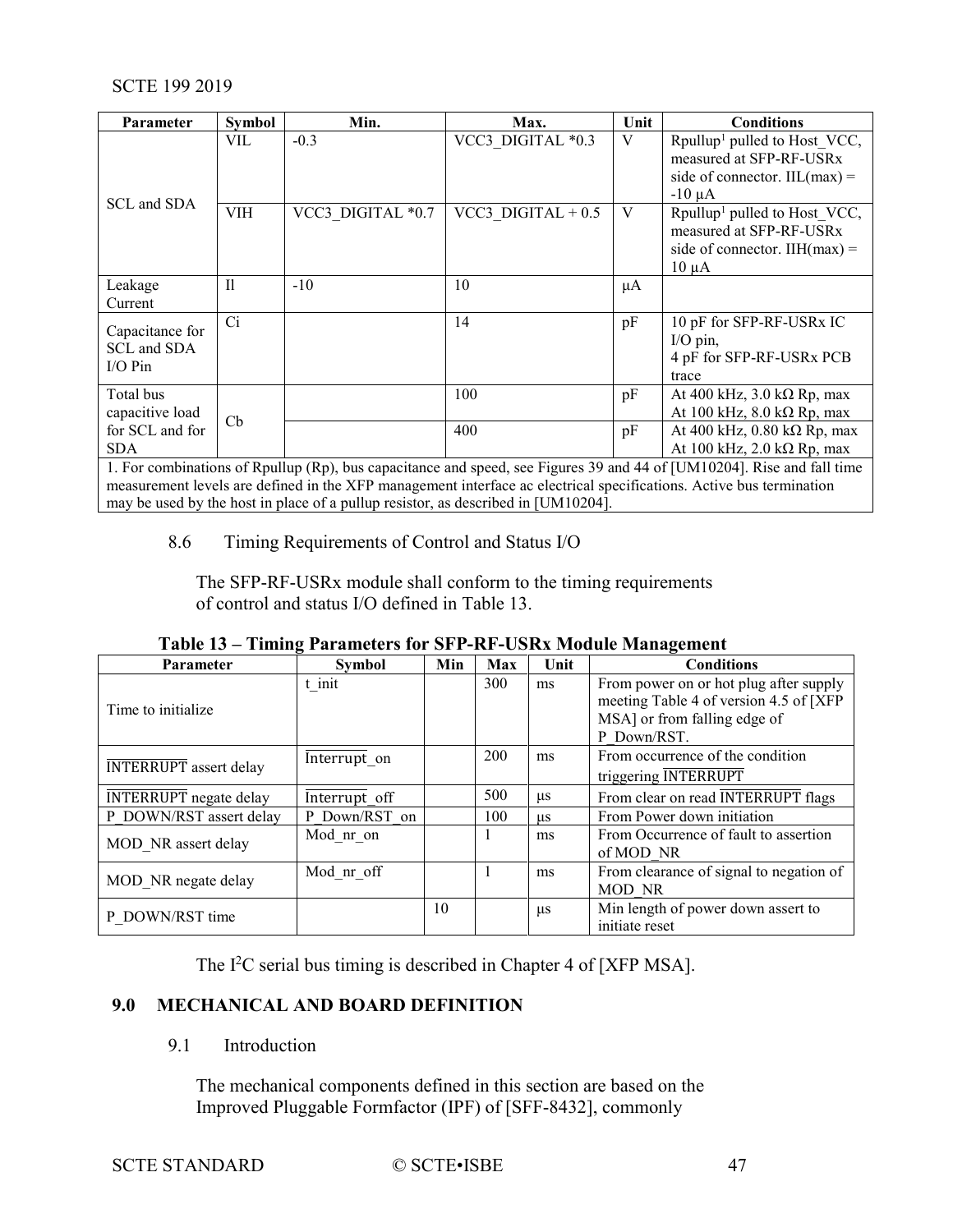| Parameter | Symbol | Min. | Max. | Unit | Conditions |
|---|---|---|---|---|---|
| SCL and SDA | VIL | -0.3 | VCC3_DIGITAL *0.3 | V | Rpullup[1] pulled to Host_VCC, measured at SFP-RF-USRx side of connector. IIL(max) = -10 μA |
| | VIH | VCC3_DIGITAL *0.7 | VCC3_DIGITAL + 0.5 | V | Rpullup[1] pulled to Host_VCC, measured at SFP-RF-USRx side of connector. IIH(max) = 10 μA |
| Leakage Current | Il | -10 | 10 | μA | |
| Capacitance for SCL and SDA I/O Pin | Ci | | 14 | pF | 10 pF for SFP-RF-USRx IC I/O pin, 4 pF for SFP-RF-USRx PCB trace |
| Total bus capacitive load for SCL and for SDA | Cb | | 100 | pF | At 400 kHz, 3.0 kΩ Rp, max At 100 kHz, 8.0 kΩ Rp, max |
| | | | 400 | pF | At 400 kHz, 0.80 kΩ Rp, max At 100 kHz, 2.0 kΩ Rp, max |
| 1. For combinations of Rpullup (Rp), bus capacitance and speed, see Figures 39 and 44 of [UM10204]. Rise and fall time measurement levels are defined in the XFP management interface ac electrical specifications. Active bus termination may be used by the host in place of a pullup resistor, as described in [UM10204]. | | | | | |

## 8.6 Timing Requirements of Control and Status I/O

The SFP-RF-USRx module shall conform to the timing requirements of control and status I/O defined in Table 13.

**Table 13 – Timing Parameters for SFP-RF-USRx Module Management**

| Parameter | Symbol | Min | Max | Unit | Conditions |
|---|---|---|---|---|---|
| Time to initialize | t_init | | 300 | ms | From power on or hot plug after supply meeting Table 4 of version 4.5 of [XFP MSA] or from falling edge of P_Down/RST. |
| $\overline{\text{INTERRUPT}}$ assert delay | $\overline{\text{Interrupt}}$_on | | 200 | ms | From occurrence of the condition triggering $\overline{\text{INTERRUPT}}$ |
| $\overline{\text{INTERRUPT}}$ negate delay | $\overline{\text{Interrupt}}$_off | | 500 | μs | From clear on read $\overline{\text{INTERRUPT}}$ flags |
| P_DOWN/RST assert delay | P_Down/RST_on | | 100 | μs | From Power down initiation |
| MOD_NR assert delay | Mod_nr_on | | 1 | ms | From Occurrence of fault to assertion of MOD_NR |
| MOD_NR negate delay | Mod_nr_off | | 1 | ms | From clearance of signal to negation of MOD_NR |
| P_DOWN/RST time | | 10 | | μs | Min length of power down assert to initiate reset |

The $I^2C$ serial bus timing is described in Chapter 4 of [XFP MSA].

# 9.0 MECHANICAL AND BOARD DEFINITION

## 9.1 Introduction

The mechanical components defined in this section are based on the Improved Pluggable Formfactor (IPF) of [SFF-8432], commonly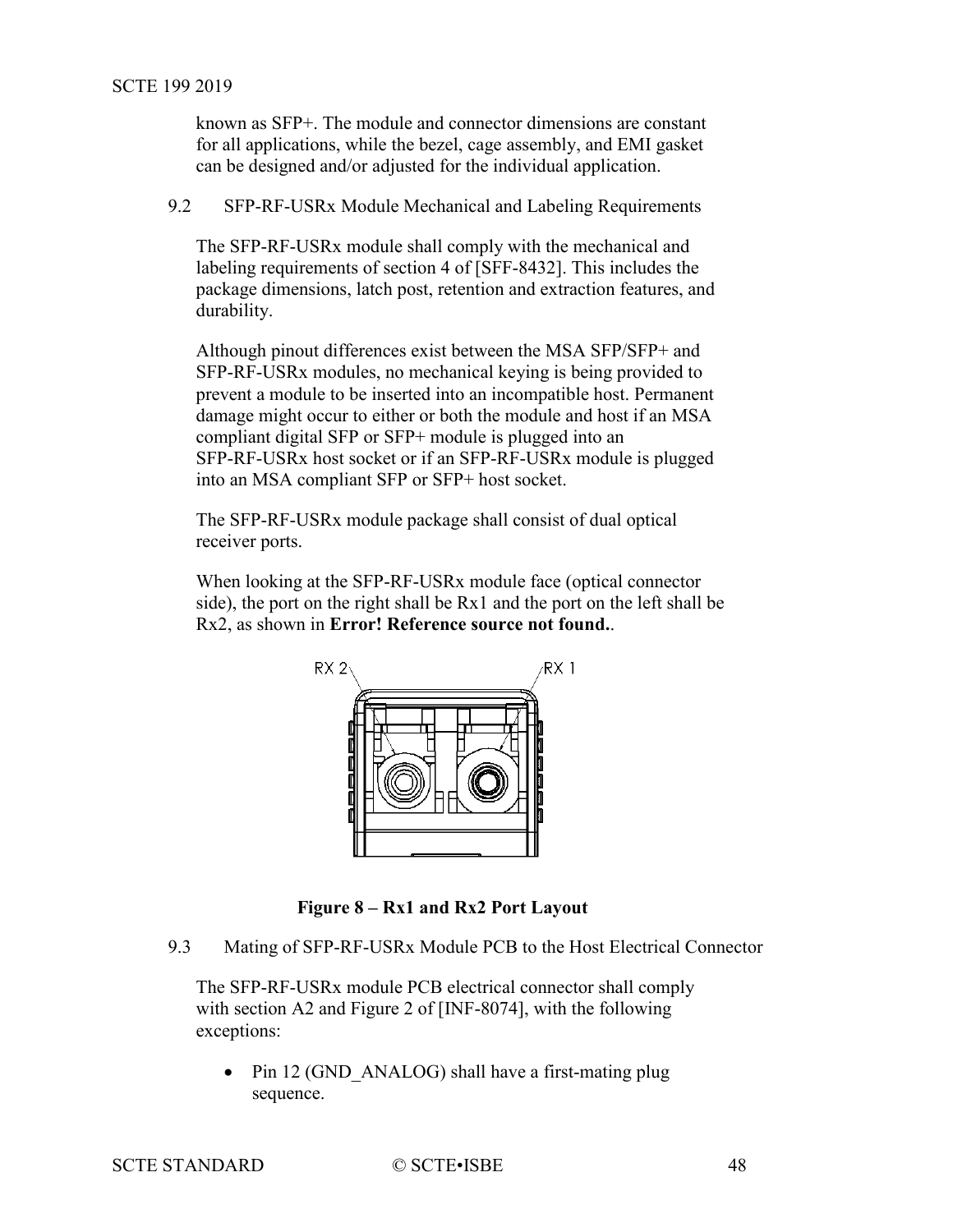known as SFP+. The module and connector dimensions are constant for all applications, while the bezel, cage assembly, and EMI gasket can be designed and/or adjusted for the individual application.

## 9.2 SFP-RF-USRx Module Mechanical and Labeling Requirements

The SFP-RF-USRx module shall comply with the mechanical and labeling requirements of section 4 of [SFF-8432]. This includes the package dimensions, latch post, retention and extraction features, and durability.

Although pinout differences exist between the MSA SFP/SFP+ and SFP-RF-USRx modules, no mechanical keying is being provided to prevent a module to be inserted into an incompatible host. Permanent damage might occur to either or both the module and host if an MSA compliant digital SFP or SFP+ module is plugged into an SFP-RF-USRx host socket or if an SFP-RF-USRx module is plugged into an MSA compliant SFP or SFP+ host socket.

The SFP-RF-USRx module package shall consist of dual optical receiver ports.

When looking at the SFP-RF-USRx module face (optical connector side), the port on the right shall be Rx1 and the port on the left shall be Rx2, as shown in **Error! Reference source not found.**.

**Figure 8 – Rx1 and Rx2 Port Layout**

## 9.3 Mating of SFP-RF-USRx Module PCB to the Host Electrical Connector

The SFP-RF-USRx module PCB electrical connector shall comply with section A2 and Figure 2 of [INF-8074], with the following exceptions:

- Pin 12 (GND_ANALOG) shall have a first-mating plug sequence.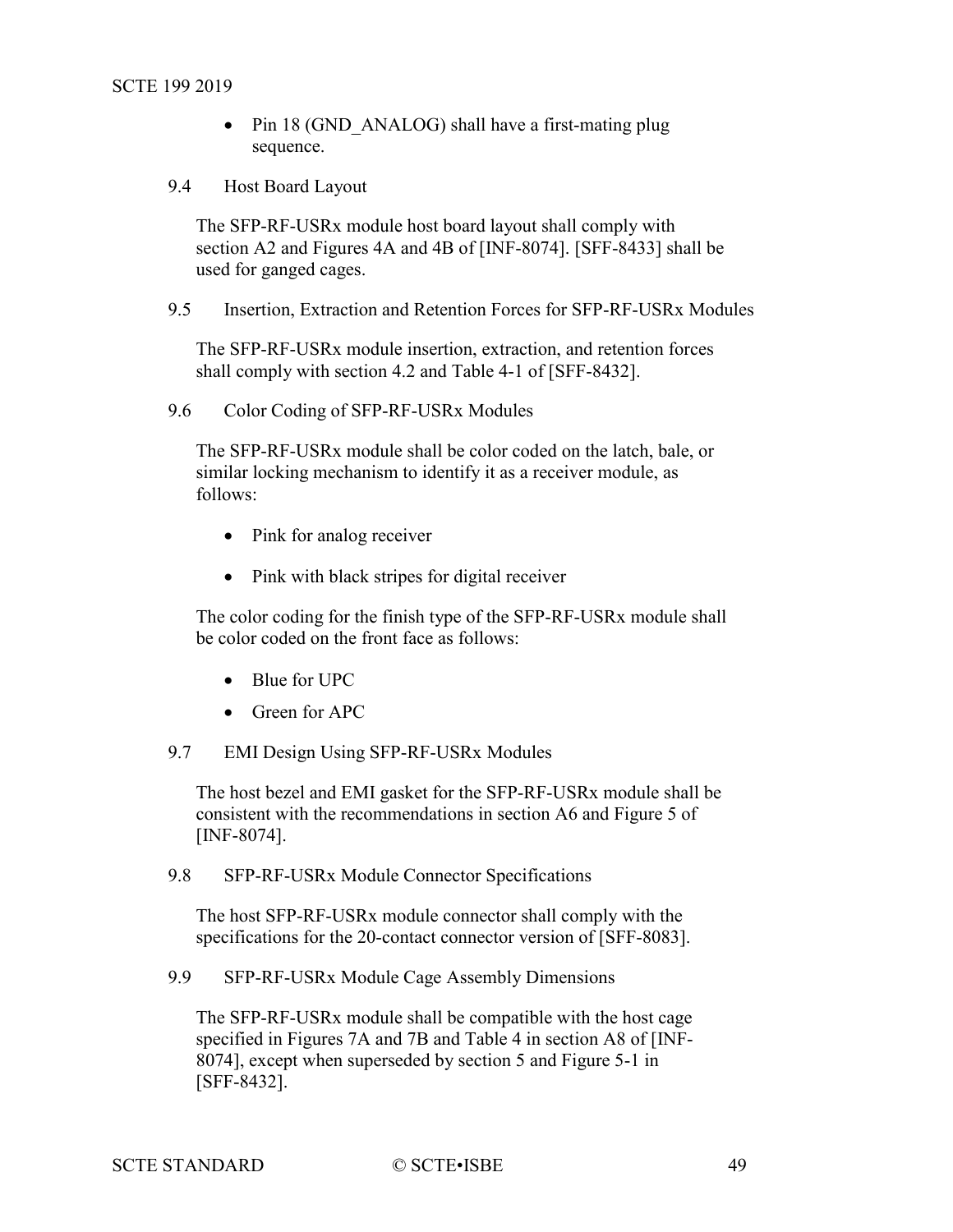- Pin 18 (GND_ANALOG) shall have a first-mating plug sequence.

## 9.4 Host Board Layout

The SFP-RF-USRx module host board layout shall comply with section A2 and Figures 4A and 4B of [INF-8074]. [SFF-8433] shall be used for ganged cages.

## 9.5 Insertion, Extraction and Retention Forces for SFP-RF-USRx Modules

The SFP-RF-USRx module insertion, extraction, and retention forces shall comply with section 4.2 and Table 4-1 of [SFF-8432].

## 9.6 Color Coding of SFP-RF-USRx Modules

The SFP-RF-USRx module shall be color coded on the latch, bale, or similar locking mechanism to identify it as a receiver module, as follows:

- Pink for analog receiver
- Pink with black stripes for digital receiver

The color coding for the finish type of the SFP-RF-USRx module shall be color coded on the front face as follows:

- Blue for UPC
- Green for APC

## 9.7 EMI Design Using SFP-RF-USRx Modules

The host bezel and EMI gasket for the SFP-RF-USRx module shall be consistent with the recommendations in section A6 and Figure 5 of [INF-8074].

## 9.8 SFP-RF-USRx Module Connector Specifications

The host SFP-RF-USRx module connector shall comply with the specifications for the 20-contact connector version of [SFF-8083].

## 9.9 SFP-RF-USRx Module Cage Assembly Dimensions

The SFP-RF-USRx module shall be compatible with the host cage specified in Figures 7A and 7B and Table 4 in section A8 of [INF-8074], except when superseded by section 5 and Figure 5-1 in [SFF-8432].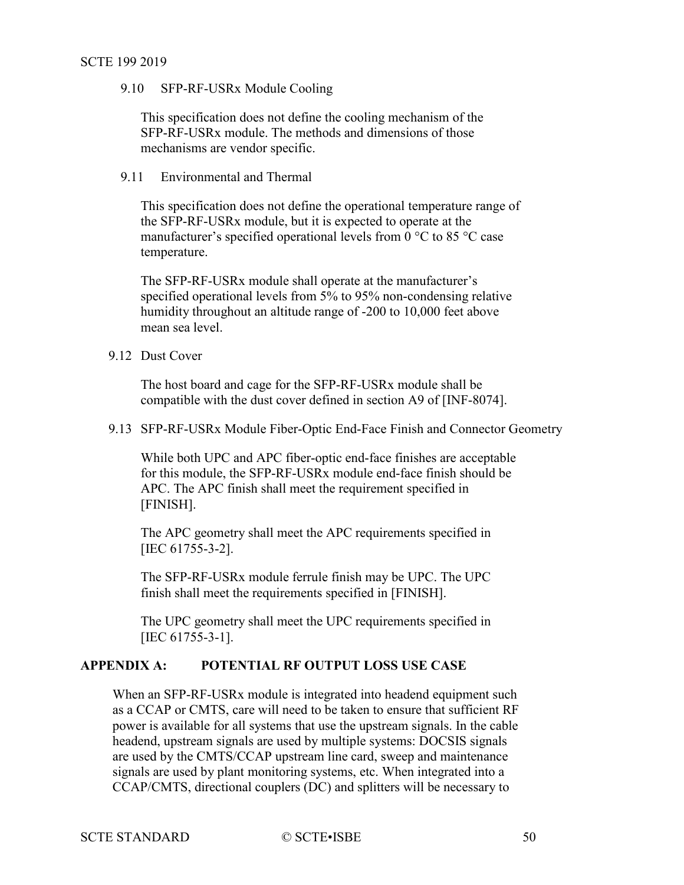### 9.10 SFP-RF-USRx Module Cooling

This specification does not define the cooling mechanism of the SFP-RF-USRx module. The methods and dimensions of those mechanisms are vendor specific.

### 9.11 Environmental and Thermal

This specification does not define the operational temperature range of the SFP-RF-USRx module, but it is expected to operate at the manufacturer's specified operational levels from 0 °C to 85 °C case temperature.

The SFP-RF-USRx module shall operate at the manufacturer's specified operational levels from 5% to 95% non-condensing relative humidity throughout an altitude range of -200 to 10,000 feet above mean sea level.

### 9.12 Dust Cover

The host board and cage for the SFP-RF-USRx module shall be compatible with the dust cover defined in section A9 of [INF-8074].

### 9.13 SFP-RF-USRx Module Fiber-Optic End-Face Finish and Connector Geometry

While both UPC and APC fiber-optic end-face finishes are acceptable for this module, the SFP-RF-USRx module end-face finish should be APC. The APC finish shall meet the requirement specified in [FINISH].

The APC geometry shall meet the APC requirements specified in [IEC 61755-3-2].

The SFP-RF-USRx module ferrule finish may be UPC. The UPC finish shall meet the requirements specified in [FINISH].

The UPC geometry shall meet the UPC requirements specified in [IEC 61755-3-1].

## APPENDIX A: POTENTIAL RF OUTPUT LOSS USE CASE

When an SFP-RF-USRx module is integrated into headend equipment such as a CCAP or CMTS, care will need to be taken to ensure that sufficient RF power is available for all systems that use the upstream signals. In the cable headend, upstream signals are used by multiple systems: DOCSIS signals are used by the CMTS/CCAP upstream line card, sweep and maintenance signals are used by plant monitoring systems, etc. When integrated into a CCAP/CMTS, directional couplers (DC) and splitters will be necessary to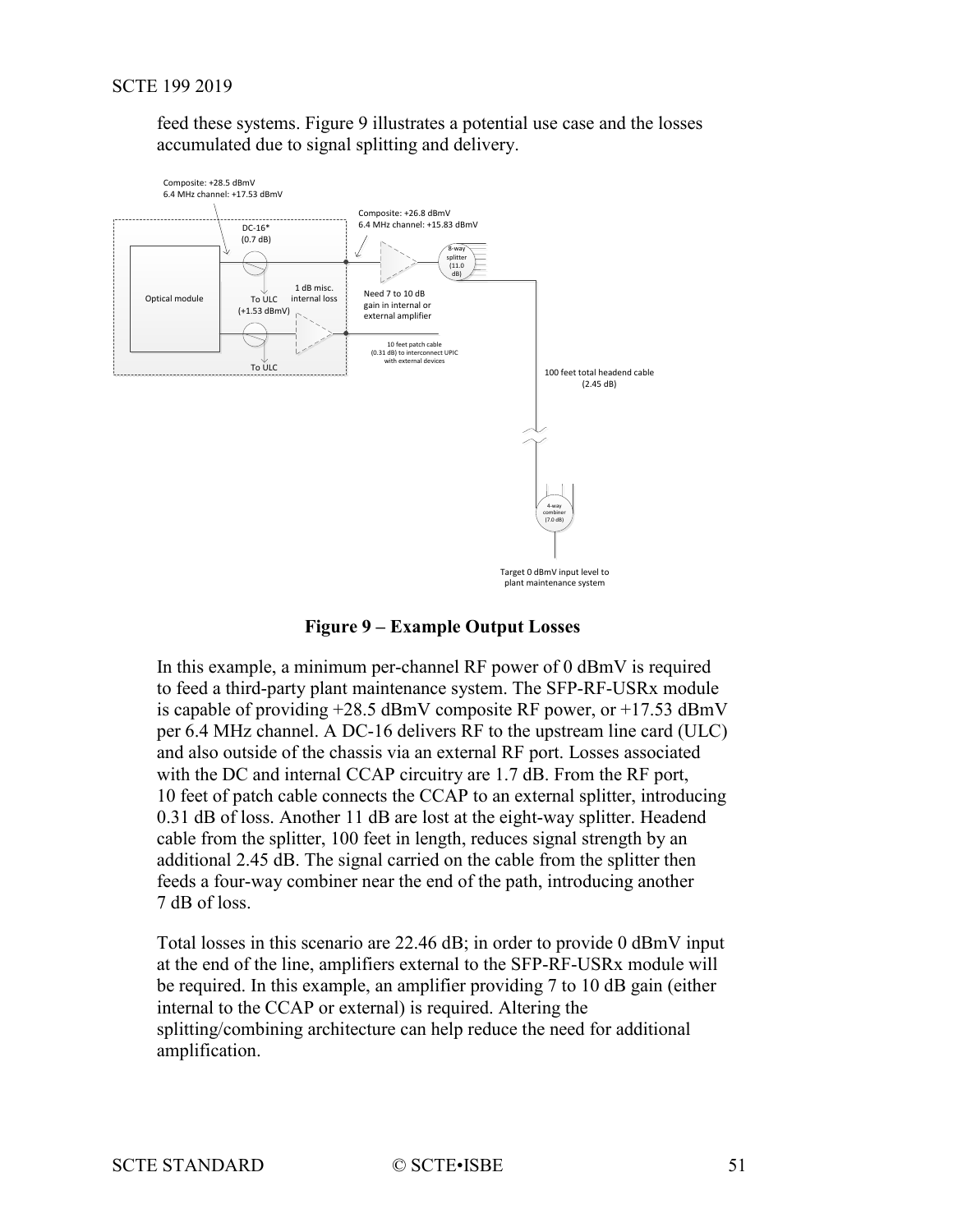feed these systems. Figure 9 illustrates a potential use case and the losses accumulated due to signal splitting and delivery.

Composite: +28.5 dBmV
6.4 MHz channel: +17.53 dBmV

DC-16*
(0.7 dB)

Composite: +26.8 dBmV
6.4 MHz channel: +15.83 dBmV

8-way splitter (11.0 dB)

Optical module

To ULC
(+1.53 dBmV)

1 dB misc. internal loss

Need 7 to 10 dB gain in internal or external amplifier

10 feet patch cable (0.31 dB) to interconnect UPIC with external devices

To ULC

100 feet total headend cable
(2.45 dB)

4-way combiner (7.0 dB)

Target 0 dBmV input level to plant maintenance system

**Figure 9 – Example Output Losses**

In this example, a minimum per-channel RF power of 0 dBmV is required to feed a third-party plant maintenance system. The SFP-RF-USRx module is capable of providing +28.5 dBmV composite RF power, or +17.53 dBmV per 6.4 MHz channel. A DC-16 delivers RF to the upstream line card (ULC) and also outside of the chassis via an external RF port. Losses associated with the DC and internal CCAP circuitry are 1.7 dB. From the RF port, 10 feet of patch cable connects the CCAP to an external splitter, introducing 0.31 dB of loss. Another 11 dB are lost at the eight-way splitter. Headend cable from the splitter, 100 feet in length, reduces signal strength by an additional 2.45 dB. The signal carried on the cable from the splitter then feeds a four-way combiner near the end of the path, introducing another 7 dB of loss.

Total losses in this scenario are 22.46 dB; in order to provide 0 dBmV input at the end of the line, amplifiers external to the SFP-RF-USRx module will be required. In this example, an amplifier providing 7 to 10 dB gain (either internal to the CCAP or external) is required. Altering the splitting/combining architecture can help reduce the need for additional amplification.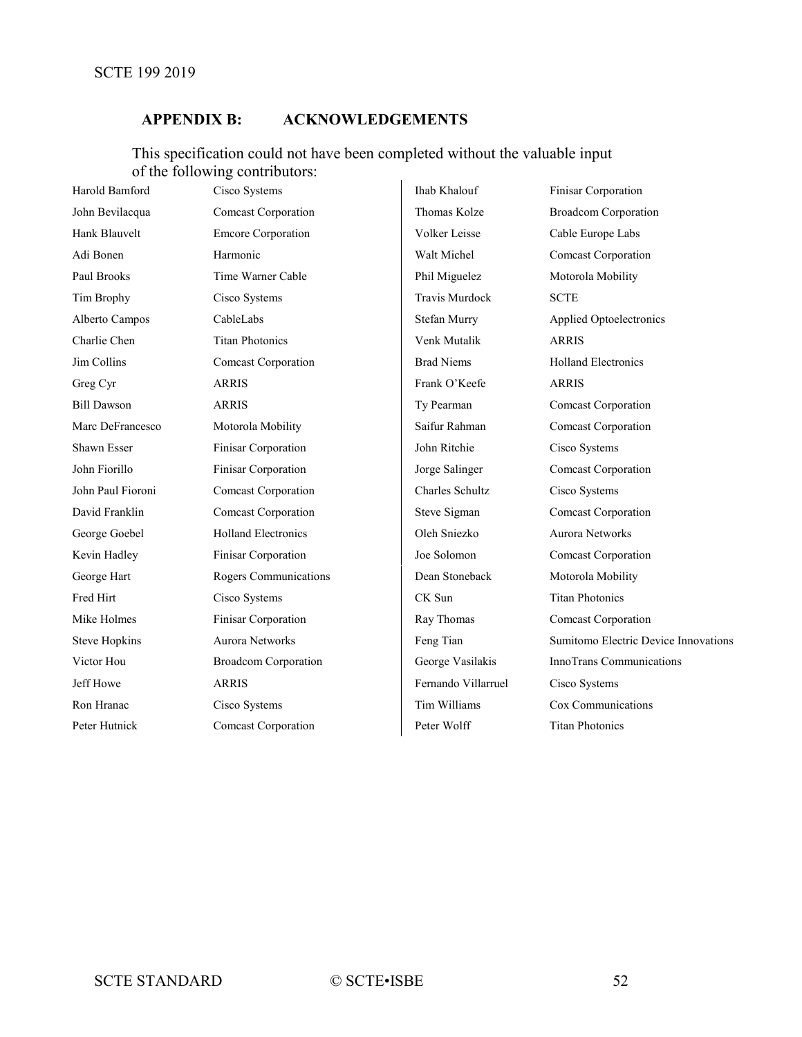## APPENDIX B: ACKNOWLEDGEMENTS

This specification could not have been completed without the valuable input of the following contributors:

| | | | |
|---|---|---|---|
| Harold Bamford | Cisco Systems | Ihab Khalouf | Finisar Corporation |
| John Bevilacqua | Comcast Corporation | Thomas Kolze | Broadcom Corporation |
| Hank Blauvelt | Emcore Corporation | Volker Leisse | Cable Europe Labs |
| Adi Bonen | Harmonic | Walt Michel | Comcast Corporation |
| Paul Brooks | Time Warner Cable | Phil Miguelez | Motorola Mobility |
| Tim Brophy | Cisco Systems | Travis Murdock | SCTE |
| Alberto Campos | CableLabs | Stefan Murry | Applied Optoelectronics |
| Charlie Chen | Titan Photonics | Venk Mutalik | ARRIS |
| Jim Collins | Comcast Corporation | Brad Niems | Holland Electronics |
| Greg Cyr | ARRIS | Frank O'Keefe | ARRIS |
| Bill Dawson | ARRIS | Ty Pearman | Comcast Corporation |
| Marc DeFrancesco | Motorola Mobility | Saifur Rahman | Comcast Corporation |
| Shawn Esser | Finisar Corporation | John Ritchie | Cisco Systems |
| John Fiorillo | Finisar Corporation | Jorge Salinger | Comcast Corporation |
| John Paul Fioroni | Comcast Corporation | Charles Schultz | Cisco Systems |
| David Franklin | Comcast Corporation | Steve Sigman | Comcast Corporation |
| George Goebel | Holland Electronics | Oleh Sniezko | Aurora Networks |
| Kevin Hadley | Finisar Corporation | Joe Solomon | Comcast Corporation |
| George Hart | Rogers Communications | Dean Stoneback | Motorola Mobility |
| Fred Hirt | Cisco Systems | CK Sun | Titan Photonics |
| Mike Holmes | Finisar Corporation | Ray Thomas | Comcast Corporation |
| Steve Hopkins | Aurora Networks | Feng Tian | Sumitomo Electric Device Innovations |
| Victor Hou | Broadcom Corporation | George Vasilakis | InnoTrans Communications |
| Jeff Howe | ARRIS | Fernando Villarruel | Cisco Systems |
| Ron Hranac | Cisco Systems | Tim Williams | Cox Communications |
| Peter Hutnick | Comcast Corporation | Peter Wolff | Titan Photonics |